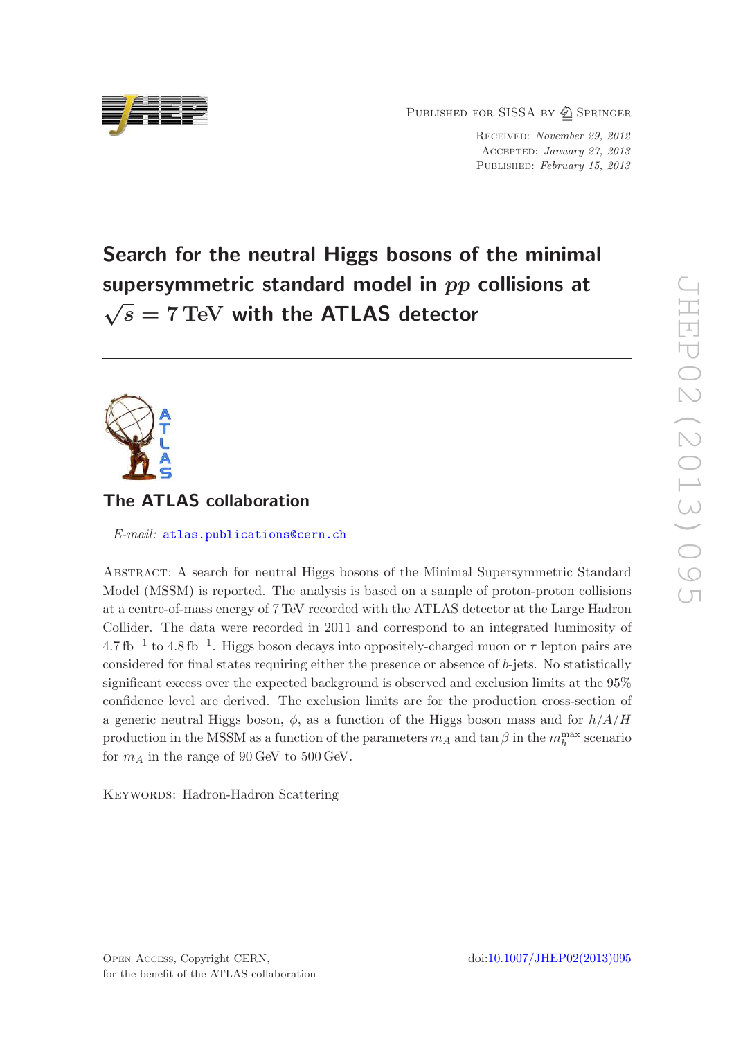Published for SISSA by Springer

Received: *November 29, 2012*
Accepted: *January 27, 2013*
Published: *February 15, 2013*

# Search for the neutral Higgs bosons of the minimal supersymmetric standard model in $pp$ collisions at $\sqrt{s} = 7\,\text{TeV}$ with the ATLAS detector

## The ATLAS collaboration

*E-mail:* atlas.publications@cern.ch

Abstract: A search for neutral Higgs bosons of the Minimal Supersymmetric Standard Model (MSSM) is reported. The analysis is based on a sample of proton-proton collisions at a centre-of-mass energy of 7 TeV recorded with the ATLAS detector at the Large Hadron Collider. The data were recorded in 2011 and correspond to an integrated luminosity of $4.7\,\text{fb}^{-1}$ to $4.8\,\text{fb}^{-1}$. Higgs boson decays into oppositely-charged muon or $\tau$ lepton pairs are considered for final states requiring either the presence or absence of $b$-jets. No statistically significant excess over the expected background is observed and exclusion limits at the 95% confidence level are derived. The exclusion limits are for the production cross-section of a generic neutral Higgs boson, $\phi$, as a function of the Higgs boson mass and for $h/A/H$ production in the MSSM as a function of the parameters $m_A$ and $\tan\beta$ in the $m_h^{\text{max}}$ scenario for $m_A$ in the range of 90 GeV to 500 GeV.

Keywords: Hadron-Hadron Scattering

Open Access, Copyright CERN, for the benefit of the ATLAS collaboration

doi:10.1007/JHEP02(2013)095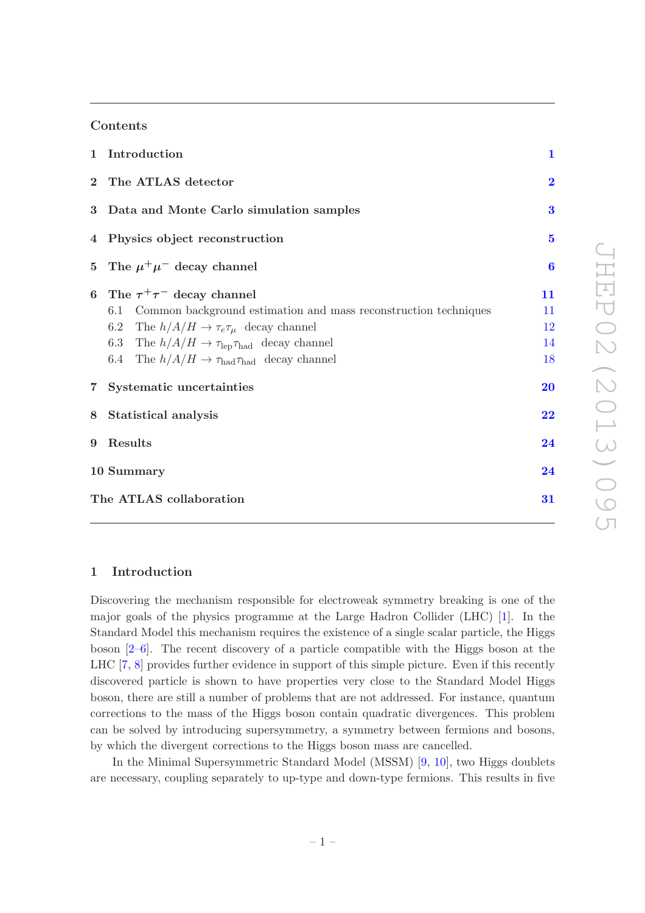Contents

| | | |
|---|---|---|
| **1** | **Introduction** | **1** |
| **2** | **The ATLAS detector** | **2** |
| **3** | **Data and Monte Carlo simulation samples** | **3** |
| **4** | **Physics object reconstruction** | **5** |
| **5** | **The $\mu^+\mu^-$ decay channel** | **6** |
| **6** | **The $\tau^+\tau^-$ decay channel** | **11** |
| 6.1 | Common background estimation and mass reconstruction techniques | 11 |
| 6.2 | The $h/A/H \to \tau_e\tau_\mu$ decay channel | 12 |
| 6.3 | The $h/A/H \to \tau_{\text{lep}}\tau_{\text{had}}$ decay channel | 14 |
| 6.4 | The $h/A/H \to \tau_{\text{had}}\tau_{\text{had}}$ decay channel | 18 |
| **7** | **Systematic uncertainties** | **20** |
| **8** | **Statistical analysis** | **22** |
| **9** | **Results** | **24** |
| **10** | **Summary** | **24** |
| | **The ATLAS collaboration** | **31** |

## 1 Introduction

Discovering the mechanism responsible for electroweak symmetry breaking is one of the major goals of the physics programme at the Large Hadron Collider (LHC) [1]. In the Standard Model this mechanism requires the existence of a single scalar particle, the Higgs boson [2–6]. The recent discovery of a particle compatible with the Higgs boson at the LHC [7, 8] provides further evidence in support of this simple picture. Even if this recently discovered particle is shown to have properties very close to the Standard Model Higgs boson, there are still a number of problems that are not addressed. For instance, quantum corrections to the mass of the Higgs boson contain quadratic divergences. This problem can be solved by introducing supersymmetry, a symmetry between fermions and bosons, by which the divergent corrections to the Higgs boson mass are cancelled.

In the Minimal Supersymmetric Standard Model (MSSM) [9, 10], two Higgs doublets are necessary, coupling separately to up-type and down-type fermions. This results in five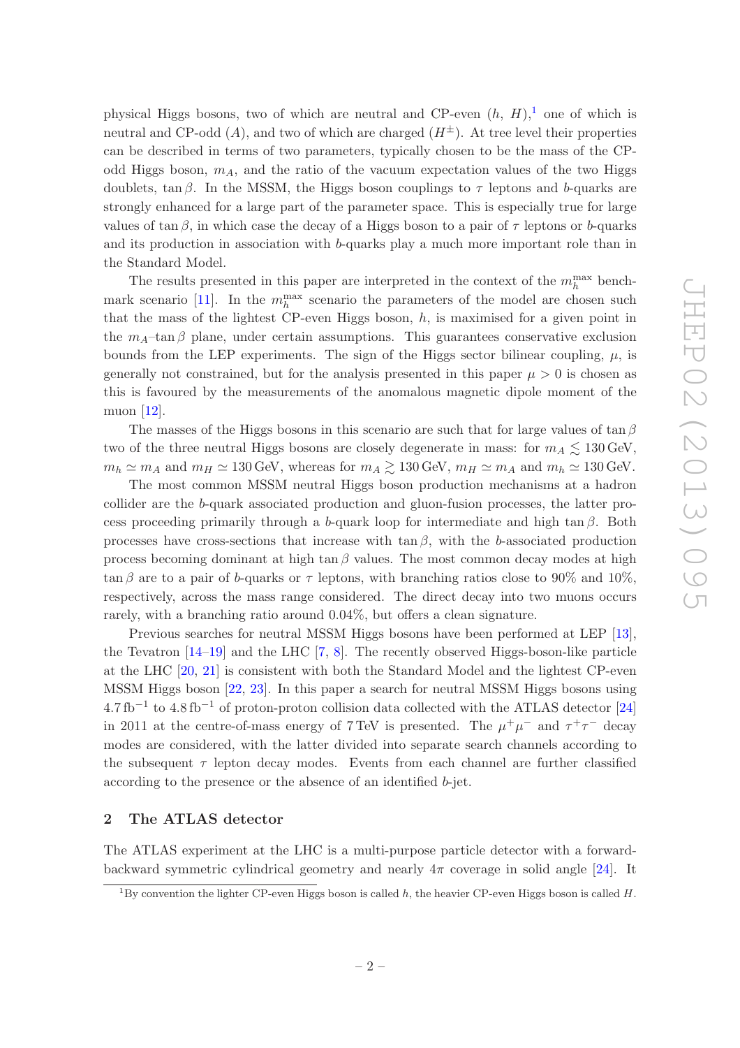physical Higgs bosons, two of which are neutral and CP-even ($h$, $H$),[1] one of which is neutral and CP-odd ($A$), and two of which are charged ($H^{\pm}$). At tree level their properties can be described in terms of two parameters, typically chosen to be the mass of the CP-odd Higgs boson, $m_A$, and the ratio of the vacuum expectation values of the two Higgs doublets, $\tan\beta$. In the MSSM, the Higgs boson couplings to $\tau$ leptons and $b$-quarks are strongly enhanced for a large part of the parameter space. This is especially true for large values of $\tan\beta$, in which case the decay of a Higgs boson to a pair of $\tau$ leptons or $b$-quarks and its production in association with $b$-quarks play a much more important role than in the Standard Model.

The results presented in this paper are interpreted in the context of the $m_h^{\max}$ benchmark scenario [11]. In the $m_h^{\max}$ scenario the parameters of the model are chosen such that the mass of the lightest CP-even Higgs boson, $h$, is maximised for a given point in the $m_A$–$\tan\beta$ plane, under certain assumptions. This guarantees conservative exclusion bounds from the LEP experiments. The sign of the Higgs sector bilinear coupling, $\mu$, is generally not constrained, but for the analysis presented in this paper $\mu > 0$ is chosen as this is favoured by the measurements of the anomalous magnetic dipole moment of the muon [12].

The masses of the Higgs bosons in this scenario are such that for large values of $\tan\beta$ two of the three neutral Higgs bosons are closely degenerate in mass: for $m_A \lesssim 130\,\text{GeV}$, $m_h \simeq m_A$ and $m_H \simeq 130\,\text{GeV}$, whereas for $m_A \gtrsim 130\,\text{GeV}$, $m_H \simeq m_A$ and $m_h \simeq 130\,\text{GeV}$.

The most common MSSM neutral Higgs boson production mechanisms at a hadron collider are the $b$-quark associated production and gluon-fusion processes, the latter process proceeding primarily through a $b$-quark loop for intermediate and high $\tan\beta$. Both processes have cross-sections that increase with $\tan\beta$, with the $b$-associated production process becoming dominant at high $\tan\beta$ values. The most common decay modes at high $\tan\beta$ are to a pair of $b$-quarks or $\tau$ leptons, with branching ratios close to 90% and 10%, respectively, across the mass range considered. The direct decay into two muons occurs rarely, with a branching ratio around 0.04%, but offers a clean signature.

Previous searches for neutral MSSM Higgs bosons have been performed at LEP [13], the Tevatron [14–19] and the LHC [7, 8]. The recently observed Higgs-boson-like particle at the LHC [20, 21] is consistent with both the Standard Model and the lightest CP-even MSSM Higgs boson [22, 23]. In this paper a search for neutral MSSM Higgs bosons using $4.7\,\text{fb}^{-1}$ to $4.8\,\text{fb}^{-1}$ of proton-proton collision data collected with the ATLAS detector [24] in 2011 at the centre-of-mass energy of 7 TeV is presented. The $\mu^+\mu^-$ and $\tau^+\tau^-$ decay modes are considered, with the latter divided into separate search channels according to the subsequent $\tau$ lepton decay modes. Events from each channel are further classified according to the presence or the absence of an identified $b$-jet.

## 2 The ATLAS detector

The ATLAS experiment at the LHC is a multi-purpose particle detector with a forward-backward symmetric cylindrical geometry and nearly $4\pi$ coverage in solid angle [24]. It

[1] By convention the lighter CP-even Higgs boson is called $h$, the heavier CP-even Higgs boson is called $H$.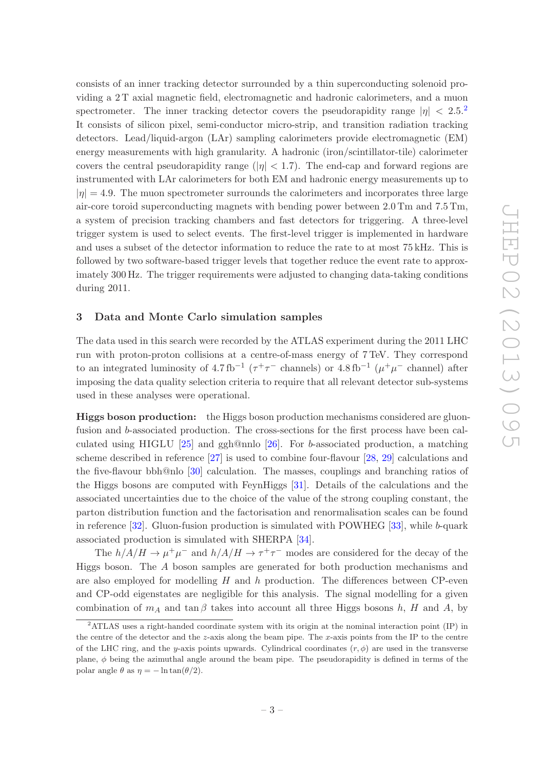consists of an inner tracking detector surrounded by a thin superconducting solenoid providing a 2 T axial magnetic field, electromagnetic and hadronic calorimeters, and a muon spectrometer. The inner tracking detector covers the pseudorapidity range $|\eta| < 2.5$.[2] It consists of silicon pixel, semi-conductor micro-strip, and transition radiation tracking detectors. Lead/liquid-argon (LAr) sampling calorimeters provide electromagnetic (EM) energy measurements with high granularity. A hadronic (iron/scintillator-tile) calorimeter covers the central pseudorapidity range ($|\eta| < 1.7$). The end-cap and forward regions are instrumented with LAr calorimeters for both EM and hadronic energy measurements up to $|\eta| = 4.9$. The muon spectrometer surrounds the calorimeters and incorporates three large air-core toroid superconducting magnets with bending power between 2.0 Tm and 7.5 Tm, a system of precision tracking chambers and fast detectors for triggering. A three-level trigger system is used to select events. The first-level trigger is implemented in hardware and uses a subset of the detector information to reduce the rate to at most 75 kHz. This is followed by two software-based trigger levels that together reduce the event rate to approximately 300 Hz. The trigger requirements were adjusted to changing data-taking conditions during 2011.

## 3 Data and Monte Carlo simulation samples

The data used in this search were recorded by the ATLAS experiment during the 2011 LHC run with proton-proton collisions at a centre-of-mass energy of 7 TeV. They correspond to an integrated luminosity of 4.7 fb$^{-1}$ ($\tau^+\tau^-$ channels) or 4.8 fb$^{-1}$ ($\mu^+\mu^-$ channel) after imposing the data quality selection criteria to require that all relevant detector sub-systems used in these analyses were operational.

**Higgs boson production:** the Higgs boson production mechanisms considered are gluon-fusion and $b$-associated production. The cross-sections for the first process have been calculated using HIGLU [25] and ggh@nnlo [26]. For $b$-associated production, a matching scheme described in reference [27] is used to combine four-flavour [28, 29] calculations and the five-flavour bbh@nlo [30] calculation. The masses, couplings and branching ratios of the Higgs bosons are computed with FeynHiggs [31]. Details of the calculations and the associated uncertainties due to the choice of the value of the strong coupling constant, the parton distribution function and the factorisation and renormalisation scales can be found in reference [32]. Gluon-fusion production is simulated with POWHEG [33], while $b$-quark associated production is simulated with SHERPA [34].

The $h/A/H \to \mu^+\mu^-$ and $h/A/H \to \tau^+\tau^-$ modes are considered for the decay of the Higgs boson. The $A$ boson samples are generated for both production mechanisms and are also employed for modelling $H$ and $h$ production. The differences between CP-even and CP-odd eigenstates are negligible for this analysis. The signal modelling for a given combination of $m_A$ and $\tan\beta$ takes into account all three Higgs bosons $h$, $H$ and $A$, by

[2] ATLAS uses a right-handed coordinate system with its origin at the nominal interaction point (IP) in the centre of the detector and the $z$-axis along the beam pipe. The $x$-axis points from the IP to the centre of the LHC ring, and the $y$-axis points upwards. Cylindrical coordinates $(r, \phi)$ are used in the transverse plane, $\phi$ being the azimuthal angle around the beam pipe. The pseudorapidity is defined in terms of the polar angle $\theta$ as $\eta = -\ln\tan(\theta/2)$.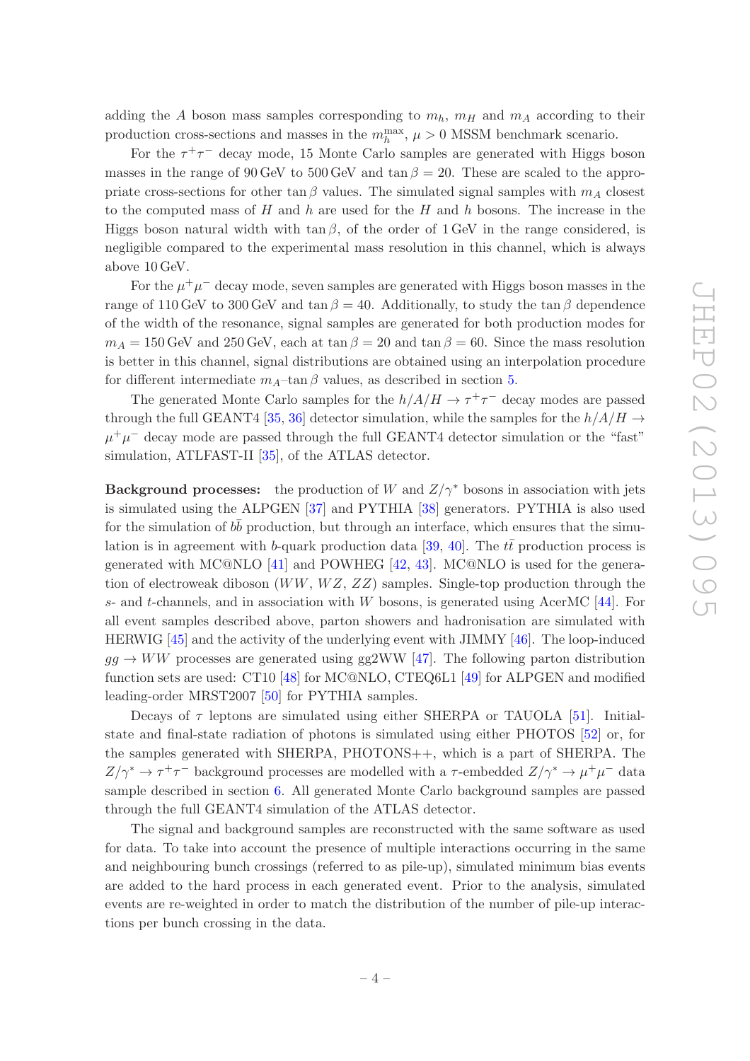adding the $A$ boson mass samples corresponding to $m_h$, $m_H$ and $m_A$ according to their production cross-sections and masses in the $m_h^{\max}$, $\mu > 0$ MSSM benchmark scenario.

For the $\tau^+\tau^-$ decay mode, 15 Monte Carlo samples are generated with Higgs boson masses in the range of 90 GeV to 500 GeV and $\tan\beta = 20$. These are scaled to the appropriate cross-sections for other $\tan\beta$ values. The simulated signal samples with $m_A$ closest to the computed mass of $H$ and $h$ are used for the $H$ and $h$ bosons. The increase in the Higgs boson natural width with $\tan\beta$, of the order of 1 GeV in the range considered, is negligible compared to the experimental mass resolution in this channel, which is always above 10 GeV.

For the $\mu^+\mu^-$ decay mode, seven samples are generated with Higgs boson masses in the range of 110 GeV to 300 GeV and $\tan\beta = 40$. Additionally, to study the $\tan\beta$ dependence of the width of the resonance, signal samples are generated for both production modes for $m_A = 150$ GeV and 250 GeV, each at $\tan\beta = 20$ and $\tan\beta = 60$. Since the mass resolution is better in this channel, signal distributions are obtained using an interpolation procedure for different intermediate $m_A$–$\tan\beta$ values, as described in section 5.

The generated Monte Carlo samples for the $h/A/H \to \tau^+\tau^-$ decay modes are passed through the full GEANT4 [35, 36] detector simulation, while the samples for the $h/A/H \to \mu^+\mu^-$ decay mode are passed through the full GEANT4 detector simulation or the "fast" simulation, ATLFAST-II [35], of the ATLAS detector.

**Background processes:** the production of $W$ and $Z/\gamma^*$ bosons in association with jets is simulated using the ALPGEN [37] and PYTHIA [38] generators. PYTHIA is also used for the simulation of $b\bar{b}$ production, but through an interface, which ensures that the simulation is in agreement with $b$-quark production data [39, 40]. The $t\bar{t}$ production process is generated with MC@NLO [41] and POWHEG [42, 43]. MC@NLO is used for the generation of electroweak diboson ($WW$, $WZ$, $ZZ$) samples. Single-top production through the $s$- and $t$-channels, and in association with $W$ bosons, is generated using AcerMC [44]. For all event samples described above, parton showers and hadronisation are simulated with HERWIG [45] and the activity of the underlying event with JIMMY [46]. The loop-induced $gg \to WW$ processes are generated using gg2WW [47]. The following parton distribution function sets are used: CT10 [48] for MC@NLO, CTEQ6L1 [49] for ALPGEN and modified leading-order MRST2007 [50] for PYTHIA samples.

Decays of $\tau$ leptons are simulated using either SHERPA or TAUOLA [51]. Initial-state and final-state radiation of photons is simulated using either PHOTOS [52] or, for the samples generated with SHERPA, PHOTONS++, which is a part of SHERPA. The $Z/\gamma^* \to \tau^+\tau^-$ background processes are modelled with a $\tau$-embedded $Z/\gamma^* \to \mu^+\mu^-$ data sample described in section 6. All generated Monte Carlo background samples are passed through the full GEANT4 simulation of the ATLAS detector.

The signal and background samples are reconstructed with the same software as used for data. To take into account the presence of multiple interactions occurring in the same and neighbouring bunch crossings (referred to as pile-up), simulated minimum bias events are added to the hard process in each generated event. Prior to the analysis, simulated events are re-weighted in order to match the distribution of the number of pile-up interactions per bunch crossing in the data.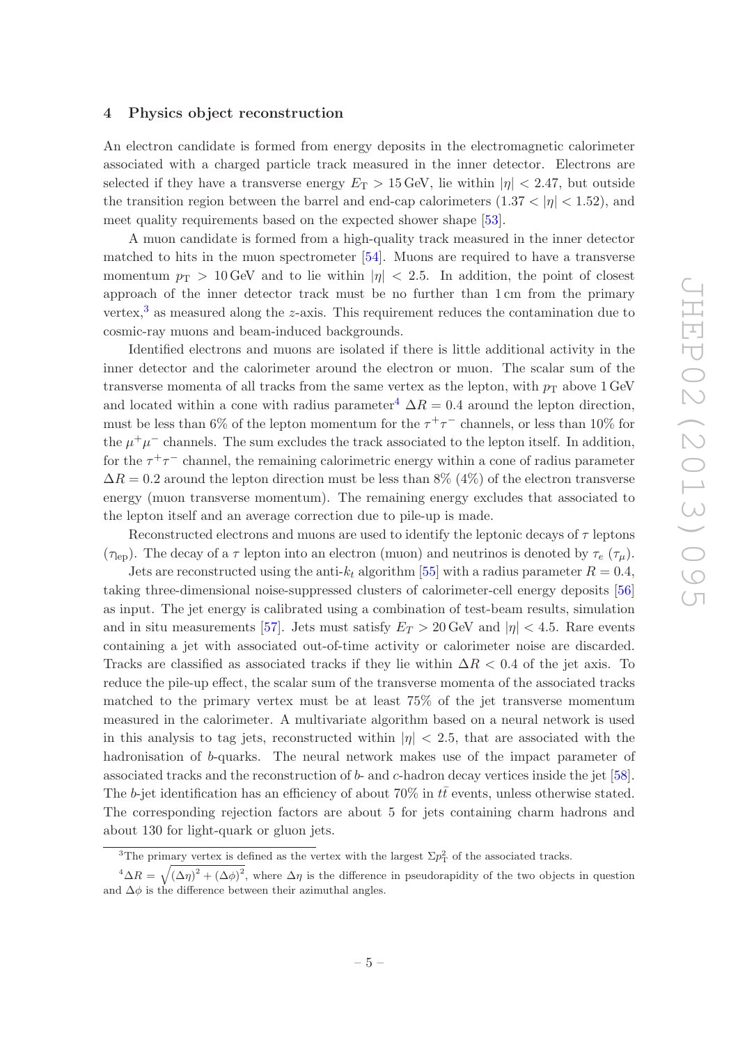## 4 Physics object reconstruction

An electron candidate is formed from energy deposits in the electromagnetic calorimeter associated with a charged particle track measured in the inner detector. Electrons are selected if they have a transverse energy $E_{\mathrm{T}} > 15\,\mathrm{GeV}$, lie within $|\eta| < 2.47$, but outside the transition region between the barrel and end-cap calorimeters ($1.37 < |\eta| < 1.52$), and meet quality requirements based on the expected shower shape [53].

A muon candidate is formed from a high-quality track measured in the inner detector matched to hits in the muon spectrometer [54]. Muons are required to have a transverse momentum $p_{\mathrm{T}} > 10\,\mathrm{GeV}$ and to lie within $|\eta| < 2.5$. In addition, the point of closest approach of the inner detector track must be no further than 1 cm from the primary vertex,[3] as measured along the $z$-axis. This requirement reduces the contamination due to cosmic-ray muons and beam-induced backgrounds.

Identified electrons and muons are isolated if there is little additional activity in the inner detector and the calorimeter around the electron or muon. The scalar sum of the transverse momenta of all tracks from the same vertex as the lepton, with $p_{\mathrm{T}}$ above 1 GeV and located within a cone with radius parameter[4] $\Delta R = 0.4$ around the lepton direction, must be less than 6% of the lepton momentum for the $\tau^+\tau^-$ channels, or less than 10% for the $\mu^+\mu^-$ channels. The sum excludes the track associated to the lepton itself. In addition, for the $\tau^+\tau^-$ channel, the remaining calorimetric energy within a cone of radius parameter $\Delta R = 0.2$ around the lepton direction must be less than 8% (4%) of the electron transverse energy (muon transverse momentum). The remaining energy excludes that associated to the lepton itself and an average correction due to pile-up is made.

Reconstructed electrons and muons are used to identify the leptonic decays of $\tau$ leptons ($\tau_{\mathrm{lep}}$). The decay of a $\tau$ lepton into an electron (muon) and neutrinos is denoted by $\tau_e$ ($\tau_\mu$).

Jets are reconstructed using the anti-$k_t$ algorithm [55] with a radius parameter $R = 0.4$, taking three-dimensional noise-suppressed clusters of calorimeter-cell energy deposits [56] as input. The jet energy is calibrated using a combination of test-beam results, simulation and in situ measurements [57]. Jets must satisfy $E_T > 20\,\mathrm{GeV}$ and $|\eta| < 4.5$. Rare events containing a jet with associated out-of-time activity or calorimeter noise are discarded. Tracks are classified as associated tracks if they lie within $\Delta R < 0.4$ of the jet axis. To reduce the pile-up effect, the scalar sum of the transverse momenta of the associated tracks matched to the primary vertex must be at least 75% of the jet transverse momentum measured in the calorimeter. A multivariate algorithm based on a neural network is used in this analysis to tag jets, reconstructed within $|\eta| < 2.5$, that are associated with the hadronisation of $b$-quarks. The neural network makes use of the impact parameter of associated tracks and the reconstruction of $b$- and $c$-hadron decay vertices inside the jet [58]. The $b$-jet identification has an efficiency of about 70% in $t\bar{t}$ events, unless otherwise stated. The corresponding rejection factors are about 5 for jets containing charm hadrons and about 130 for light-quark or gluon jets.

---

[3] The primary vertex is defined as the vertex with the largest $\Sigma p_{\mathrm{T}}^2$ of the associated tracks.

[4] $\Delta R = \sqrt{(\Delta\eta)^2 + (\Delta\phi)^2}$, where $\Delta\eta$ is the difference in pseudorapidity of the two objects in question and $\Delta\phi$ is the difference between their azimuthal angles.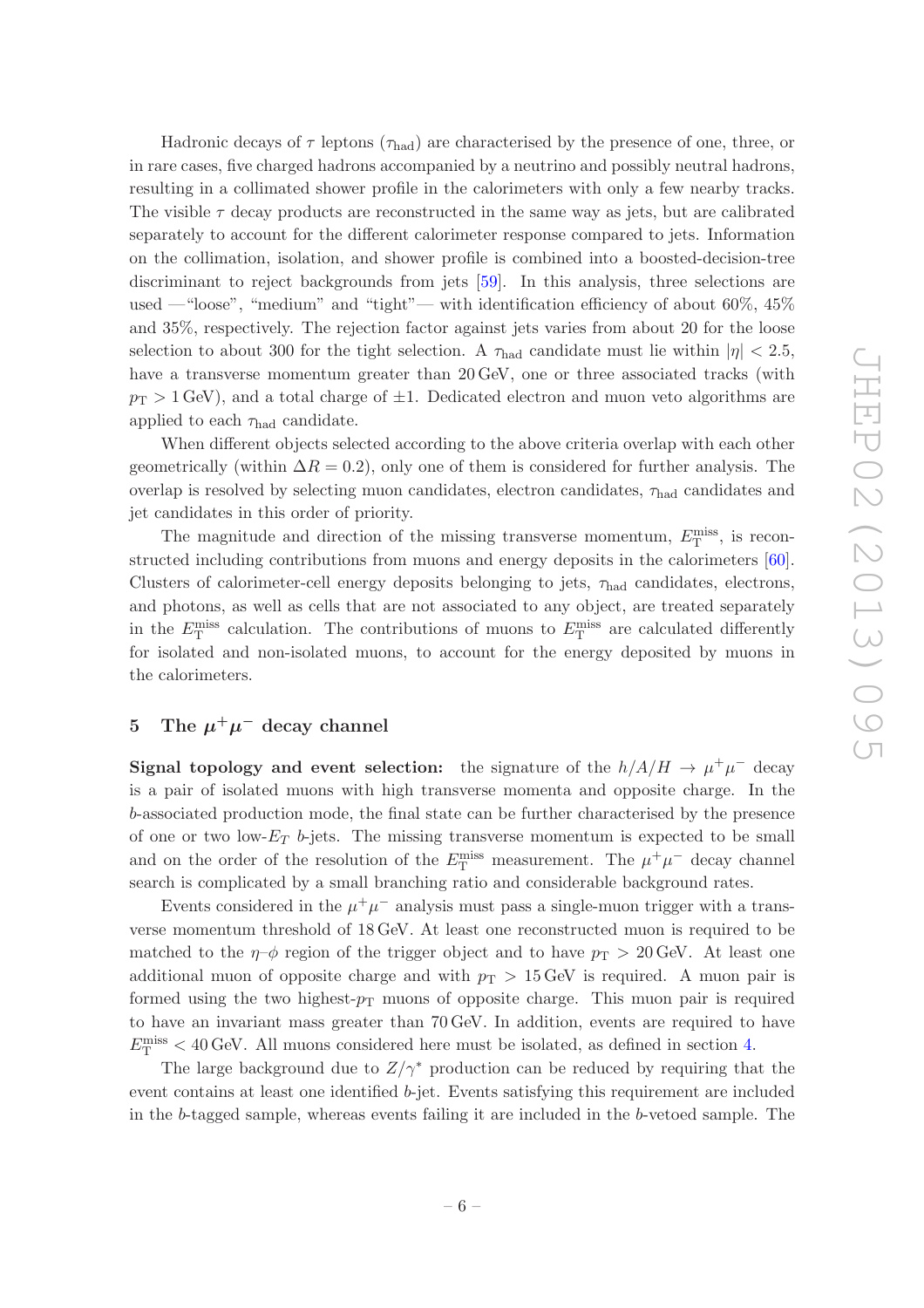Hadronic decays of $\tau$ leptons ($\tau_{\text{had}}$) are characterised by the presence of one, three, or in rare cases, five charged hadrons accompanied by a neutrino and possibly neutral hadrons, resulting in a collimated shower profile in the calorimeters with only a few nearby tracks. The visible $\tau$ decay products are reconstructed in the same way as jets, but are calibrated separately to account for the different calorimeter response compared to jets. Information on the collimation, isolation, and shower profile is combined into a boosted-decision-tree discriminant to reject backgrounds from jets [59]. In this analysis, three selections are used —"loose", "medium" and "tight"— with identification efficiency of about 60%, 45% and 35%, respectively. The rejection factor against jets varies from about 20 for the loose selection to about 300 for the tight selection. A $\tau_{\text{had}}$ candidate must lie within $|\eta| < 2.5$, have a transverse momentum greater than 20 GeV, one or three associated tracks (with $p_{\text{T}} > 1$ GeV), and a total charge of $\pm 1$. Dedicated electron and muon veto algorithms are applied to each $\tau_{\text{had}}$ candidate.

When different objects selected according to the above criteria overlap with each other geometrically (within $\Delta R = 0.2$), only one of them is considered for further analysis. The overlap is resolved by selecting muon candidates, electron candidates, $\tau_{\text{had}}$ candidates and jet candidates in this order of priority.

The magnitude and direction of the missing transverse momentum, $E_{\text{T}}^{\text{miss}}$, is reconstructed including contributions from muons and energy deposits in the calorimeters [60]. Clusters of calorimeter-cell energy deposits belonging to jets, $\tau_{\text{had}}$ candidates, electrons, and photons, as well as cells that are not associated to any object, are treated separately in the $E_{\text{T}}^{\text{miss}}$ calculation. The contributions of muons to $E_{\text{T}}^{\text{miss}}$ are calculated differently for isolated and non-isolated muons, to account for the energy deposited by muons in the calorimeters.

## 5 The $\mu^+\mu^-$ decay channel

**Signal topology and event selection:** the signature of the $h/A/H \to \mu^+\mu^-$ decay is a pair of isolated muons with high transverse momenta and opposite charge. In the $b$-associated production mode, the final state can be further characterised by the presence of one or two low-$E_T$ $b$-jets. The missing transverse momentum is expected to be small and on the order of the resolution of the $E_{\text{T}}^{\text{miss}}$ measurement. The $\mu^+\mu^-$ decay channel search is complicated by a small branching ratio and considerable background rates.

Events considered in the $\mu^+\mu^-$ analysis must pass a single-muon trigger with a transverse momentum threshold of 18 GeV. At least one reconstructed muon is required to be matched to the $\eta$–$\phi$ region of the trigger object and to have $p_{\text{T}} > 20$ GeV. At least one additional muon of opposite charge and with $p_{\text{T}} > 15$ GeV is required. A muon pair is formed using the two highest-$p_{\text{T}}$ muons of opposite charge. This muon pair is required to have an invariant mass greater than 70 GeV. In addition, events are required to have $E_{\text{T}}^{\text{miss}} < 40$ GeV. All muons considered here must be isolated, as defined in section 4.

The large background due to $Z/\gamma^*$ production can be reduced by requiring that the event contains at least one identified $b$-jet. Events satisfying this requirement are included in the $b$-tagged sample, whereas events failing it are included in the $b$-vetoed sample. The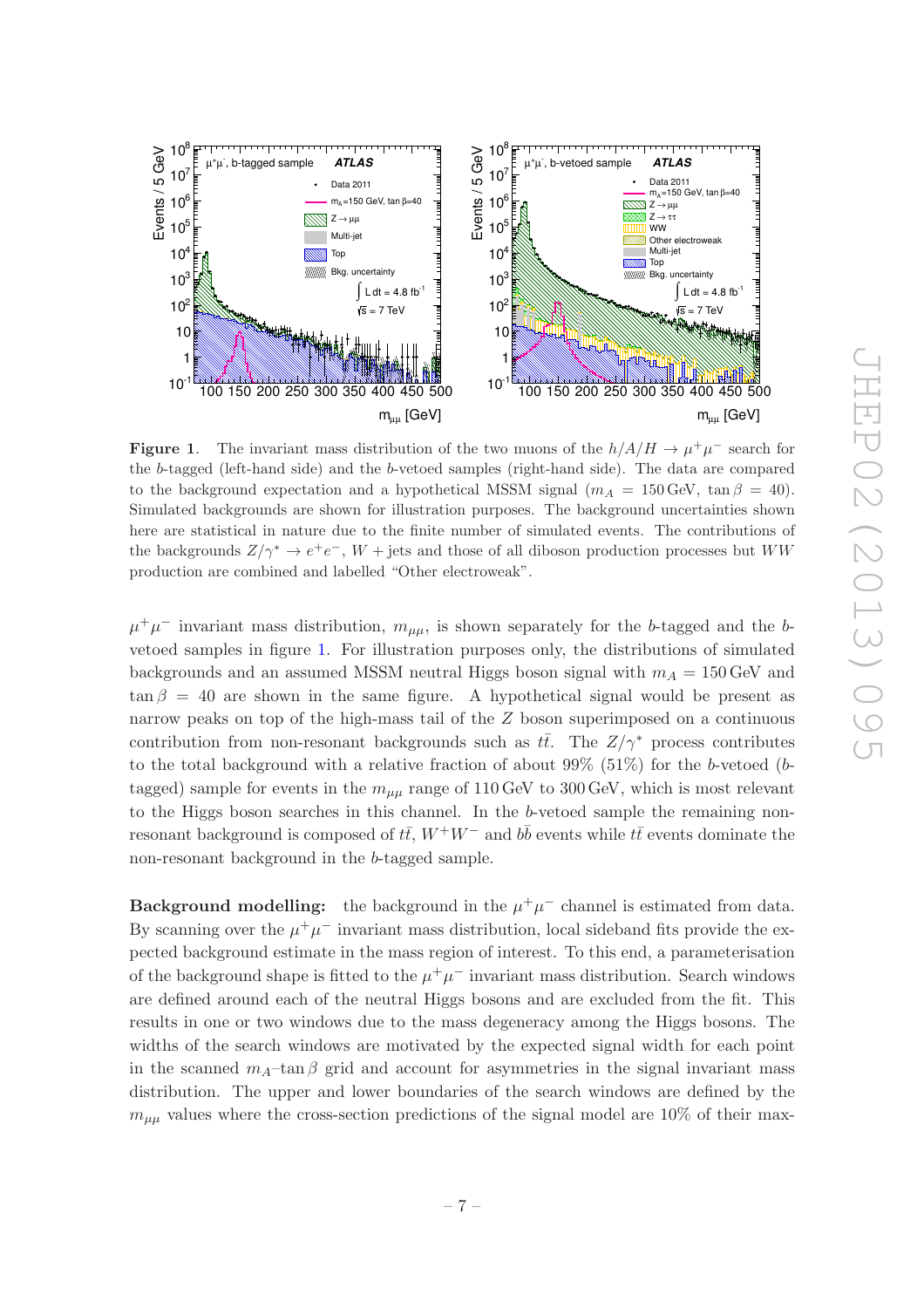**Figure 1**. The invariant mass distribution of the two muons of the $h/A/H \to \mu^+\mu^-$ search for the $b$-tagged (left-hand side) and the $b$-vetoed samples (right-hand side). The data are compared to the background expectation and a hypothetical MSSM signal ($m_A = 150\,\text{GeV}$, $\tan\beta = 40$). Simulated backgrounds are shown for illustration purposes. The background uncertainties shown here are statistical in nature due to the finite number of simulated events. The contributions of the backgrounds $Z/\gamma^* \to e^+e^-$, $W+$jets and those of all diboson production processes but $WW$ production are combined and labelled "Other electroweak".

$\mu^+\mu^-$ invariant mass distribution, $m_{\mu\mu}$, is shown separately for the $b$-tagged and the $b$-vetoed samples in figure 1. For illustration purposes only, the distributions of simulated backgrounds and an assumed MSSM neutral Higgs boson signal with $m_A = 150\,\text{GeV}$ and $\tan\beta = 40$ are shown in the same figure. A hypothetical signal would be present as narrow peaks on top of the high-mass tail of the $Z$ boson superimposed on a continuous contribution from non-resonant backgrounds such as $t\bar{t}$. The $Z/\gamma^*$ process contributes to the total background with a relative fraction of about 99% (51%) for the $b$-vetoed ($b$-tagged) sample for events in the $m_{\mu\mu}$ range of 110 GeV to 300 GeV, which is most relevant to the Higgs boson searches in this channel. In the $b$-vetoed sample the remaining non-resonant background is composed of $t\bar{t}$, $W^+W^-$ and $b\bar{b}$ events while $t\bar{t}$ events dominate the non-resonant background in the $b$-tagged sample.

**Background modelling:** the background in the $\mu^+\mu^-$ channel is estimated from data. By scanning over the $\mu^+\mu^-$ invariant mass distribution, local sideband fits provide the expected background estimate in the mass region of interest. To this end, a parameterisation of the background shape is fitted to the $\mu^+\mu^-$ invariant mass distribution. Search windows are defined around each of the neutral Higgs bosons and are excluded from the fit. This results in one or two windows due to the mass degeneracy among the Higgs bosons. The widths of the search windows are motivated by the expected signal width for each point in the scanned $m_A$–$\tan\beta$ grid and account for asymmetries in the signal invariant mass distribution. The upper and lower boundaries of the search windows are defined by the $m_{\mu\mu}$ values where the cross-section predictions of the signal model are 10% of their max-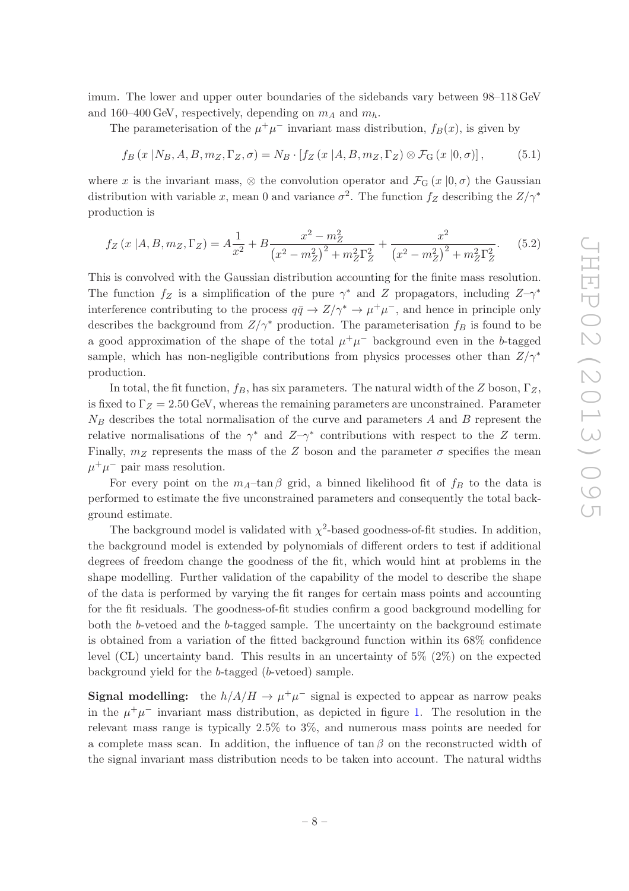imum. The lower and upper outer boundaries of the sidebands vary between 98–118 GeV and 160–400 GeV, respectively, depending on $m_A$ and $m_h$.

The parameterisation of the $\mu^+\mu^-$ invariant mass distribution, $f_B(x)$, is given by

$$f_B\left(x\,|N_B, A, B, m_Z, \Gamma_Z, \sigma\right) = N_B \cdot \left[f_Z\left(x\,|A, B, m_Z, \Gamma_Z\right) \otimes \mathcal{F}_{\mathrm{G}}\left(x\,|0, \sigma\right)\right], \tag{5.1}$$

where $x$ is the invariant mass, $\otimes$ the convolution operator and $\mathcal{F}_{\mathrm{G}}\left(x\,|0, \sigma\right)$ the Gaussian distribution with variable $x$, mean 0 and variance $\sigma^2$. The function $f_Z$ describing the $Z/\gamma^*$ production is

$$f_Z\left(x\,|A, B, m_Z, \Gamma_Z\right) = A\frac{1}{x^2} + B\frac{x^2 - m_Z^2}{\left(x^2 - m_Z^2\right)^2 + m_Z^2\Gamma_Z^2} + \frac{x^2}{\left(x^2 - m_Z^2\right)^2 + m_Z^2\Gamma_Z^2}. \tag{5.2}$$

This is convolved with the Gaussian distribution accounting for the finite mass resolution. The function $f_Z$ is a simplification of the pure $\gamma^*$ and $Z$ propagators, including $Z$–$\gamma^*$ interference contributing to the process $q\bar{q} \to Z/\gamma^* \to \mu^+\mu^-$, and hence in principle only describes the background from $Z/\gamma^*$ production. The parameterisation $f_B$ is found to be a good approximation of the shape of the total $\mu^+\mu^-$ background even in the $b$-tagged sample, which has non-negligible contributions from physics processes other than $Z/\gamma^*$ production.

In total, the fit function, $f_B$, has six parameters. The natural width of the $Z$ boson, $\Gamma_Z$, is fixed to $\Gamma_Z = 2.50$ GeV, whereas the remaining parameters are unconstrained. Parameter $N_B$ describes the total normalisation of the curve and parameters $A$ and $B$ represent the relative normalisations of the $\gamma^*$ and $Z$–$\gamma^*$ contributions with respect to the $Z$ term. Finally, $m_Z$ represents the mass of the $Z$ boson and the parameter $\sigma$ specifies the mean $\mu^+\mu^-$ pair mass resolution.

For every point on the $m_A$–$\tan\beta$ grid, a binned likelihood fit of $f_B$ to the data is performed to estimate the five unconstrained parameters and consequently the total background estimate.

The background model is validated with $\chi^2$-based goodness-of-fit studies. In addition, the background model is extended by polynomials of different orders to test if additional degrees of freedom change the goodness of the fit, which would hint at problems in the shape modelling. Further validation of the capability of the model to describe the shape of the data is performed by varying the fit ranges for certain mass points and accounting for the fit residuals. The goodness-of-fit studies confirm a good background modelling for both the $b$-vetoed and the $b$-tagged sample. The uncertainty on the background estimate is obtained from a variation of the fitted background function within its 68% confidence level (CL) uncertainty band. This results in an uncertainty of 5% (2%) on the expected background yield for the $b$-tagged ($b$-vetoed) sample.

**Signal modelling:** the $h/A/H \to \mu^+\mu^-$ signal is expected to appear as narrow peaks in the $\mu^+\mu^-$ invariant mass distribution, as depicted in figure 1. The resolution in the relevant mass range is typically 2.5% to 3%, and numerous mass points are needed for a complete mass scan. In addition, the influence of $\tan\beta$ on the reconstructed width of the signal invariant mass distribution needs to be taken into account. The natural widths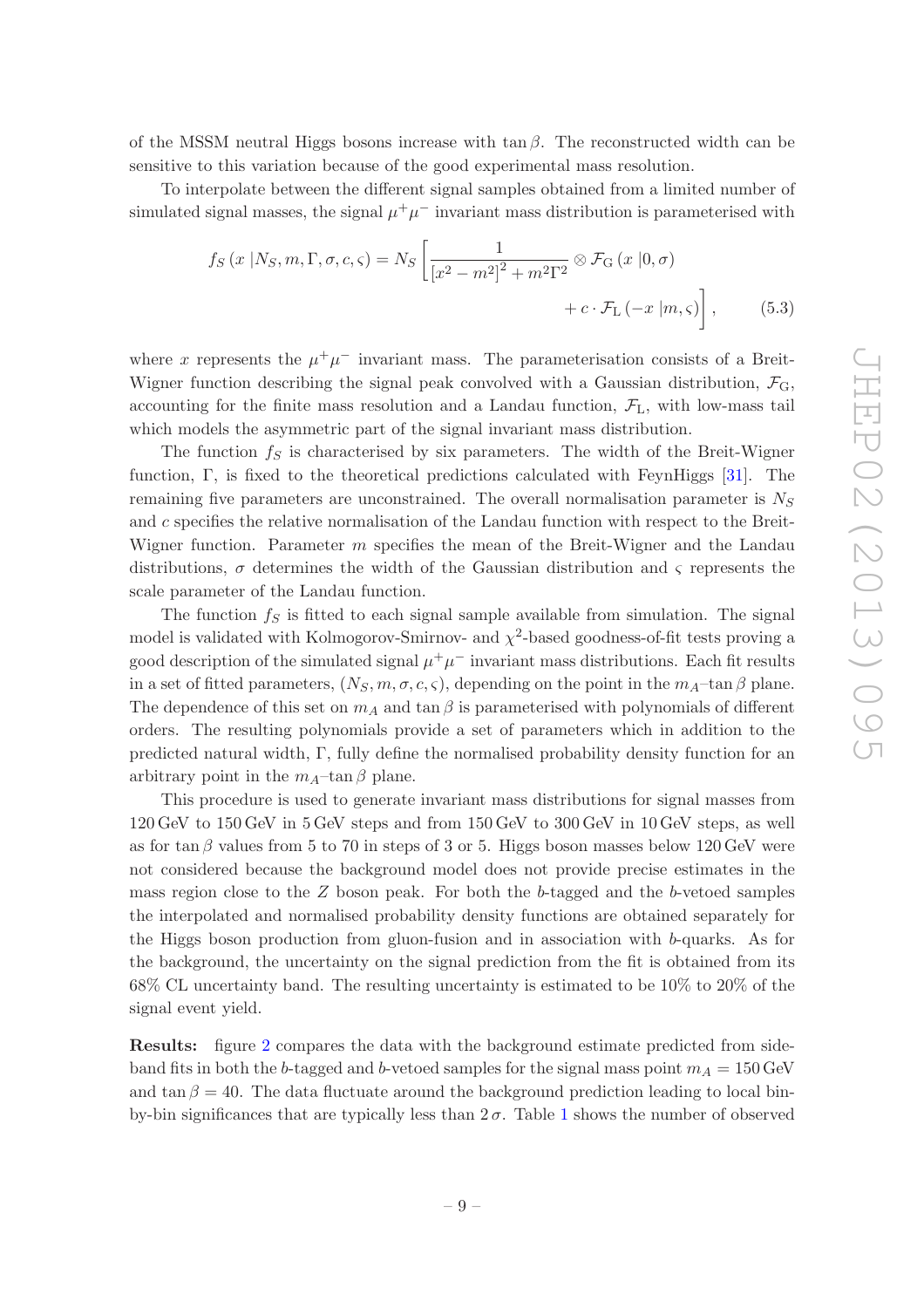of the MSSM neutral Higgs bosons increase with $\tan\beta$. The reconstructed width can be sensitive to this variation because of the good experimental mass resolution.

To interpolate between the different signal samples obtained from a limited number of simulated signal masses, the signal $\mu^+\mu^-$ invariant mass distribution is parameterised with

$$f_S\left(x\,|N_S, m, \Gamma, \sigma, c, \varsigma\right) = N_S\left[\frac{1}{\left[x^2 - m^2\right]^2 + m^2\Gamma^2} \otimes \mathcal{F}_{\mathrm{G}}\left(x\,|0, \sigma\right) + c \cdot \mathcal{F}_{\mathrm{L}}\left(-x\,|m, \varsigma\right)\right], \tag{5.3}$$

where $x$ represents the $\mu^+\mu^-$ invariant mass. The parameterisation consists of a Breit-Wigner function describing the signal peak convolved with a Gaussian distribution, $\mathcal{F}_{\mathrm{G}}$, accounting for the finite mass resolution and a Landau function, $\mathcal{F}_{\mathrm{L}}$, with low-mass tail which models the asymmetric part of the signal invariant mass distribution.

The function $f_S$ is characterised by six parameters. The width of the Breit-Wigner function, $\Gamma$, is fixed to the theoretical predictions calculated with FeynHiggs [31]. The remaining five parameters are unconstrained. The overall normalisation parameter is $N_S$ and $c$ specifies the relative normalisation of the Landau function with respect to the Breit-Wigner function. Parameter $m$ specifies the mean of the Breit-Wigner and the Landau distributions, $\sigma$ determines the width of the Gaussian distribution and $\varsigma$ represents the scale parameter of the Landau function.

The function $f_S$ is fitted to each signal sample available from simulation. The signal model is validated with Kolmogorov-Smirnov- and $\chi^2$-based goodness-of-fit tests proving a good description of the simulated signal $\mu^+\mu^-$ invariant mass distributions. Each fit results in a set of fitted parameters, $(N_S, m, \sigma, c, \varsigma)$, depending on the point in the $m_A$–$\tan\beta$ plane. The dependence of this set on $m_A$ and $\tan\beta$ is parameterised with polynomials of different orders. The resulting polynomials provide a set of parameters which in addition to the predicted natural width, $\Gamma$, fully define the normalised probability density function for an arbitrary point in the $m_A$–$\tan\beta$ plane.

This procedure is used to generate invariant mass distributions for signal masses from 120 GeV to 150 GeV in 5 GeV steps and from 150 GeV to 300 GeV in 10 GeV steps, as well as for $\tan\beta$ values from 5 to 70 in steps of 3 or 5. Higgs boson masses below 120 GeV were not considered because the background model does not provide precise estimates in the mass region close to the $Z$ boson peak. For both the $b$-tagged and the $b$-vetoed samples the interpolated and normalised probability density functions are obtained separately for the Higgs boson production from gluon-fusion and in association with $b$-quarks. As for the background, the uncertainty on the signal prediction from the fit is obtained from its 68% CL uncertainty band. The resulting uncertainty is estimated to be 10% to 20% of the signal event yield.

**Results:** figure 2 compares the data with the background estimate predicted from side-band fits in both the $b$-tagged and $b$-vetoed samples for the signal mass point $m_A = 150$ GeV and $\tan\beta = 40$. The data fluctuate around the background prediction leading to local bin-by-bin significances that are typically less than $2\,\sigma$. Table 1 shows the number of observed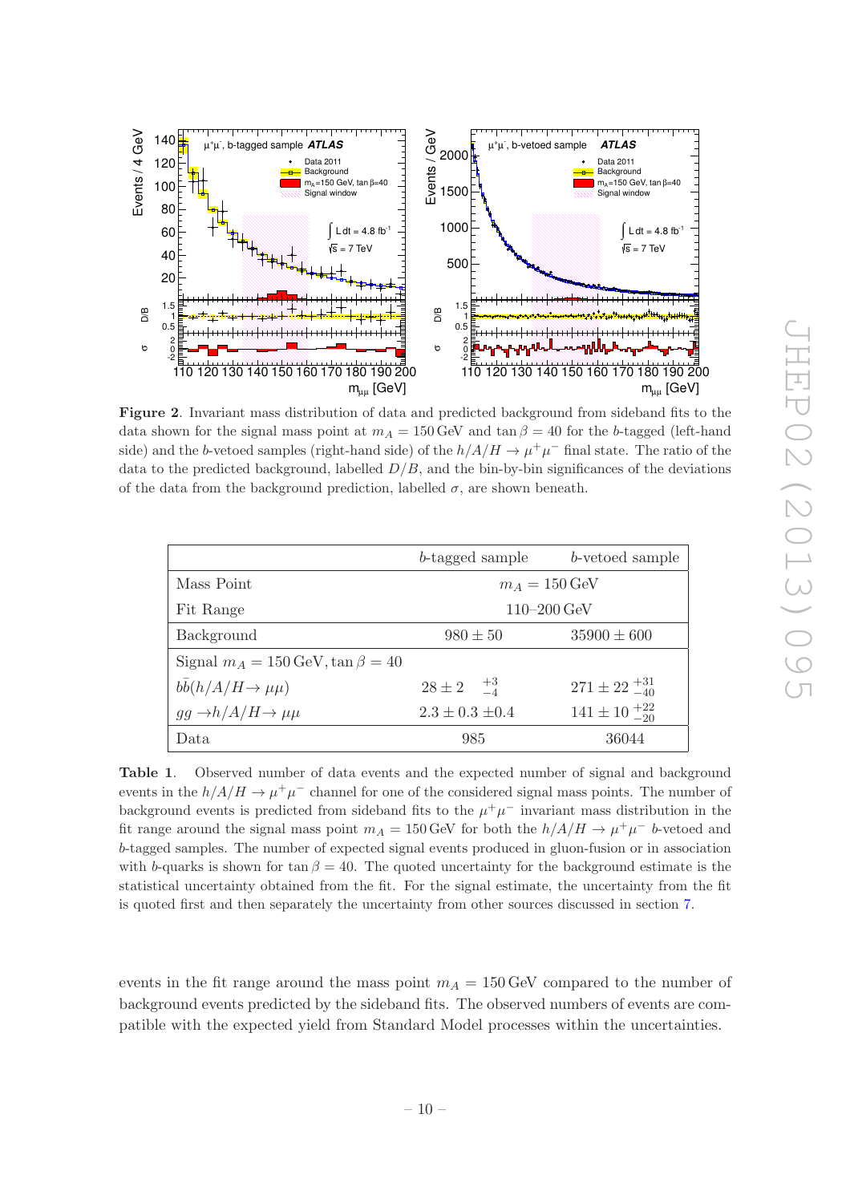**Figure 2**. Invariant mass distribution of data and predicted background from sideband fits to the data shown for the signal mass point at $m_A = 150\,\text{GeV}$ and $\tan\beta = 40$ for the $b$-tagged (left-hand side) and the $b$-vetoed samples (right-hand side) of the $h/A/H \to \mu^+\mu^-$ final state. The ratio of the data to the predicted background, labelled $D/B$, and the bin-by-bin significances of the deviations of the data from the background prediction, labelled $\sigma$, are shown beneath.

| | $b$-tagged sample | $b$-vetoed sample |
|---|---|---|
| Mass Point | $m_A = 150\,\text{GeV}$ | |
| Fit Range | 110–200 GeV | |
| Background | $980 \pm 50$ | $35900 \pm 600$ |
| Signal $m_A = 150\,\text{GeV}, \tan\beta = 40$ | | |
| $b\bar{b}(h/A/H \to \mu\mu)$ | $28 \pm 2 \ {}^{+3}_{-4}$ | $271 \pm 22 \ {}^{+31}_{-40}$ |
| $gg \to h/A/H \to \mu\mu$ | $2.3 \pm 0.3 \pm 0.4$ | $141 \pm 10 \ {}^{+22}_{-20}$ |
| Data | 985 | 36044 |

**Table 1**. Observed number of data events and the expected number of signal and background events in the $h/A/H \to \mu^+\mu^-$ channel for one of the considered signal mass points. The number of background events is predicted from sideband fits to the $\mu^+\mu^-$ invariant mass distribution in the fit range around the signal mass point $m_A = 150\,\text{GeV}$ for both the $h/A/H \to \mu^+\mu^-$ $b$-vetoed and $b$-tagged samples. The number of expected signal events produced in gluon-fusion or in association with $b$-quarks is shown for $\tan\beta = 40$. The quoted uncertainty for the background estimate is the statistical uncertainty obtained from the fit. For the signal estimate, the uncertainty from the fit is quoted first and then separately the uncertainty from other sources discussed in section 7.

events in the fit range around the mass point $m_A = 150\,\text{GeV}$ compared to the number of background events predicted by the sideband fits. The observed numbers of events are compatible with the expected yield from Standard Model processes within the uncertainties.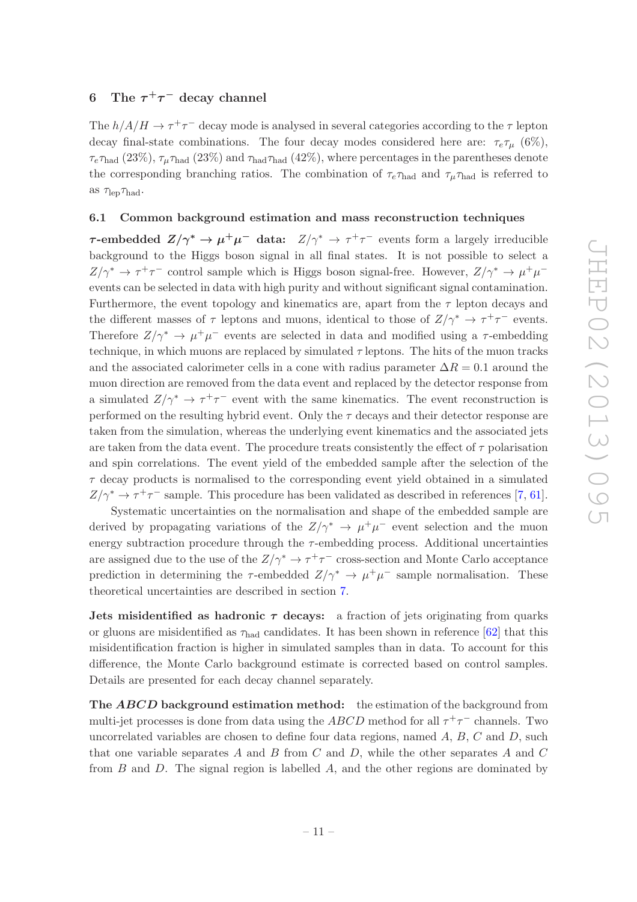## 6 The $\tau^+\tau^-$ decay channel

The $h/A/H \to \tau^+\tau^-$ decay mode is analysed in several categories according to the $\tau$ lepton decay final-state combinations. The four decay modes considered here are: $\tau_e\tau_\mu$ (6%), $\tau_e\tau_{\rm had}$ (23%), $\tau_\mu\tau_{\rm had}$ (23%) and $\tau_{\rm had}\tau_{\rm had}$ (42%), where percentages in the parentheses denote the corresponding branching ratios. The combination of $\tau_e\tau_{\rm had}$ and $\tau_\mu\tau_{\rm had}$ is referred to as $\tau_{\rm lep}\tau_{\rm had}$.

### 6.1 Common background estimation and mass reconstruction techniques

**$\tau$-embedded $Z/\gamma^* \to \mu^+\mu^-$ data:** $Z/\gamma^* \to \tau^+\tau^-$ events form a largely irreducible background to the Higgs boson signal in all final states. It is not possible to select a $Z/\gamma^* \to \tau^+\tau^-$ control sample which is Higgs boson signal-free. However, $Z/\gamma^* \to \mu^+\mu^-$ events can be selected in data with high purity and without significant signal contamination. Furthermore, the event topology and kinematics are, apart from the $\tau$ lepton decays and the different masses of $\tau$ leptons and muons, identical to those of $Z/\gamma^* \to \tau^+\tau^-$ events. Therefore $Z/\gamma^* \to \mu^+\mu^-$ events are selected in data and modified using a $\tau$-embedding technique, in which muons are replaced by simulated $\tau$ leptons. The hits of the muon tracks and the associated calorimeter cells in a cone with radius parameter $\Delta R = 0.1$ around the muon direction are removed from the data event and replaced by the detector response from a simulated $Z/\gamma^* \to \tau^+\tau^-$ event with the same kinematics. The event reconstruction is performed on the resulting hybrid event. Only the $\tau$ decays and their detector response are taken from the simulation, whereas the underlying event kinematics and the associated jets are taken from the data event. The procedure treats consistently the effect of $\tau$ polarisation and spin correlations. The event yield of the embedded sample after the selection of the $\tau$ decay products is normalised to the corresponding event yield obtained in a simulated $Z/\gamma^* \to \tau^+\tau^-$ sample. This procedure has been validated as described in references [7, 61].

Systematic uncertainties on the normalisation and shape of the embedded sample are derived by propagating variations of the $Z/\gamma^* \to \mu^+\mu^-$ event selection and the muon energy subtraction procedure through the $\tau$-embedding process. Additional uncertainties are assigned due to the use of the $Z/\gamma^* \to \tau^+\tau^-$ cross-section and Monte Carlo acceptance prediction in determining the $\tau$-embedded $Z/\gamma^* \to \mu^+\mu^-$ sample normalisation. These theoretical uncertainties are described in section 7.

**Jets misidentified as hadronic $\tau$ decays:** a fraction of jets originating from quarks or gluons are misidentified as $\tau_{\rm had}$ candidates. It has been shown in reference [62] that this misidentification fraction is higher in simulated samples than in data. To account for this difference, the Monte Carlo background estimate is corrected based on control samples. Details are presented for each decay channel separately.

**The *ABCD* background estimation method:** the estimation of the background from multi-jet processes is done from data using the *ABCD* method for all $\tau^+\tau^-$ channels. Two uncorrelated variables are chosen to define four data regions, named *A*, *B*, *C* and *D*, such that one variable separates *A* and *B* from *C* and *D*, while the other separates *A* and *C* from *B* and *D*. The signal region is labelled *A*, and the other regions are dominated by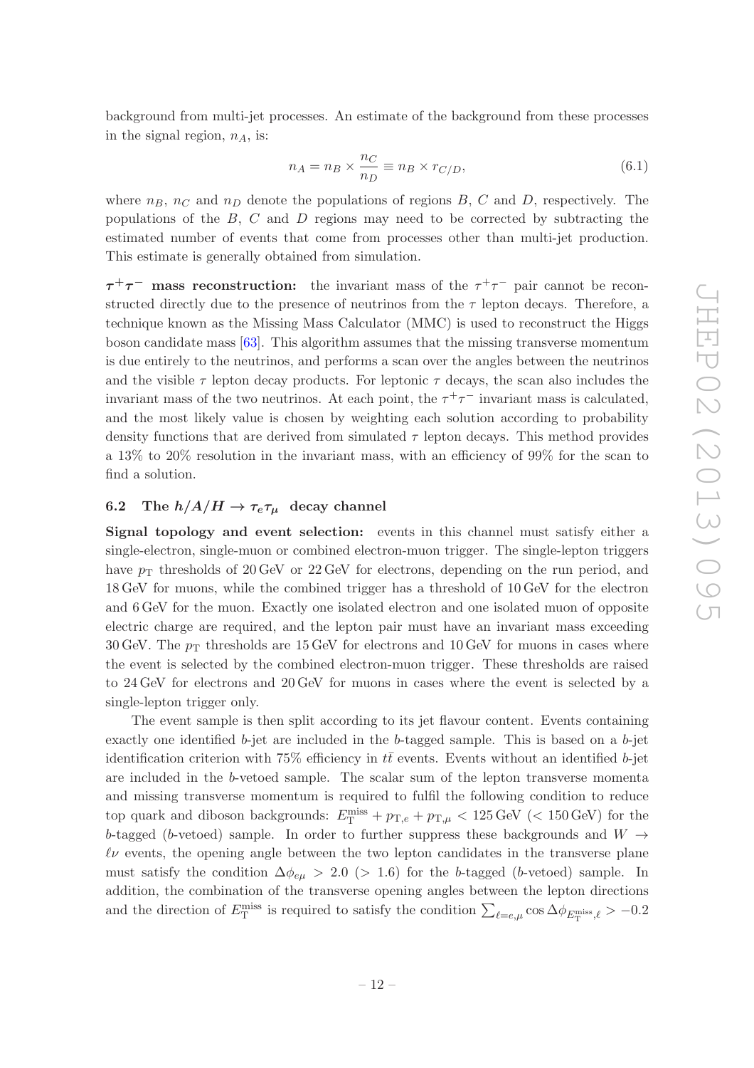background from multi-jet processes. An estimate of the background from these processes in the signal region, $n_A$, is:

$$n_A = n_B \times \frac{n_C}{n_D} \equiv n_B \times r_{C/D}, \tag{6.1}$$

where $n_B$, $n_C$ and $n_D$ denote the populations of regions $B$, $C$ and $D$, respectively. The populations of the $B$, $C$ and $D$ regions may need to be corrected by subtracting the estimated number of events that come from processes other than multi-jet production. This estimate is generally obtained from simulation.

**$\tau^+\tau^-$ mass reconstruction:** the invariant mass of the $\tau^+\tau^-$ pair cannot be reconstructed directly due to the presence of neutrinos from the $\tau$ lepton decays. Therefore, a technique known as the Missing Mass Calculator (MMC) is used to reconstruct the Higgs boson candidate mass [63]. This algorithm assumes that the missing transverse momentum is due entirely to the neutrinos, and performs a scan over the angles between the neutrinos and the visible $\tau$ lepton decay products. For leptonic $\tau$ decays, the scan also includes the invariant mass of the two neutrinos. At each point, the $\tau^+\tau^-$ invariant mass is calculated, and the most likely value is chosen by weighting each solution according to probability density functions that are derived from simulated $\tau$ lepton decays. This method provides a 13% to 20% resolution in the invariant mass, with an efficiency of 99% for the scan to find a solution.

### 6.2 The $h/A/H \to \tau_e\tau_\mu$ decay channel

**Signal topology and event selection:** events in this channel must satisfy either a single-electron, single-muon or combined electron-muon trigger. The single-lepton triggers have $p_{\mathrm{T}}$ thresholds of 20 GeV or 22 GeV for electrons, depending on the run period, and 18 GeV for muons, while the combined trigger has a threshold of 10 GeV for the electron and 6 GeV for the muon. Exactly one isolated electron and one isolated muon of opposite electric charge are required, and the lepton pair must have an invariant mass exceeding 30 GeV. The $p_{\mathrm{T}}$ thresholds are 15 GeV for electrons and 10 GeV for muons in cases where the event is selected by the combined electron-muon trigger. These thresholds are raised to 24 GeV for electrons and 20 GeV for muons in cases where the event is selected by a single-lepton trigger only.

The event sample is then split according to its jet flavour content. Events containing exactly one identified $b$-jet are included in the $b$-tagged sample. This is based on a $b$-jet identification criterion with 75% efficiency in $t\bar{t}$ events. Events without an identified $b$-jet are included in the $b$-vetoed sample. The scalar sum of the lepton transverse momenta and missing transverse momentum is required to fulfil the following condition to reduce top quark and diboson backgrounds: $E_{\mathrm{T}}^{\mathrm{miss}} + p_{\mathrm{T},e} + p_{\mathrm{T},\mu} < 125\,\mathrm{GeV}$ ($< 150\,\mathrm{GeV}$) for the $b$-tagged ($b$-vetoed) sample. In order to further suppress these backgrounds and $W \to \ell\nu$ events, the opening angle between the two lepton candidates in the transverse plane must satisfy the condition $\Delta\phi_{e\mu} > 2.0$ ($> 1.6$) for the $b$-tagged ($b$-vetoed) sample. In addition, the combination of the transverse opening angles between the lepton directions and the direction of $E_{\mathrm{T}}^{\mathrm{miss}}$ is required to satisfy the condition $\sum_{\ell=e,\mu} \cos\Delta\phi_{E_{\mathrm{T}}^{\mathrm{miss}},\ell} > -0.2$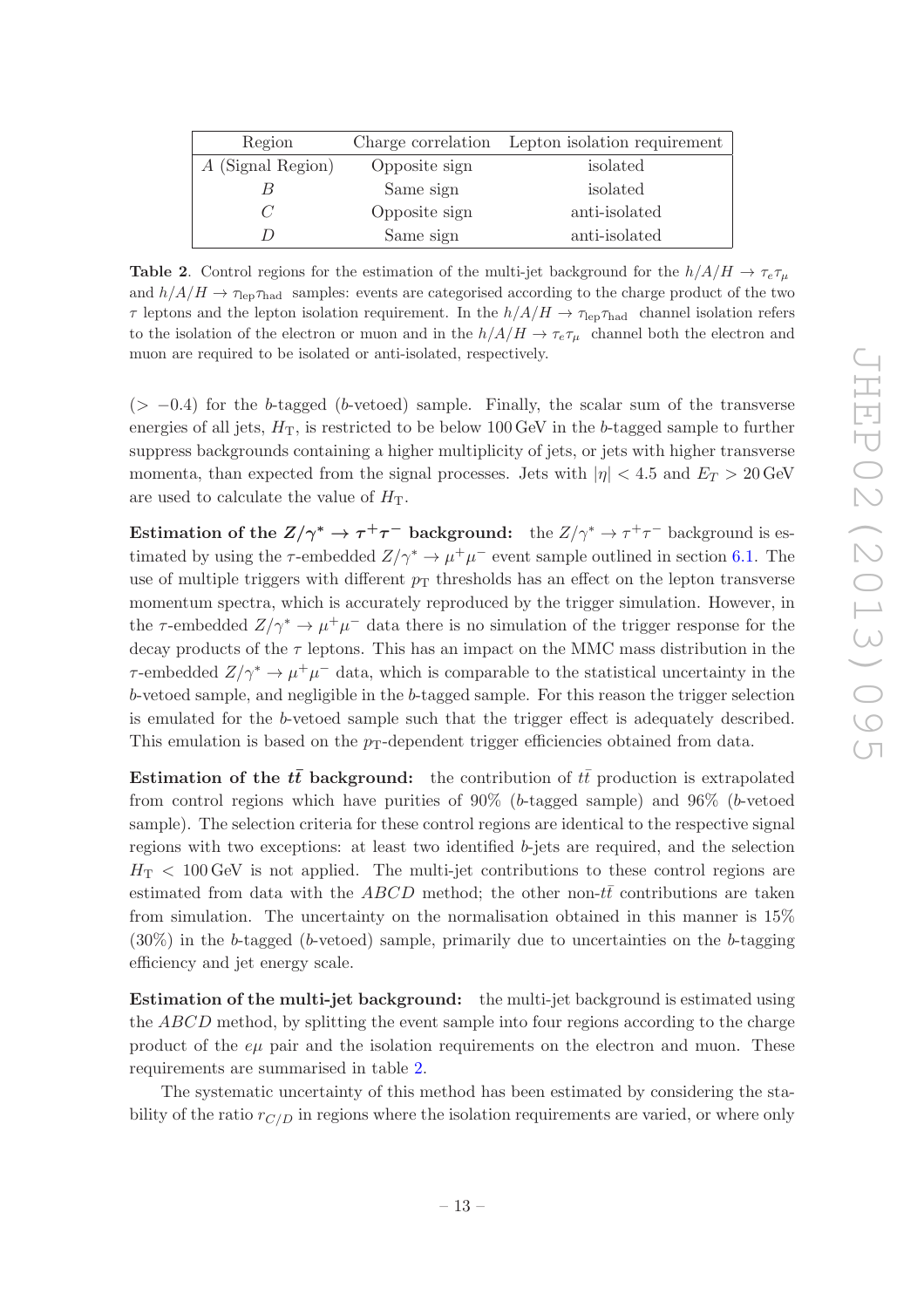| Region | Charge correlation | Lepton isolation requirement |
|---|---|---|
| $A$ (Signal Region) | Opposite sign | isolated |
| $B$ | Same sign | isolated |
| $C$ | Opposite sign | anti-isolated |
| $D$ | Same sign | anti-isolated |

**Table 2**. Control regions for the estimation of the multi-jet background for the $h/A/H \rightarrow \tau_e\tau_\mu$ and $h/A/H \rightarrow \tau_{\rm lep}\tau_{\rm had}$ samples: events are categorised according to the charge product of the two $\tau$ leptons and the lepton isolation requirement. In the $h/A/H \rightarrow \tau_{\rm lep}\tau_{\rm had}$ channel isolation refers to the isolation of the electron or muon and in the $h/A/H \rightarrow \tau_e\tau_\mu$ channel both the electron and muon are required to be isolated or anti-isolated, respectively.

($> -0.4$) for the $b$-tagged ($b$-vetoed) sample. Finally, the scalar sum of the transverse energies of all jets, $H_{\rm T}$, is restricted to be below 100 GeV in the $b$-tagged sample to further suppress backgrounds containing a higher multiplicity of jets, or jets with higher transverse momenta, than expected from the signal processes. Jets with $|\eta| < 4.5$ and $E_T > 20$ GeV are used to calculate the value of $H_{\rm T}$.

**Estimation of the $Z/\gamma^* \rightarrow \tau^+\tau^-$ background:** the $Z/\gamma^* \rightarrow \tau^+\tau^-$ background is estimated by using the $\tau$-embedded $Z/\gamma^* \rightarrow \mu^+\mu^-$ event sample outlined in section 6.1. The use of multiple triggers with different $p_{\rm T}$ thresholds has an effect on the lepton transverse momentum spectra, which is accurately reproduced by the trigger simulation. However, in the $\tau$-embedded $Z/\gamma^* \rightarrow \mu^+\mu^-$ data there is no simulation of the trigger response for the decay products of the $\tau$ leptons. This has an impact on the MMC mass distribution in the $\tau$-embedded $Z/\gamma^* \rightarrow \mu^+\mu^-$ data, which is comparable to the statistical uncertainty in the $b$-vetoed sample, and negligible in the $b$-tagged sample. For this reason the trigger selection is emulated for the $b$-vetoed sample such that the trigger effect is adequately described. This emulation is based on the $p_{\rm T}$-dependent trigger efficiencies obtained from data.

**Estimation of the $t\bar{t}$ background:** the contribution of $t\bar{t}$ production is extrapolated from control regions which have purities of 90% ($b$-tagged sample) and 96% ($b$-vetoed sample). The selection criteria for these control regions are identical to the respective signal regions with two exceptions: at least two identified $b$-jets are required, and the selection $H_{\rm T} < 100$ GeV is not applied. The multi-jet contributions to these control regions are estimated from data with the $ABCD$ method; the other non-$t\bar{t}$ contributions are taken from simulation. The uncertainty on the normalisation obtained in this manner is 15% (30%) in the $b$-tagged ($b$-vetoed) sample, primarily due to uncertainties on the $b$-tagging efficiency and jet energy scale.

**Estimation of the multi-jet background:** the multi-jet background is estimated using the $ABCD$ method, by splitting the event sample into four regions according to the charge product of the $e\mu$ pair and the isolation requirements on the electron and muon. These requirements are summarised in table 2.

The systematic uncertainty of this method has been estimated by considering the stability of the ratio $r_{C/D}$ in regions where the isolation requirements are varied, or where only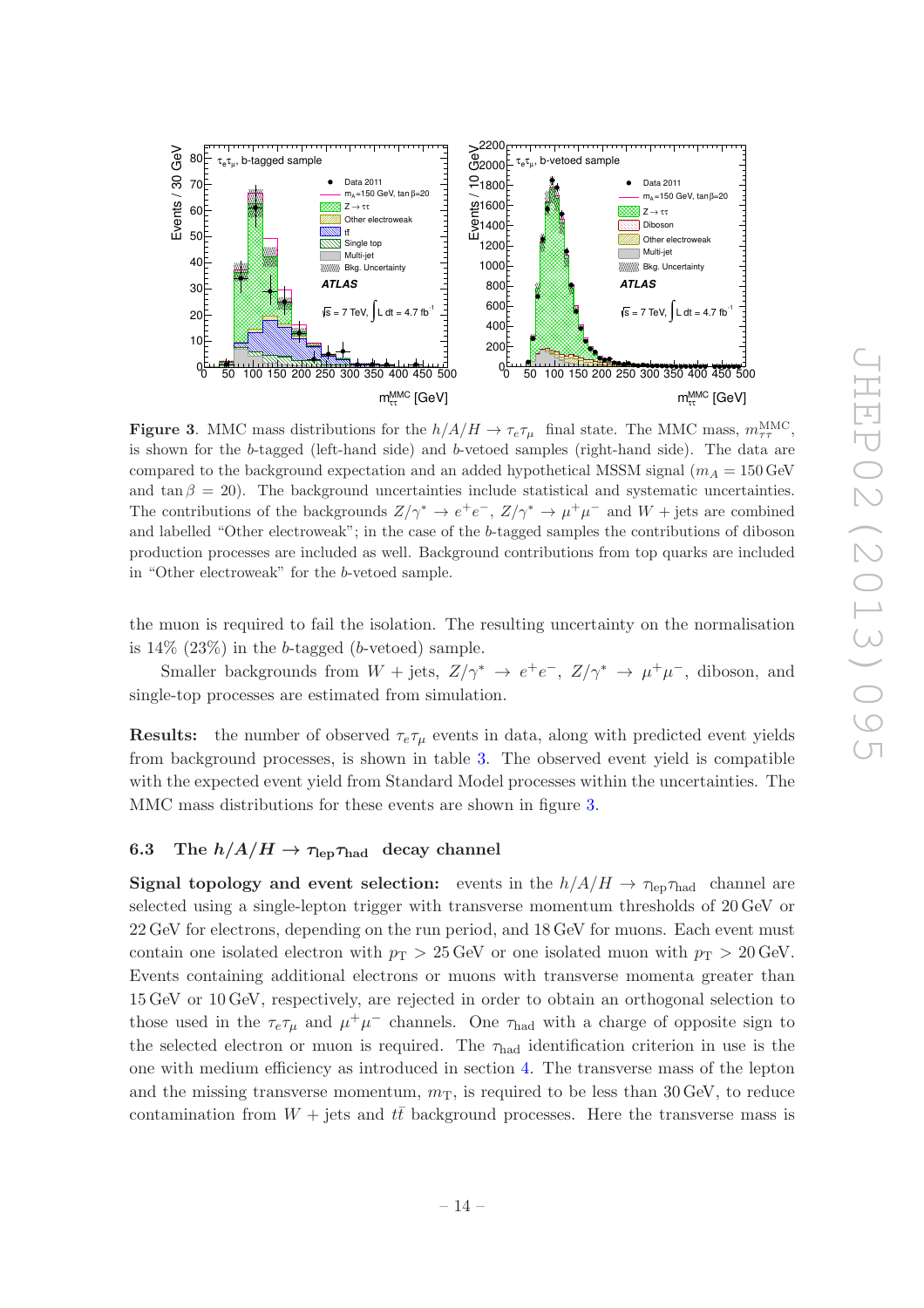**Figure 3**. MMC mass distributions for the $h/A/H \to \tau_e\tau_\mu$ final state. The MMC mass, $m_{\tau\tau}^{\mathrm{MMC}}$, is shown for the $b$-tagged (left-hand side) and $b$-vetoed samples (right-hand side). The data are compared to the background expectation and an added hypothetical MSSM signal ($m_A = 150\,\mathrm{GeV}$ and $\tan\beta = 20$). The background uncertainties include statistical and systematic uncertainties. The contributions of the backgrounds $Z/\gamma^* \to e^+e^-$, $Z/\gamma^* \to \mu^+\mu^-$ and $W+\mathrm{jets}$ are combined and labelled "Other electroweak"; in the case of the $b$-tagged samples the contributions of diboson production processes are included as well. Background contributions from top quarks are included in "Other electroweak" for the $b$-vetoed sample.

the muon is required to fail the isolation. The resulting uncertainty on the normalisation is 14% (23%) in the $b$-tagged ($b$-vetoed) sample.

Smaller backgrounds from $W+\mathrm{jets}$, $Z/\gamma^* \to e^+e^-$, $Z/\gamma^* \to \mu^+\mu^-$, diboson, and single-top processes are estimated from simulation.

**Results:** the number of observed $\tau_e\tau_\mu$ events in data, along with predicted event yields from background processes, is shown in table 3. The observed event yield is compatible with the expected event yield from Standard Model processes within the uncertainties. The MMC mass distributions for these events are shown in figure 3.

### 6.3 The $h/A/H \to \tau_{\mathrm{lep}}\tau_{\mathrm{had}}$ decay channel

**Signal topology and event selection:** events in the $h/A/H \to \tau_{\mathrm{lep}}\tau_{\mathrm{had}}$ channel are selected using a single-lepton trigger with transverse momentum thresholds of 20 GeV or 22 GeV for electrons, depending on the run period, and 18 GeV for muons. Each event must contain one isolated electron with $p_{\mathrm{T}} > 25\,\mathrm{GeV}$ or one isolated muon with $p_{\mathrm{T}} > 20\,\mathrm{GeV}$. Events containing additional electrons or muons with transverse momenta greater than 15 GeV or 10 GeV, respectively, are rejected in order to obtain an orthogonal selection to those used in the $\tau_e\tau_\mu$ and $\mu^+\mu^-$ channels. One $\tau_{\mathrm{had}}$ with a charge of opposite sign to the selected electron or muon is required. The $\tau_{\mathrm{had}}$ identification criterion in use is the one with medium efficiency as introduced in section 4. The transverse mass of the lepton and the missing transverse momentum, $m_{\mathrm{T}}$, is required to be less than 30 GeV, to reduce contamination from $W+\mathrm{jets}$ and $t\bar{t}$ background processes. Here the transverse mass is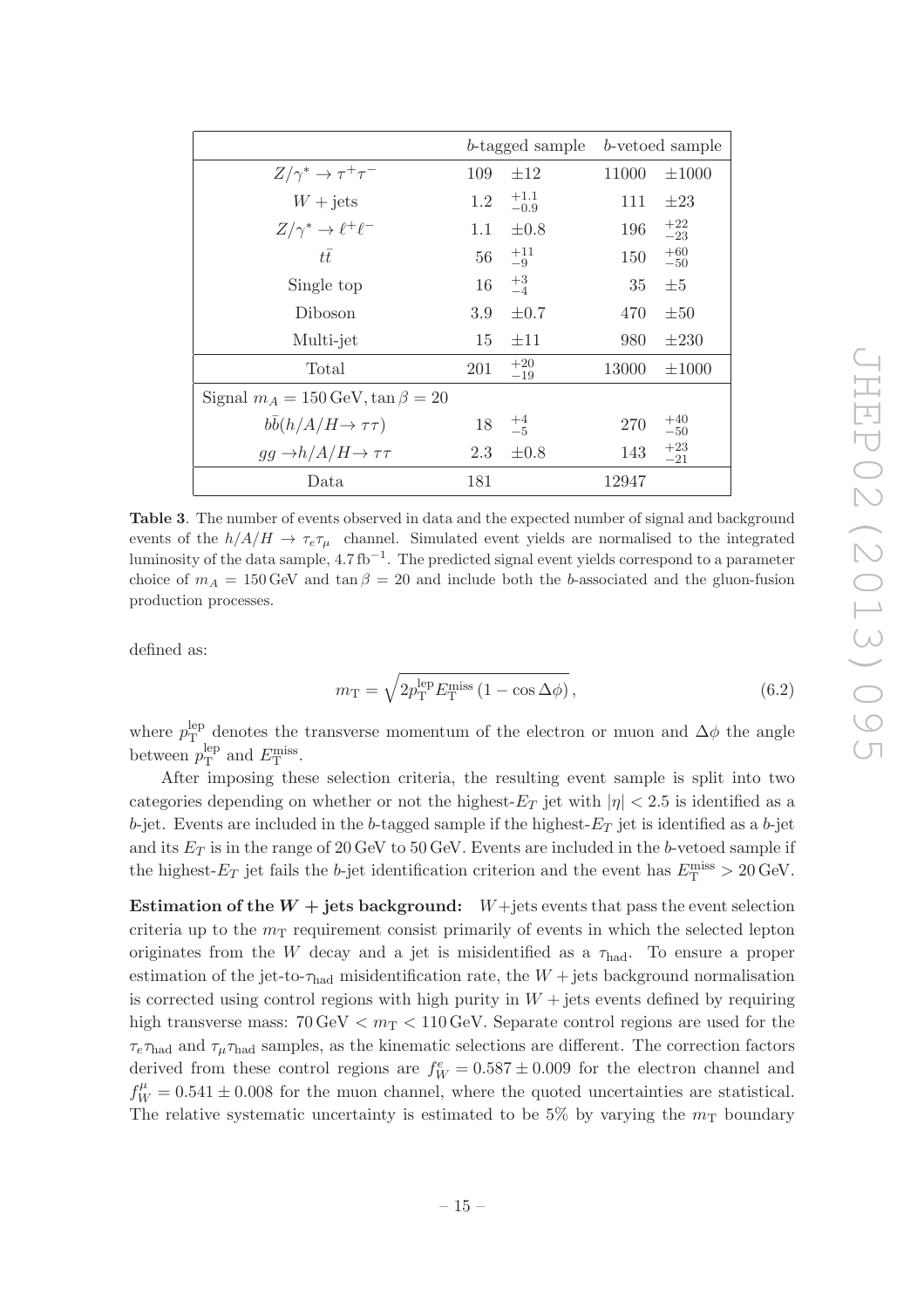| | $b$-tagged sample | | $b$-vetoed sample | |
|---|---|---|---|---|
| $Z/\gamma^* \to \tau^+\tau^-$ | 109 | $\pm 12$ | 11000 | $\pm 1000$ |
| $W + \text{jets}$ | 1.2 | $^{+1.1}_{-0.9}$ | 111 | $\pm 23$ |
| $Z/\gamma^* \to \ell^+\ell^-$ | 1.1 | $\pm 0.8$ | 196 | $^{+22}_{-23}$ |
| $t\bar{t}$ | 56 | $^{+11}_{-9}$ | 150 | $^{+60}_{-50}$ |
| Single top | 16 | $^{+3}_{-4}$ | 35 | $\pm 5$ |
| Diboson | 3.9 | $\pm 0.7$ | 470 | $\pm 50$ |
| Multi-jet | 15 | $\pm 11$ | 980 | $\pm 230$ |
| Total | 201 | $^{+20}_{-19}$ | 13000 | $\pm 1000$ |
| Signal $m_A = 150\,\text{GeV}, \tan\beta = 20$ | | | | |
| $b\bar{b}(h/A/H \to \tau\tau)$ | 18 | $^{+4}_{-5}$ | 270 | $^{+40}_{-50}$ |
| $gg \to h/A/H \to \tau\tau$ | 2.3 | $\pm 0.8$ | 143 | $^{+23}_{-21}$ |
| Data | 181 | | 12947 | |

**Table 3**. The number of events observed in data and the expected number of signal and background events of the $h/A/H \to \tau_e\tau_\mu$ channel. Simulated event yields are normalised to the integrated luminosity of the data sample, $4.7\,\text{fb}^{-1}$. The predicted signal event yields correspond to a parameter choice of $m_A = 150\,\text{GeV}$ and $\tan\beta = 20$ and include both the $b$-associated and the gluon-fusion production processes.

defined as:

$$m_{\text{T}} = \sqrt{2p_{\text{T}}^{\text{lep}} E_{\text{T}}^{\text{miss}} \left(1 - \cos\Delta\phi\right)}\,, \tag{6.2}$$

where $p_{\text{T}}^{\text{lep}}$ denotes the transverse momentum of the electron or muon and $\Delta\phi$ the angle between $p_{\text{T}}^{\text{lep}}$ and $E_{\text{T}}^{\text{miss}}$.

After imposing these selection criteria, the resulting event sample is split into two categories depending on whether or not the highest-$E_T$ jet with $|\eta| < 2.5$ is identified as a $b$-jet. Events are included in the $b$-tagged sample if the highest-$E_T$ jet is identified as a $b$-jet and its $E_T$ is in the range of 20 GeV to 50 GeV. Events are included in the $b$-vetoed sample if the highest-$E_T$ jet fails the $b$-jet identification criterion and the event has $E_{\text{T}}^{\text{miss}} > 20\,\text{GeV}$.

**Estimation of the $W + \text{jets}$ background:** $W+$jets events that pass the event selection criteria up to the $m_{\text{T}}$ requirement consist primarily of events in which the selected lepton originates from the $W$ decay and a jet is misidentified as a $\tau_{\text{had}}$. To ensure a proper estimation of the jet-to-$\tau_{\text{had}}$ misidentification rate, the $W + \text{jets}$ background normalisation is corrected using control regions with high purity in $W + \text{jets}$ events defined by requiring high transverse mass: $70\,\text{GeV} < m_{\text{T}} < 110\,\text{GeV}$. Separate control regions are used for the $\tau_e\tau_{\text{had}}$ and $\tau_\mu\tau_{\text{had}}$ samples, as the kinematic selections are different. The correction factors derived from these control regions are $f_W^e = 0.587 \pm 0.009$ for the electron channel and $f_W^\mu = 0.541 \pm 0.008$ for the muon channel, where the quoted uncertainties are statistical. The relative systematic uncertainty is estimated to be 5% by varying the $m_{\text{T}}$ boundary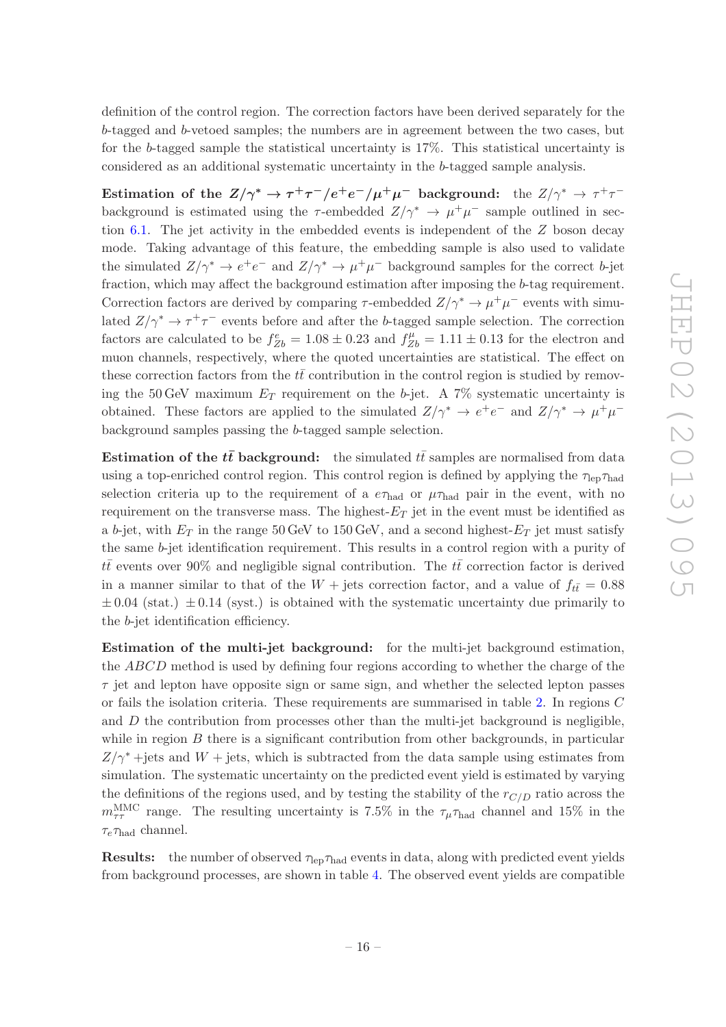definition of the control region. The correction factors have been derived separately for the $b$-tagged and $b$-vetoed samples; the numbers are in agreement between the two cases, but for the $b$-tagged sample the statistical uncertainty is 17%. This statistical uncertainty is considered as an additional systematic uncertainty in the $b$-tagged sample analysis.

**Estimation of the $Z/\gamma^* \to \tau^+\tau^-/e^+e^-/\mu^+\mu^-$ background:** the $Z/\gamma^* \to \tau^+\tau^-$ background is estimated using the $\tau$-embedded $Z/\gamma^* \to \mu^+\mu^-$ sample outlined in section 6.1. The jet activity in the embedded events is independent of the $Z$ boson decay mode. Taking advantage of this feature, the embedding sample is also used to validate the simulated $Z/\gamma^* \to e^+e^-$ and $Z/\gamma^* \to \mu^+\mu^-$ background samples for the correct $b$-jet fraction, which may affect the background estimation after imposing the $b$-tag requirement. Correction factors are derived by comparing $\tau$-embedded $Z/\gamma^* \to \mu^+\mu^-$ events with simulated $Z/\gamma^* \to \tau^+\tau^-$ events before and after the $b$-tagged sample selection. The correction factors are calculated to be $f^e_{Zb} = 1.08 \pm 0.23$ and $f^\mu_{Zb} = 1.11 \pm 0.13$ for the electron and muon channels, respectively, where the quoted uncertainties are statistical. The effect on these correction factors from the $t\bar{t}$ contribution in the control region is studied by removing the 50 GeV maximum $E_T$ requirement on the $b$-jet. A 7% systematic uncertainty is obtained. These factors are applied to the simulated $Z/\gamma^* \to e^+e^-$ and $Z/\gamma^* \to \mu^+\mu^-$ background samples passing the $b$-tagged sample selection.

**Estimation of the $t\bar{t}$ background:** the simulated $t\bar{t}$ samples are normalised from data using a top-enriched control region. This control region is defined by applying the $\tau_{\rm lep}\tau_{\rm had}$ selection criteria up to the requirement of a $e\tau_{\rm had}$ or $\mu\tau_{\rm had}$ pair in the event, with no requirement on the transverse mass. The highest-$E_T$ jet in the event must be identified as a $b$-jet, with $E_T$ in the range 50 GeV to 150 GeV, and a second highest-$E_T$ jet must satisfy the same $b$-jet identification requirement. This results in a control region with a purity of $t\bar{t}$ events over 90% and negligible signal contribution. The $t\bar{t}$ correction factor is derived in a manner similar to that of the $W+$jets correction factor, and a value of $f_{t\bar{t}} = 0.88 \pm 0.04$ (stat.) $\pm 0.14$ (syst.) is obtained with the systematic uncertainty due primarily to the $b$-jet identification efficiency.

**Estimation of the multi-jet background:** for the multi-jet background estimation, the $ABCD$ method is used by defining four regions according to whether the charge of the $\tau$ jet and lepton have opposite sign or same sign, and whether the selected lepton passes or fails the isolation criteria. These requirements are summarised in table 2. In regions $C$ and $D$ the contribution from processes other than the multi-jet background is negligible, while in region $B$ there is a significant contribution from other backgrounds, in particular $Z/\gamma^*$+jets and $W+$jets, which is subtracted from the data sample using estimates from simulation. The systematic uncertainty on the predicted event yield is estimated by varying the definitions of the regions used, and by testing the stability of the $r_{C/D}$ ratio across the $m^{\rm MMC}_{\tau\tau}$ range. The resulting uncertainty is 7.5% in the $\tau_\mu\tau_{\rm had}$ channel and 15% in the $\tau_e\tau_{\rm had}$ channel.

**Results:** the number of observed $\tau_{\rm lep}\tau_{\rm had}$ events in data, along with predicted event yields from background processes, are shown in table 4. The observed event yields are compatible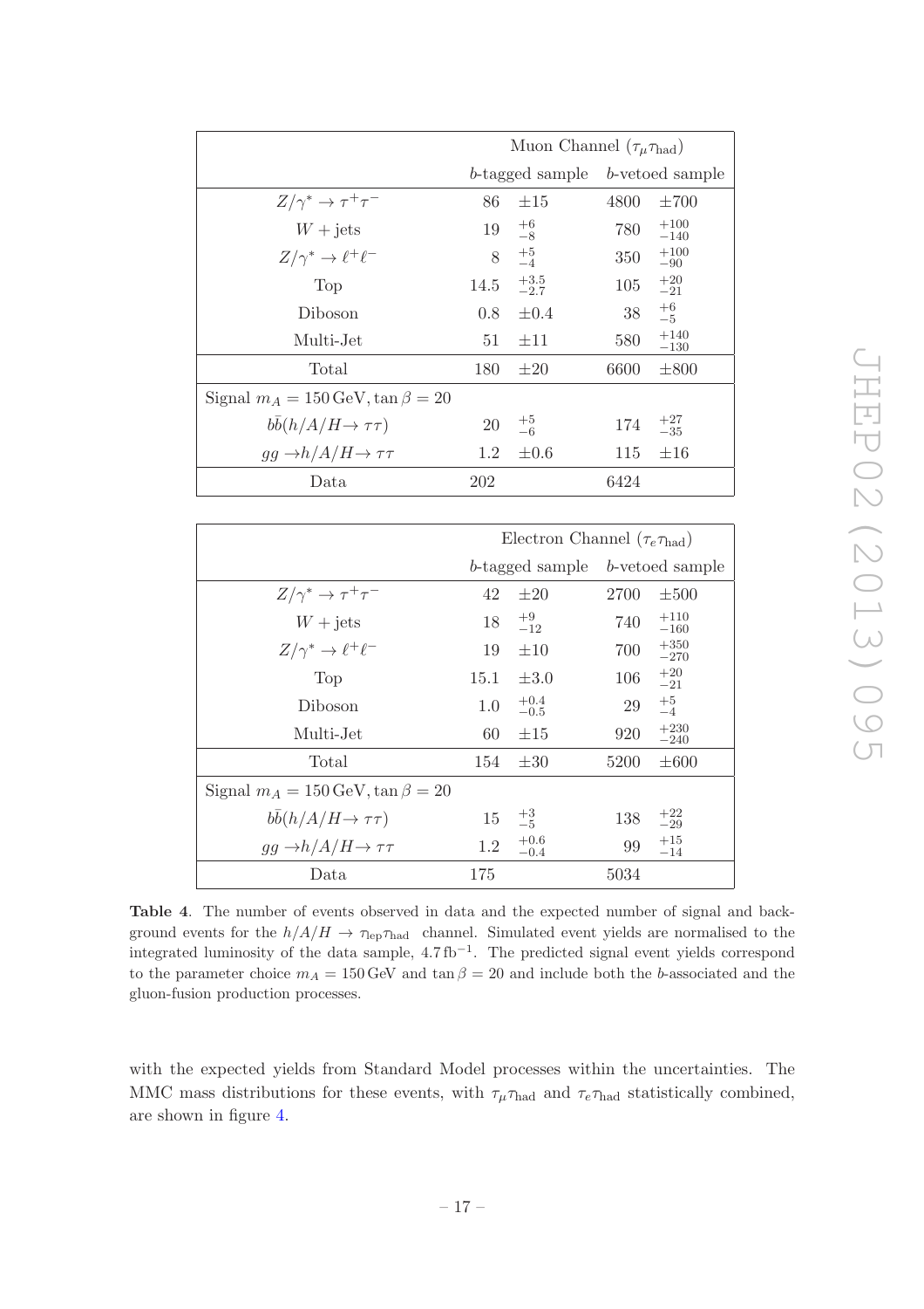| | Muon Channel ($\tau_\mu\tau_{\text{had}}$) | | | |
|---|---|---|---|---|
| | $b$-tagged sample | | $b$-vetoed sample | |
| $Z/\gamma^* \to \tau^+\tau^-$ | 86 | $\pm 15$ | 4800 | $\pm 700$ |
| $W + \text{jets}$ | 19 | $^{+6}_{-8}$ | 780 | $^{+100}_{-140}$ |
| $Z/\gamma^* \to \ell^+\ell^-$ | 8 | $^{+5}_{-4}$ | 350 | $^{+100}_{-90}$ |
| Top | 14.5 | $^{+3.5}_{-2.7}$ | 105 | $^{+20}_{-21}$ |
| Diboson | 0.8 | $\pm 0.4$ | 38 | $^{+6}_{-5}$ |
| Multi-Jet | 51 | $\pm 11$ | 580 | $^{+140}_{-130}$ |
| Total | 180 | $\pm 20$ | 6600 | $\pm 800$ |
| Signal $m_A = 150\,\text{GeV}, \tan\beta = 20$ | | | | |
| $b\bar{b}(h/A/H \to \tau\tau)$ | 20 | $^{+5}_{-6}$ | 174 | $^{+27}_{-35}$ |
| $gg \to h/A/H \to \tau\tau$ | 1.2 | $\pm 0.6$ | 115 | $\pm 16$ |
| Data | 202 | | 6424 | |

| | Electron Channel ($\tau_e\tau_{\text{had}}$) | | | |
|---|---|---|---|---|
| | $b$-tagged sample | | $b$-vetoed sample | |
| $Z/\gamma^* \to \tau^+\tau^-$ | 42 | $\pm 20$ | 2700 | $\pm 500$ |
| $W + \text{jets}$ | 18 | $^{+9}_{-12}$ | 740 | $^{+110}_{-160}$ |
| $Z/\gamma^* \to \ell^+\ell^-$ | 19 | $\pm 10$ | 700 | $^{+350}_{-270}$ |
| Top | 15.1 | $\pm 3.0$ | 106 | $^{+20}_{-21}$ |
| Diboson | 1.0 | $^{+0.4}_{-0.5}$ | 29 | $^{+5}_{-4}$ |
| Multi-Jet | 60 | $\pm 15$ | 920 | $^{+230}_{-240}$ |
| Total | 154 | $\pm 30$ | 5200 | $\pm 600$ |
| Signal $m_A = 150\,\text{GeV}, \tan\beta = 20$ | | | | |
| $b\bar{b}(h/A/H \to \tau\tau)$ | 15 | $^{+3}_{-5}$ | 138 | $^{+22}_{-29}$ |
| $gg \to h/A/H \to \tau\tau$ | 1.2 | $^{+0.6}_{-0.4}$ | 99 | $^{+15}_{-14}$ |
| Data | 175 | | 5034 | |

**Table 4**. The number of events observed in data and the expected number of signal and background events for the $h/A/H \to \tau_{\text{lep}}\tau_{\text{had}}$ channel. Simulated event yields are normalised to the integrated luminosity of the data sample, $4.7\,\text{fb}^{-1}$. The predicted signal event yields correspond to the parameter choice $m_A = 150\,\text{GeV}$ and $\tan\beta = 20$ and include both the $b$-associated and the gluon-fusion production processes.

with the expected yields from Standard Model processes within the uncertainties. The MMC mass distributions for these events, with $\tau_\mu\tau_{\text{had}}$ and $\tau_e\tau_{\text{had}}$ statistically combined, are shown in figure 4.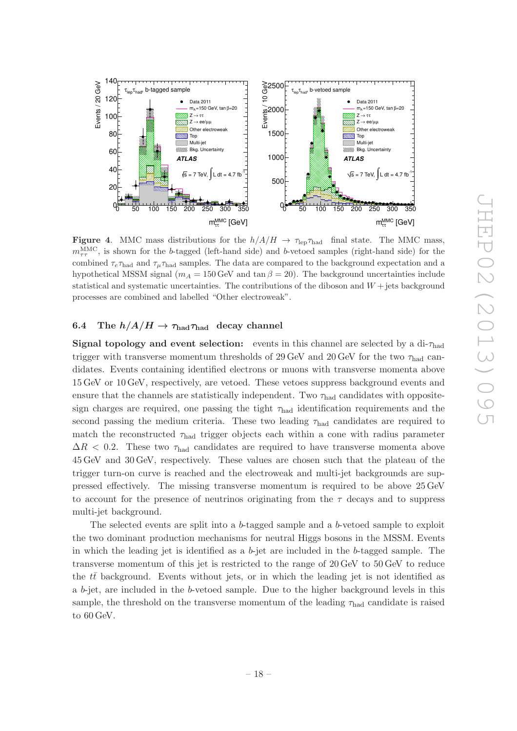**Figure 4**. MMC mass distributions for the $h/A/H \to \tau_{\rm lep}\tau_{\rm had}$ final state. The MMC mass, $m_{\tau\tau}^{\rm MMC}$, is shown for the $b$-tagged (left-hand side) and $b$-vetoed samples (right-hand side) for the combined $\tau_e\tau_{\rm had}$ and $\tau_\mu\tau_{\rm had}$ samples. The data are compared to the background expectation and a hypothetical MSSM signal ($m_A = 150\,$GeV and $\tan\beta = 20$). The background uncertainties include statistical and systematic uncertainties. The contributions of the diboson and $W+$jets background processes are combined and labelled "Other electroweak".

### 6.4 The $h/A/H \to \tau_{\rm had}\tau_{\rm had}$ decay channel

**Signal topology and event selection:** events in this channel are selected by a di-$\tau_{\rm had}$ trigger with transverse momentum thresholds of 29 GeV and 20 GeV for the two $\tau_{\rm had}$ candidates. Events containing identified electrons or muons with transverse momenta above 15 GeV or 10 GeV, respectively, are vetoed. These vetoes suppress background events and ensure that the channels are statistically independent. Two $\tau_{\rm had}$ candidates with opposite-sign charges are required, one passing the tight $\tau_{\rm had}$ identification requirements and the second passing the medium criteria. These two leading $\tau_{\rm had}$ candidates are required to match the reconstructed $\tau_{\rm had}$ trigger objects each within a cone with radius parameter $\Delta R < 0.2$. These two $\tau_{\rm had}$ candidates are required to have transverse momenta above 45 GeV and 30 GeV, respectively. These values are chosen such that the plateau of the trigger turn-on curve is reached and the electroweak and multi-jet backgrounds are suppressed effectively. The missing transverse momentum is required to be above 25 GeV to account for the presence of neutrinos originating from the $\tau$ decays and to suppress multi-jet background.

The selected events are split into a $b$-tagged sample and a $b$-vetoed sample to exploit the two dominant production mechanisms for neutral Higgs bosons in the MSSM. Events in which the leading jet is identified as a $b$-jet are included in the $b$-tagged sample. The transverse momentum of this jet is restricted to the range of 20 GeV to 50 GeV to reduce the $t\bar{t}$ background. Events without jets, or in which the leading jet is not identified as a $b$-jet, are included in the $b$-vetoed sample. Due to the higher background levels in this sample, the threshold on the transverse momentum of the leading $\tau_{\rm had}$ candidate is raised to 60 GeV.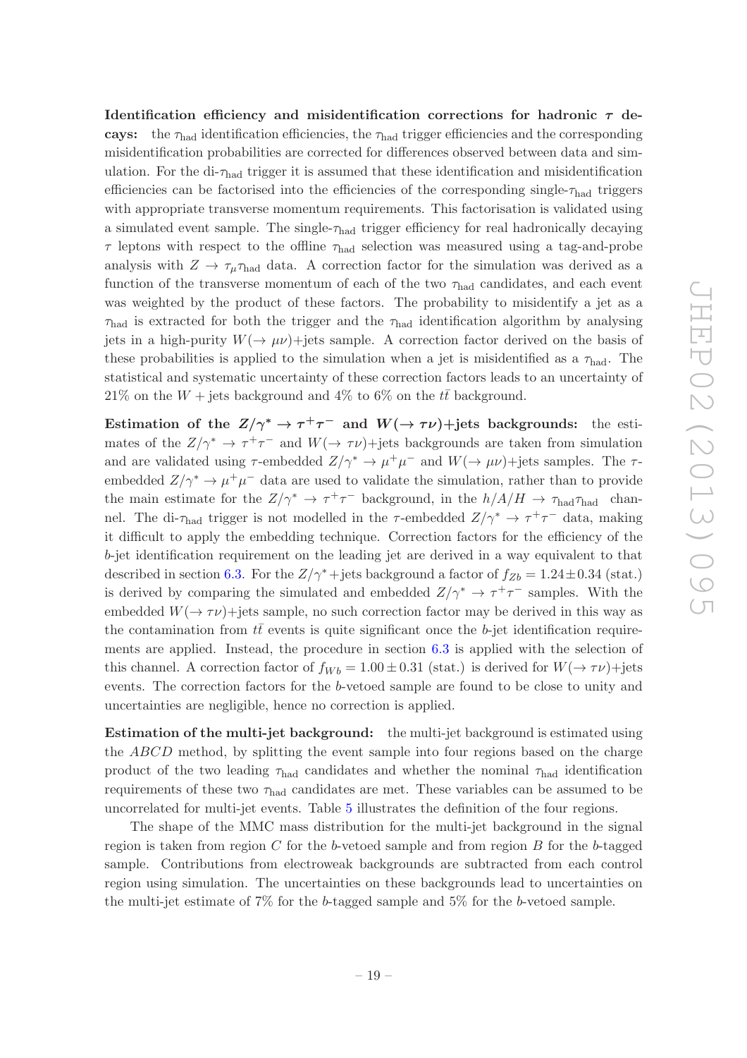**Identification efficiency and misidentification corrections for hadronic $\tau$ decays:** the $\tau_{\rm had}$ identification efficiencies, the $\tau_{\rm had}$ trigger efficiencies and the corresponding misidentification probabilities are corrected for differences observed between data and simulation. For the di-$\tau_{\rm had}$ trigger it is assumed that these identification and misidentification efficiencies can be factorised into the efficiencies of the corresponding single-$\tau_{\rm had}$ triggers with appropriate transverse momentum requirements. This factorisation is validated using a simulated event sample. The single-$\tau_{\rm had}$ trigger efficiency for real hadronically decaying $\tau$ leptons with respect to the offline $\tau_{\rm had}$ selection was measured using a tag-and-probe analysis with $Z \to \tau_\mu \tau_{\rm had}$ data. A correction factor for the simulation was derived as a function of the transverse momentum of each of the two $\tau_{\rm had}$ candidates, and each event was weighted by the product of these factors. The probability to misidentify a jet as a $\tau_{\rm had}$ is extracted for both the trigger and the $\tau_{\rm had}$ identification algorithm by analysing jets in a high-purity $W(\to \mu\nu)$+jets sample. A correction factor derived on the basis of these probabilities is applied to the simulation when a jet is misidentified as a $\tau_{\rm had}$. The statistical and systematic uncertainty of these correction factors leads to an uncertainty of 21% on the $W+$jets background and 4% to 6% on the $t\bar{t}$ background.

**Estimation of the $Z/\gamma^* \to \tau^+\tau^-$ and $W(\to \tau\nu)$+jets backgrounds:** the estimates of the $Z/\gamma^* \to \tau^+\tau^-$ and $W(\to \tau\nu)$+jets backgrounds are taken from simulation and are validated using $\tau$-embedded $Z/\gamma^* \to \mu^+\mu^-$ and $W(\to \mu\nu)$+jets samples. The $\tau$-embedded $Z/\gamma^* \to \mu^+\mu^-$ data are used to validate the simulation, rather than to provide the main estimate for the $Z/\gamma^* \to \tau^+\tau^-$ background, in the $h/A/H \to \tau_{\rm had}\tau_{\rm had}$ channel. The di-$\tau_{\rm had}$ trigger is not modelled in the $\tau$-embedded $Z/\gamma^* \to \tau^+\tau^-$ data, making it difficult to apply the embedding technique. Correction factors for the efficiency of the $b$-jet identification requirement on the leading jet are derived in a way equivalent to that described in section 6.3. For the $Z/\gamma^*$+jets background a factor of $f_{Zb} = 1.24 \pm 0.34$ (stat.) is derived by comparing the simulated and embedded $Z/\gamma^* \to \tau^+\tau^-$ samples. With the embedded $W(\to \tau\nu)$+jets sample, no such correction factor may be derived in this way as the contamination from $t\bar{t}$ events is quite significant once the $b$-jet identification requirements are applied. Instead, the procedure in section 6.3 is applied with the selection of this channel. A correction factor of $f_{Wb} = 1.00 \pm 0.31$ (stat.) is derived for $W(\to \tau\nu)$+jets events. The correction factors for the $b$-vetoed sample are found to be close to unity and uncertainties are negligible, hence no correction is applied.

**Estimation of the multi-jet background:** the multi-jet background is estimated using the *ABCD* method, by splitting the event sample into four regions based on the charge product of the two leading $\tau_{\rm had}$ candidates and whether the nominal $\tau_{\rm had}$ identification requirements of these two $\tau_{\rm had}$ candidates are met. These variables can be assumed to be uncorrelated for multi-jet events. Table 5 illustrates the definition of the four regions.

The shape of the MMC mass distribution for the multi-jet background in the signal region is taken from region $C$ for the $b$-vetoed sample and from region $B$ for the $b$-tagged sample. Contributions from electroweak backgrounds are subtracted from each control region using simulation. The uncertainties on these backgrounds lead to uncertainties on the multi-jet estimate of 7% for the $b$-tagged sample and 5% for the $b$-vetoed sample.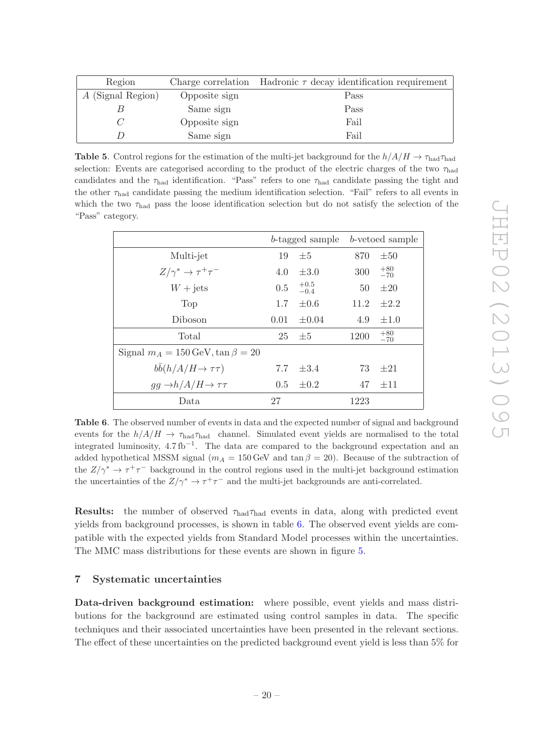| Region | Charge correlation | Hadronic $\tau$ decay identification requirement |
|---|---|---|
| $A$ (Signal Region) | Opposite sign | Pass |
| $B$ | Same sign | Pass |
| $C$ | Opposite sign | Fail |
| $D$ | Same sign | Fail |

**Table 5**. Control regions for the estimation of the multi-jet background for the $h/A/H \rightarrow \tau_{\text{had}}\tau_{\text{had}}$ selection: Events are categorised according to the product of the electric charges of the two $\tau_{\text{had}}$ candidates and the $\tau_{\text{had}}$ identification. "Pass" refers to one $\tau_{\text{had}}$ candidate passing the tight and the other $\tau_{\text{had}}$ candidate passing the medium identification selection. "Fail" refers to all events in which the two $\tau_{\text{had}}$ pass the loose identification selection but do not satisfy the selection of the "Pass" category.

| | $b$-tagged sample | $b$-vetoed sample |
|---|---|---|
| Multi-jet | $19 \pm 5$ | $870 \pm 50$ |
| $Z/\gamma^* \rightarrow \tau^+\tau^-$ | $4.0 \pm 3.0$ | $300\ ^{+80}_{-70}$ |
| $W + \text{jets}$ | $0.5\ ^{+0.5}_{-0.4}$ | $50 \pm 20$ |
| Top | $1.7 \pm 0.6$ | $11.2 \pm 2.2$ |
| Diboson | $0.01 \pm 0.04$ | $4.9 \pm 1.0$ |
| Total | $25 \pm 5$ | $1200\ ^{+80}_{-70}$ |
| Signal $m_A = 150\,\text{GeV}, \tan\beta = 20$ | | |
| $b\bar{b}(h/A/H \rightarrow \tau\tau)$ | $7.7 \pm 3.4$ | $73 \pm 21$ |
| $gg \rightarrow h/A/H \rightarrow \tau\tau$ | $0.5 \pm 0.2$ | $47 \pm 11$ |
| Data | 27 | 1223 |

**Table 6**. The observed number of events in data and the expected number of signal and background events for the $h/A/H \rightarrow \tau_{\text{had}}\tau_{\text{had}}$ channel. Simulated event yields are normalised to the total integrated luminosity, $4.7\,\text{fb}^{-1}$. The data are compared to the background expectation and an added hypothetical MSSM signal ($m_A = 150\,\text{GeV}$ and $\tan\beta = 20$). Because of the subtraction of the $Z/\gamma^* \rightarrow \tau^+\tau^-$ background in the control regions used in the multi-jet background estimation the uncertainties of the $Z/\gamma^* \rightarrow \tau^+\tau^-$ and the multi-jet backgrounds are anti-correlated.

**Results:** the number of observed $\tau_{\text{had}}\tau_{\text{had}}$ events in data, along with predicted event yields from background processes, is shown in table 6. The observed event yields are compatible with the expected yields from Standard Model processes within the uncertainties. The MMC mass distributions for these events are shown in figure 5.

## 7 Systematic uncertainties

**Data-driven background estimation:** where possible, event yields and mass distributions for the background are estimated using control samples in data. The specific techniques and their associated uncertainties have been presented in the relevant sections. The effect of these uncertainties on the predicted background event yield is less than 5% for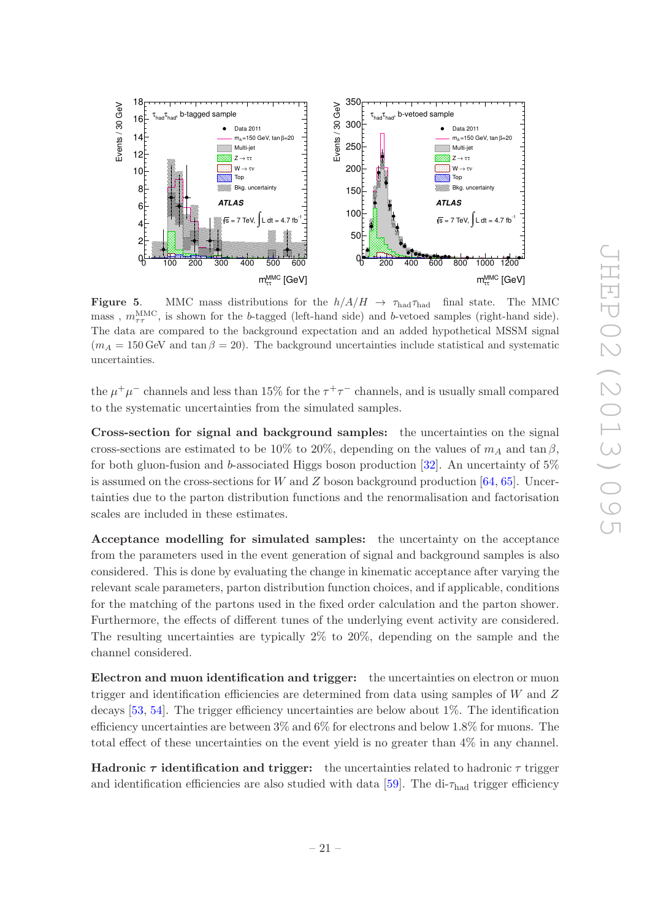**Figure 5**. MMC mass distributions for the $h/A/H \to \tau_{\text{had}}\tau_{\text{had}}$ final state. The MMC mass , $m_{\tau\tau}^{\text{MMC}}$, is shown for the $b$-tagged (left-hand side) and $b$-vetoed samples (right-hand side). The data are compared to the background expectation and an added hypothetical MSSM signal ($m_A = 150\,\text{GeV}$ and $\tan\beta = 20$). The background uncertainties include statistical and systematic uncertainties.

the $\mu^+\mu^-$ channels and less than 15% for the $\tau^+\tau^-$ channels, and is usually small compared to the systematic uncertainties from the simulated samples.

**Cross-section for signal and background samples:** the uncertainties on the signal cross-sections are estimated to be 10% to 20%, depending on the values of $m_A$ and $\tan\beta$, for both gluon-fusion and $b$-associated Higgs boson production [32]. An uncertainty of 5% is assumed on the cross-sections for $W$ and $Z$ boson background production [64, 65]. Uncertainties due to the parton distribution functions and the renormalisation and factorisation scales are included in these estimates.

**Acceptance modelling for simulated samples:** the uncertainty on the acceptance from the parameters used in the event generation of signal and background samples is also considered. This is done by evaluating the change in kinematic acceptance after varying the relevant scale parameters, parton distribution function choices, and if applicable, conditions for the matching of the partons used in the fixed order calculation and the parton shower. Furthermore, the effects of different tunes of the underlying event activity are considered. The resulting uncertainties are typically 2% to 20%, depending on the sample and the channel considered.

**Electron and muon identification and trigger:** the uncertainties on electron or muon trigger and identification efficiencies are determined from data using samples of $W$ and $Z$ decays [53, 54]. The trigger efficiency uncertainties are below about 1%. The identification efficiency uncertainties are between 3% and 6% for electrons and below 1.8% for muons. The total effect of these uncertainties on the event yield is no greater than 4% in any channel.

**Hadronic $\tau$ identification and trigger:** the uncertainties related to hadronic $\tau$ trigger and identification efficiencies are also studied with data [59]. The di-$\tau_{\text{had}}$ trigger efficiency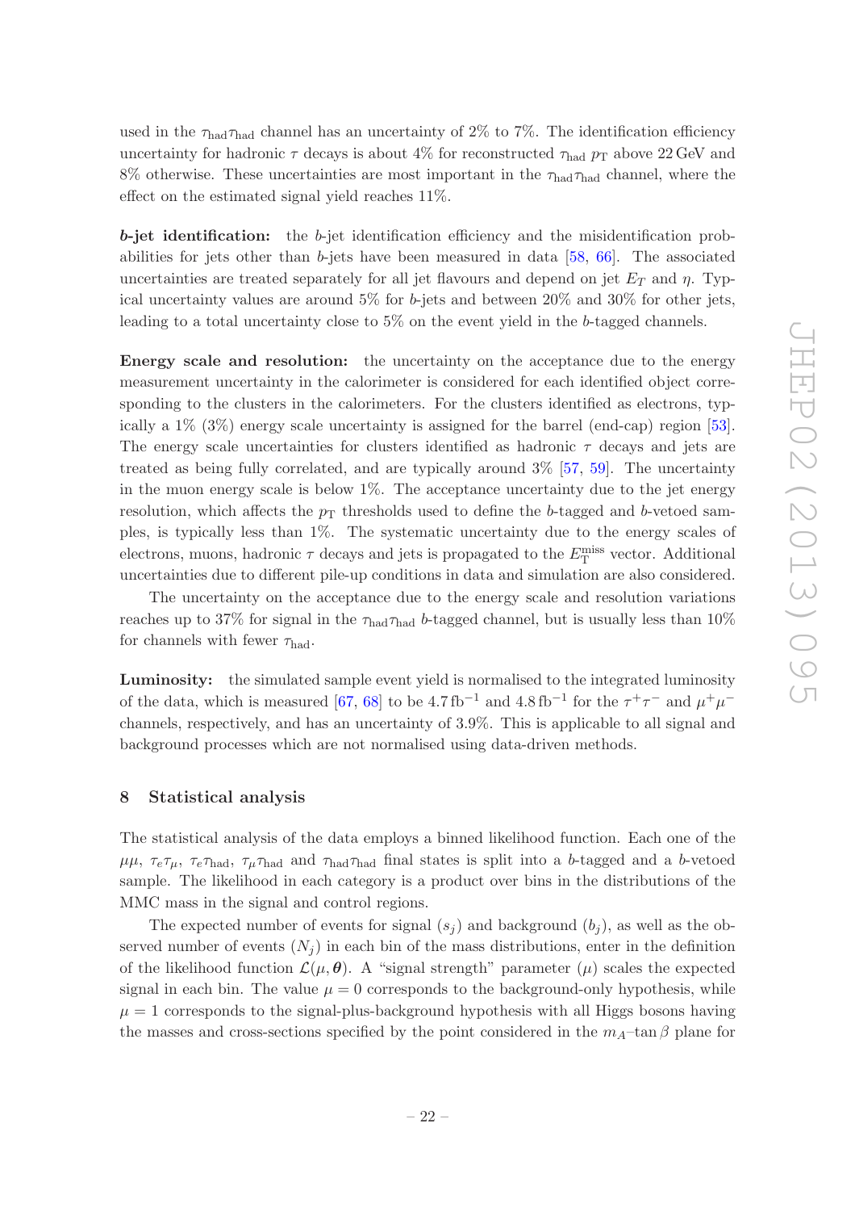used in the $\tau_{\text{had}}\tau_{\text{had}}$ channel has an uncertainty of 2% to 7%. The identification efficiency uncertainty for hadronic $\tau$ decays is about 4% for reconstructed $\tau_{\text{had}}$ $p_{\text{T}}$ above 22 GeV and 8% otherwise. These uncertainties are most important in the $\tau_{\text{had}}\tau_{\text{had}}$ channel, where the effect on the estimated signal yield reaches 11%.

***b*-jet identification:** the *b*-jet identification efficiency and the misidentification probabilities for jets other than *b*-jets have been measured in data [58, 66]. The associated uncertainties are treated separately for all jet flavours and depend on jet $E_T$ and $\eta$. Typical uncertainty values are around 5% for *b*-jets and between 20% and 30% for other jets, leading to a total uncertainty close to 5% on the event yield in the *b*-tagged channels.

**Energy scale and resolution:** the uncertainty on the acceptance due to the energy measurement uncertainty in the calorimeter is considered for each identified object corresponding to the clusters in the calorimeters. For the clusters identified as electrons, typically a 1% (3%) energy scale uncertainty is assigned for the barrel (end-cap) region [53]. The energy scale uncertainties for clusters identified as hadronic $\tau$ decays and jets are treated as being fully correlated, and are typically around 3% [57, 59]. The uncertainty in the muon energy scale is below 1%. The acceptance uncertainty due to the jet energy resolution, which affects the $p_{\text{T}}$ thresholds used to define the *b*-tagged and *b*-vetoed samples, is typically less than 1%. The systematic uncertainty due to the energy scales of electrons, muons, hadronic $\tau$ decays and jets is propagated to the $E_{\text{T}}^{\text{miss}}$ vector. Additional uncertainties due to different pile-up conditions in data and simulation are also considered.

The uncertainty on the acceptance due to the energy scale and resolution variations reaches up to 37% for signal in the $\tau_{\text{had}}\tau_{\text{had}}$ *b*-tagged channel, but is usually less than 10% for channels with fewer $\tau_{\text{had}}$.

**Luminosity:** the simulated sample event yield is normalised to the integrated luminosity of the data, which is measured [67, 68] to be 4.7 fb$^{-1}$ and 4.8 fb$^{-1}$ for the $\tau^+\tau^-$ and $\mu^+\mu^-$ channels, respectively, and has an uncertainty of 3.9%. This is applicable to all signal and background processes which are not normalised using data-driven methods.

## 8 Statistical analysis

The statistical analysis of the data employs a binned likelihood function. Each one of the $\mu\mu$, $\tau_e\tau_\mu$, $\tau_e\tau_{\text{had}}$, $\tau_\mu\tau_{\text{had}}$ and $\tau_{\text{had}}\tau_{\text{had}}$ final states is split into a *b*-tagged and a *b*-vetoed sample. The likelihood in each category is a product over bins in the distributions of the MMC mass in the signal and control regions.

The expected number of events for signal ($s_j$) and background ($b_j$), as well as the observed number of events ($N_j$) in each bin of the mass distributions, enter in the definition of the likelihood function $\mathcal{L}(\mu, \boldsymbol{\theta})$. A "signal strength" parameter ($\mu$) scales the expected signal in each bin. The value $\mu = 0$ corresponds to the background-only hypothesis, while $\mu = 1$ corresponds to the signal-plus-background hypothesis with all Higgs bosons having the masses and cross-sections specified by the point considered in the $m_A$–$\tan\beta$ plane for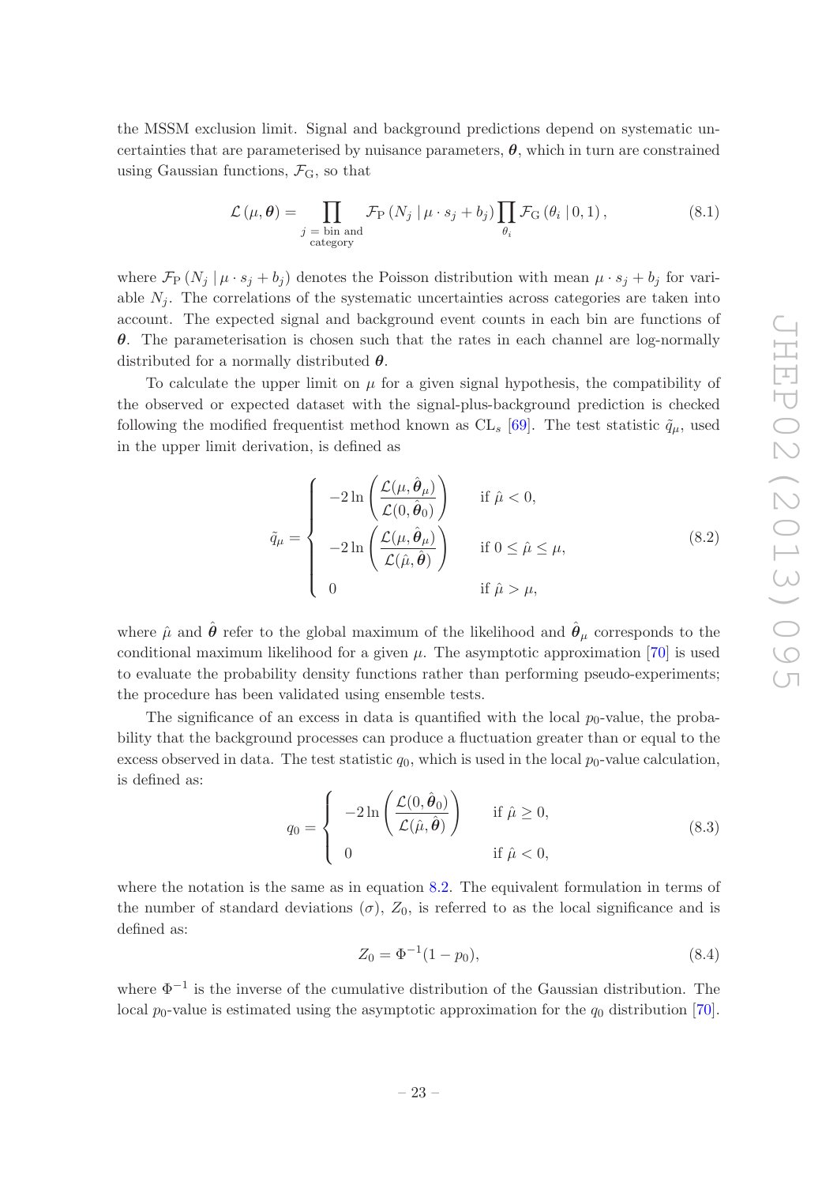the MSSM exclusion limit. Signal and background predictions depend on systematic uncertainties that are parameterised by nuisance parameters, $\boldsymbol{\theta}$, which in turn are constrained using Gaussian functions, $\mathcal{F}_{\mathrm{G}}$, so that

$$\mathcal{L}(\mu, \boldsymbol{\theta}) = \prod_{\substack{j\,=\,\text{bin and}\\ \text{category}}} \mathcal{F}_{\mathrm{P}}\left(N_j \mid \mu \cdot s_j + b_j\right) \prod_{\theta_i} \mathcal{F}_{\mathrm{G}}\left(\theta_i \mid 0, 1\right), \tag{8.1}$$

where $\mathcal{F}_{\mathrm{P}}\left(N_j \mid \mu \cdot s_j + b_j\right)$ denotes the Poisson distribution with mean $\mu \cdot s_j + b_j$ for variable $N_j$. The correlations of the systematic uncertainties across categories are taken into account. The expected signal and background event counts in each bin are functions of $\boldsymbol{\theta}$. The parameterisation is chosen such that the rates in each channel are log-normally distributed for a normally distributed $\boldsymbol{\theta}$.

To calculate the upper limit on $\mu$ for a given signal hypothesis, the compatibility of the observed or expected dataset with the signal-plus-background prediction is checked following the modified frequentist method known as CL$_s$ [69]. The test statistic $\tilde{q}_\mu$, used in the upper limit derivation, is defined as

$$\tilde{q}_\mu = \begin{cases} -2\ln\left(\dfrac{\mathcal{L}(\mu, \hat{\boldsymbol{\theta}}_\mu)}{\mathcal{L}(0, \hat{\boldsymbol{\theta}}_0)}\right) & \text{if } \hat{\mu} < 0, \\[2ex] -2\ln\left(\dfrac{\mathcal{L}(\mu, \hat{\boldsymbol{\theta}}_\mu)}{\mathcal{L}(\hat{\mu}, \hat{\boldsymbol{\theta}})}\right) & \text{if } 0 \leq \hat{\mu} \leq \mu, \\[2ex] 0 & \text{if } \hat{\mu} > \mu, \end{cases} \tag{8.2}$$

where $\hat{\mu}$ and $\hat{\boldsymbol{\theta}}$ refer to the global maximum of the likelihood and $\hat{\boldsymbol{\theta}}_\mu$ corresponds to the conditional maximum likelihood for a given $\mu$. The asymptotic approximation [70] is used to evaluate the probability density functions rather than performing pseudo-experiments; the procedure has been validated using ensemble tests.

The significance of an excess in data is quantified with the local $p_0$-value, the probability that the background processes can produce a fluctuation greater than or equal to the excess observed in data. The test statistic $q_0$, which is used in the local $p_0$-value calculation, is defined as:

$$q_0 = \begin{cases} -2\ln\left(\dfrac{\mathcal{L}(0, \hat{\boldsymbol{\theta}}_0)}{\mathcal{L}(\hat{\mu}, \hat{\boldsymbol{\theta}})}\right) & \text{if } \hat{\mu} \geq 0, \\[2ex] 0 & \text{if } \hat{\mu} < 0, \end{cases} \tag{8.3}$$

where the notation is the same as in equation 8.2. The equivalent formulation in terms of the number of standard deviations ($\sigma$), $Z_0$, is referred to as the local significance and is defined as:

$$Z_0 = \Phi^{-1}(1 - p_0), \tag{8.4}$$

where $\Phi^{-1}$ is the inverse of the cumulative distribution of the Gaussian distribution. The local $p_0$-value is estimated using the asymptotic approximation for the $q_0$ distribution [70].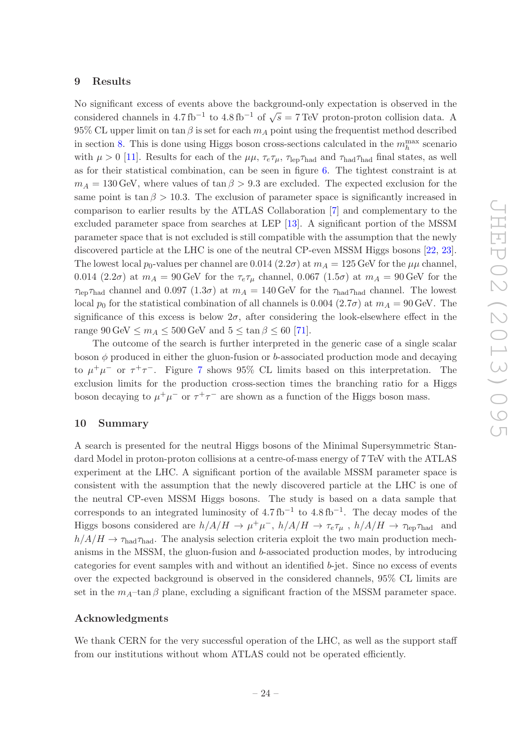## 9 Results

No significant excess of events above the background-only expectation is observed in the considered channels in $4.7\,\text{fb}^{-1}$ to $4.8\,\text{fb}^{-1}$ of $\sqrt{s} = 7\,\text{TeV}$ proton-proton collision data. A 95% CL upper limit on $\tan\beta$ is set for each $m_A$ point using the frequentist method described in section 8. This is done using Higgs boson cross-sections calculated in the $m_h^{\text{max}}$ scenario with $\mu > 0$ [11]. Results for each of the $\mu\mu$, $\tau_e\tau_\mu$, $\tau_{\text{lep}}\tau_{\text{had}}$ and $\tau_{\text{had}}\tau_{\text{had}}$ final states, as well as for their statistical combination, can be seen in figure 6. The tightest constraint is at $m_A = 130\,\text{GeV}$, where values of $\tan\beta > 9.3$ are excluded. The expected exclusion for the same point is $\tan\beta > 10.3$. The exclusion of parameter space is significantly increased in comparison to earlier results by the ATLAS Collaboration [7] and complementary to the excluded parameter space from searches at LEP [13]. A significant portion of the MSSM parameter space that is not excluded is still compatible with the assumption that the newly discovered particle at the LHC is one of the neutral CP-even MSSM Higgs bosons [22, 23]. The lowest local $p_0$-values per channel are 0.014 ($2.2\sigma$) at $m_A = 125\,\text{GeV}$ for the $\mu\mu$ channel, 0.014 ($2.2\sigma$) at $m_A = 90\,\text{GeV}$ for the $\tau_e\tau_\mu$ channel, 0.067 ($1.5\sigma$) at $m_A = 90\,\text{GeV}$ for the $\tau_{\text{lep}}\tau_{\text{had}}$ channel and 0.097 ($1.3\sigma$) at $m_A = 140\,\text{GeV}$ for the $\tau_{\text{had}}\tau_{\text{had}}$ channel. The lowest local $p_0$ for the statistical combination of all channels is 0.004 ($2.7\sigma$) at $m_A = 90\,\text{GeV}$. The significance of this excess is below $2\sigma$, after considering the look-elsewhere effect in the range $90\,\text{GeV} \leq m_A \leq 500\,\text{GeV}$ and $5 \leq \tan\beta \leq 60$ [71].

The outcome of the search is further interpreted in the generic case of a single scalar boson $\phi$ produced in either the gluon-fusion or $b$-associated production mode and decaying to $\mu^+\mu^-$ or $\tau^+\tau^-$. Figure 7 shows 95% CL limits based on this interpretation. The exclusion limits for the production cross-section times the branching ratio for a Higgs boson decaying to $\mu^+\mu^-$ or $\tau^+\tau^-$ are shown as a function of the Higgs boson mass.

## 10 Summary

A search is presented for the neutral Higgs bosons of the Minimal Supersymmetric Standard Model in proton-proton collisions at a centre-of-mass energy of 7 TeV with the ATLAS experiment at the LHC. A significant portion of the available MSSM parameter space is consistent with the assumption that the newly discovered particle at the LHC is one of the neutral CP-even MSSM Higgs bosons. The study is based on a data sample that corresponds to an integrated luminosity of $4.7\,\text{fb}^{-1}$ to $4.8\,\text{fb}^{-1}$. The decay modes of the Higgs bosons considered are $h/A/H \to \mu^+\mu^-$, $h/A/H \to \tau_e\tau_\mu$ , $h/A/H \to \tau_{\text{lep}}\tau_{\text{had}}$ and $h/A/H \to \tau_{\text{had}}\tau_{\text{had}}$. The analysis selection criteria exploit the two main production mechanisms in the MSSM, the gluon-fusion and $b$-associated production modes, by introducing categories for event samples with and without an identified $b$-jet. Since no excess of events over the expected background is observed in the considered channels, 95% CL limits are set in the $m_A$–$\tan\beta$ plane, excluding a significant fraction of the MSSM parameter space.

## Acknowledgments

We thank CERN for the very successful operation of the LHC, as well as the support staff from our institutions without whom ATLAS could not be operated efficiently.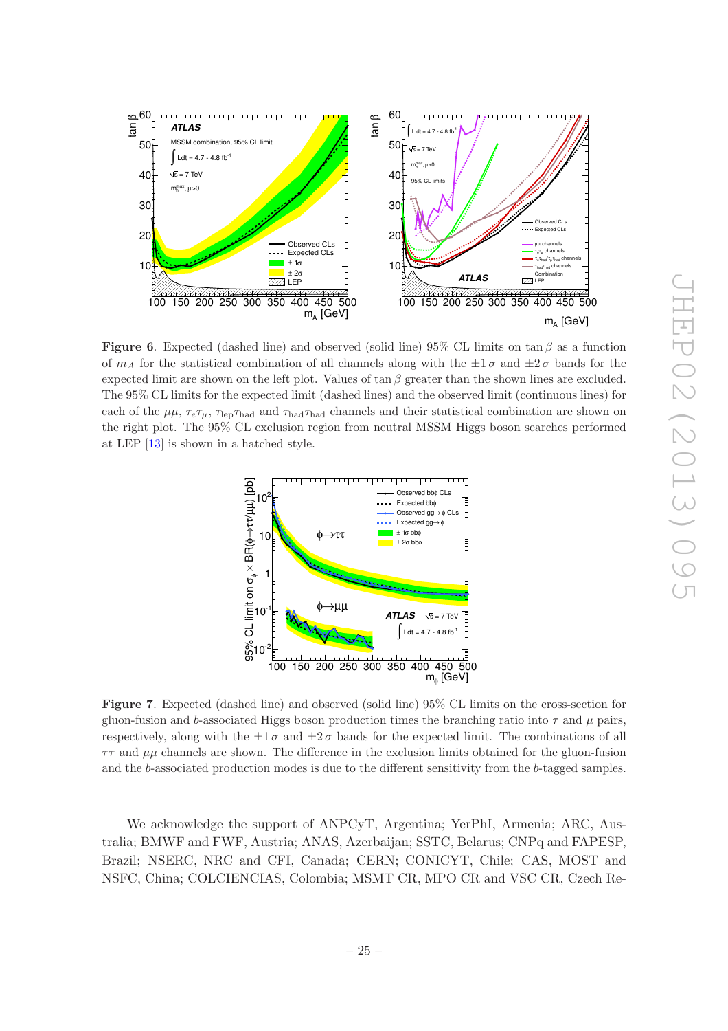**Figure 6**. Expected (dashed line) and observed (solid line) 95% CL limits on $\tan\beta$ as a function of $m_A$ for the statistical combination of all channels along with the $\pm1\,\sigma$ and $\pm2\,\sigma$ bands for the expected limit are shown on the left plot. Values of $\tan\beta$ greater than the shown lines are excluded. The 95% CL limits for the expected limit (dashed lines) and the observed limit (continuous lines) for each of the $\mu\mu$, $\tau_e\tau_\mu$, $\tau_{\text{lep}}\tau_{\text{had}}$ and $\tau_{\text{had}}\tau_{\text{had}}$ channels and their statistical combination are shown on the right plot. The 95% CL exclusion region from neutral MSSM Higgs boson searches performed at LEP [13] is shown in a hatched style.

**Figure 7**. Expected (dashed line) and observed (solid line) 95% CL limits on the cross-section for gluon-fusion and $b$-associated Higgs boson production times the branching ratio into $\tau$ and $\mu$ pairs, respectively, along with the $\pm1\,\sigma$ and $\pm2\,\sigma$ bands for the expected limit. The combinations of all $\tau\tau$ and $\mu\mu$ channels are shown. The difference in the exclusion limits obtained for the gluon-fusion and the $b$-associated production modes is due to the different sensitivity from the $b$-tagged samples.

We acknowledge the support of ANPCyT, Argentina; YerPhI, Armenia; ARC, Australia; BMWF and FWF, Austria; ANAS, Azerbaijan; SSTC, Belarus; CNPq and FAPESP, Brazil; NSERC, NRC and CFI, Canada; CERN; CONICYT, Chile; CAS, MOST and NSFC, China; COLCIENCIAS, Colombia; MSMT CR, MPO CR and VSC CR, Czech Re-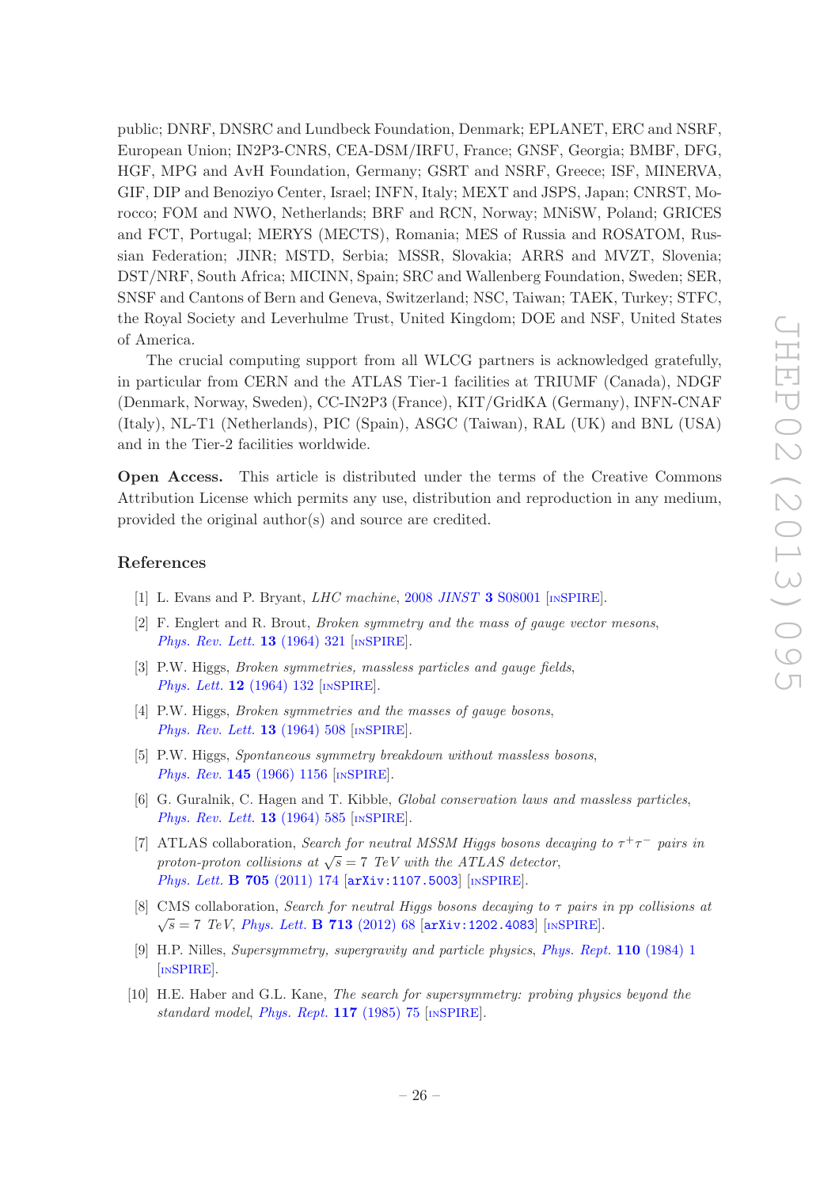public; DNRF, DNSRC and Lundbeck Foundation, Denmark; EPLANET, ERC and NSRF, European Union; IN2P3-CNRS, CEA-DSM/IRFU, France; GNSF, Georgia; BMBF, DFG, HGF, MPG and AvH Foundation, Germany; GSRT and NSRF, Greece; ISF, MINERVA, GIF, DIP and Benoziyo Center, Israel; INFN, Italy; MEXT and JSPS, Japan; CNRST, Morocco; FOM and NWO, Netherlands; BRF and RCN, Norway; MNiSW, Poland; GRICES and FCT, Portugal; MERYS (MECTS), Romania; MES of Russia and ROSATOM, Russian Federation; JINR; MSTD, Serbia; MSSR, Slovakia; ARRS and MVZT, Slovenia; DST/NRF, South Africa; MICINN, Spain; SRC and Wallenberg Foundation, Sweden; SER, SNSF and Cantons of Bern and Geneva, Switzerland; NSC, Taiwan; TAEK, Turkey; STFC, the Royal Society and Leverhulme Trust, United Kingdom; DOE and NSF, United States of America.

The crucial computing support from all WLCG partners is acknowledged gratefully, in particular from CERN and the ATLAS Tier-1 facilities at TRIUMF (Canada), NDGF (Denmark, Norway, Sweden), CC-IN2P3 (France), KIT/GridKA (Germany), INFN-CNAF (Italy), NL-T1 (Netherlands), PIC (Spain), ASGC (Taiwan), RAL (UK) and BNL (USA) and in the Tier-2 facilities worldwide.

**Open Access.** This article is distributed under the terms of the Creative Commons Attribution License which permits any use, distribution and reproduction in any medium, provided the original author(s) and source are credited.

## References

[1] L. Evans and P. Bryant, *LHC machine*, 2008 *JINST* **3** S08001 [INSPIRE].

[2] F. Englert and R. Brout, *Broken symmetry and the mass of gauge vector mesons*, *Phys. Rev. Lett.* **13** (1964) 321 [INSPIRE].

[3] P.W. Higgs, *Broken symmetries, massless particles and gauge fields*, *Phys. Lett.* **12** (1964) 132 [INSPIRE].

[4] P.W. Higgs, *Broken symmetries and the masses of gauge bosons*, *Phys. Rev. Lett.* **13** (1964) 508 [INSPIRE].

[5] P.W. Higgs, *Spontaneous symmetry breakdown without massless bosons*, *Phys. Rev.* **145** (1966) 1156 [INSPIRE].

[6] G. Guralnik, C. Hagen and T. Kibble, *Global conservation laws and massless particles*, *Phys. Rev. Lett.* **13** (1964) 585 [INSPIRE].

[7] ATLAS collaboration, *Search for neutral MSSM Higgs bosons decaying to $\tau^+\tau^-$ pairs in proton-proton collisions at $\sqrt{s} = 7$ TeV with the ATLAS detector*, *Phys. Lett.* **B 705** (2011) 174 [arXiv:1107.5003] [INSPIRE].

[8] CMS collaboration, *Search for neutral Higgs bosons decaying to $\tau$ pairs in pp collisions at $\sqrt{s} = 7$ TeV*, *Phys. Lett.* **B 713** (2012) 68 [arXiv:1202.4083] [INSPIRE].

[9] H.P. Nilles, *Supersymmetry, supergravity and particle physics*, *Phys. Rept.* **110** (1984) 1 [INSPIRE].

[10] H.E. Haber and G.L. Kane, *The search for supersymmetry: probing physics beyond the standard model*, *Phys. Rept.* **117** (1985) 75 [INSPIRE].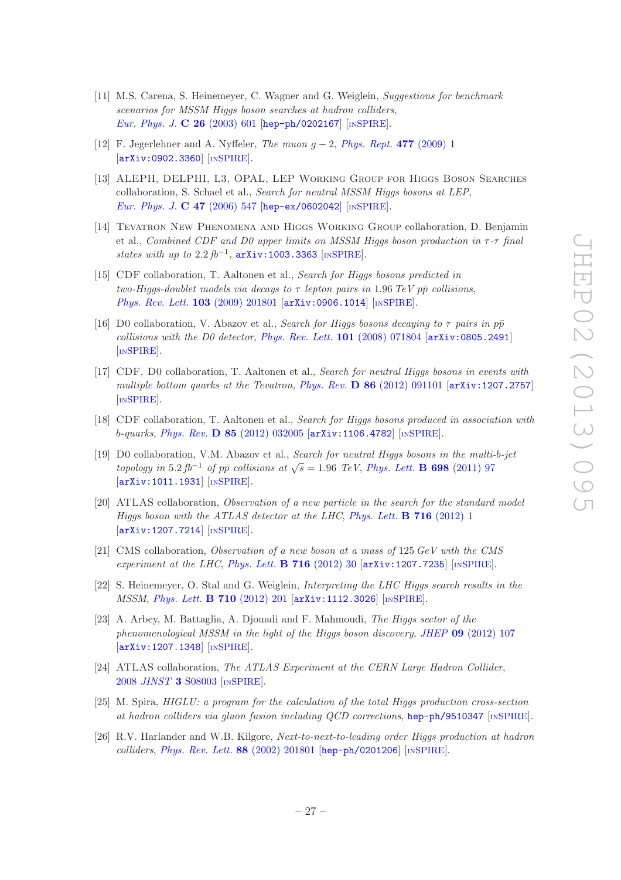[11] M.S. Carena, S. Heinemeyer, C. Wagner and G. Weiglein, *Suggestions for benchmark scenarios for MSSM Higgs boson searches at hadron colliders*, *Eur. Phys. J.* **C 26** (2003) 601 [hep-ph/0202167] [INSPIRE].

[12] F. Jegerlehner and A. Nyffeler, *The muon $g-2$*, *Phys. Rept.* **477** (2009) 1 [arXiv:0902.3360] [INSPIRE].

[13] ALEPH, DELPHI, L3, OPAL, LEP Working Group for Higgs Boson Searches collaboration, S. Schael et al., *Search for neutral MSSM Higgs bosons at LEP*, *Eur. Phys. J.* **C 47** (2006) 547 [hep-ex/0602042] [INSPIRE].

[14] Tevatron New Phenomena and Higgs Working Group collaboration, D. Benjamin et al., *Combined CDF and D0 upper limits on MSSM Higgs boson production in $\tau$-$\tau$ final states with up to* 2.2 $fb^{-1}$, arXiv:1003.3363 [INSPIRE].

[15] CDF collaboration, T. Aaltonen et al., *Search for Higgs bosons predicted in two-Higgs-doublet models via decays to $\tau$ lepton pairs in* 1.96 *TeV $p\bar{p}$ collisions*, *Phys. Rev. Lett.* **103** (2009) 201801 [arXiv:0906.1014] [INSPIRE].

[16] D0 collaboration, V. Abazov et al., *Search for Higgs bosons decaying to $\tau$ pairs in $p\bar{p}$ collisions with the D0 detector*, *Phys. Rev. Lett.* **101** (2008) 071804 [arXiv:0805.2491] [INSPIRE].

[17] CDF, D0 collaboration, T. Aaltonen et al., *Search for neutral Higgs bosons in events with multiple bottom quarks at the Tevatron*, *Phys. Rev.* **D 86** (2012) 091101 [arXiv:1207.2757] [INSPIRE].

[18] CDF collaboration, T. Aaltonen et al., *Search for Higgs bosons produced in association with b-quarks*, *Phys. Rev.* **D 85** (2012) 032005 [arXiv:1106.4782] [INSPIRE].

[19] D0 collaboration, V.M. Abazov et al., *Search for neutral Higgs bosons in the multi-b-jet topology in* 5.2 $fb^{-1}$ *of $p\bar{p}$ collisions at $\sqrt{s} = 1.96$ TeV*, *Phys. Lett.* **B 698** (2011) 97 [arXiv:1011.1931] [INSPIRE].

[20] ATLAS collaboration, *Observation of a new particle in the search for the standard model Higgs boson with the ATLAS detector at the LHC*, *Phys. Lett.* **B 716** (2012) 1 [arXiv:1207.7214] [INSPIRE].

[21] CMS collaboration, *Observation of a new boson at a mass of* 125 *GeV with the CMS experiment at the LHC*, *Phys. Lett.* **B 716** (2012) 30 [arXiv:1207.7235] [INSPIRE].

[22] S. Heinemeyer, O. Stal and G. Weiglein, *Interpreting the LHC Higgs search results in the MSSM*, *Phys. Lett.* **B 710** (2012) 201 [arXiv:1112.3026] [INSPIRE].

[23] A. Arbey, M. Battaglia, A. Djouadi and F. Mahmoudi, *The Higgs sector of the phenomenological MSSM in the light of the Higgs boson discovery*, *JHEP* **09** (2012) 107 [arXiv:1207.1348] [INSPIRE].

[24] ATLAS collaboration, *The ATLAS Experiment at the CERN Large Hadron Collider*, 2008 *JINST* **3** S08003 [INSPIRE].

[25] M. Spira, *HIGLU: a program for the calculation of the total Higgs production cross-section at hadron colliders via gluon fusion including QCD corrections*, hep-ph/9510347 [INSPIRE].

[26] R.V. Harlander and W.B. Kilgore, *Next-to-next-to-leading order Higgs production at hadron colliders*, *Phys. Rev. Lett.* **88** (2002) 201801 [hep-ph/0201206] [INSPIRE].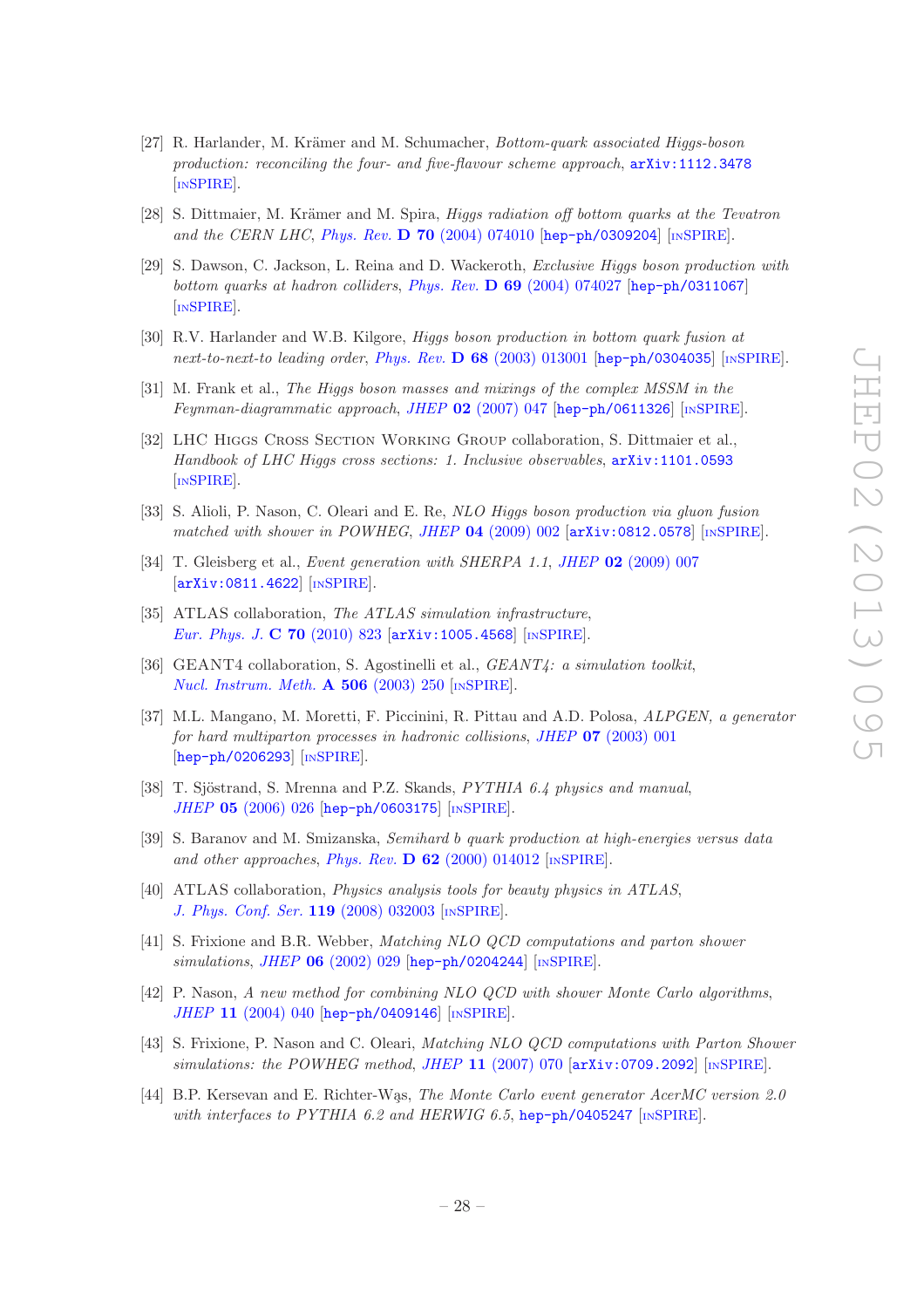[27] R. Harlander, M. Krämer and M. Schumacher, *Bottom-quark associated Higgs-boson production: reconciling the four- and five-flavour scheme approach*, arXiv:1112.3478 [INSPIRE].

[28] S. Dittmaier, M. Krämer and M. Spira, *Higgs radiation off bottom quarks at the Tevatron and the CERN LHC*, *Phys. Rev.* **D 70** (2004) 074010 [hep-ph/0309204] [INSPIRE].

[29] S. Dawson, C. Jackson, L. Reina and D. Wackeroth, *Exclusive Higgs boson production with bottom quarks at hadron colliders*, *Phys. Rev.* **D 69** (2004) 074027 [hep-ph/0311067] [INSPIRE].

[30] R.V. Harlander and W.B. Kilgore, *Higgs boson production in bottom quark fusion at next-to-next-to leading order*, *Phys. Rev.* **D 68** (2003) 013001 [hep-ph/0304035] [INSPIRE].

[31] M. Frank et al., *The Higgs boson masses and mixings of the complex MSSM in the Feynman-diagrammatic approach*, *JHEP* **02** (2007) 047 [hep-ph/0611326] [INSPIRE].

[32] LHC Higgs Cross Section Working Group collaboration, S. Dittmaier et al., *Handbook of LHC Higgs cross sections: 1. Inclusive observables*, arXiv:1101.0593 [INSPIRE].

[33] S. Alioli, P. Nason, C. Oleari and E. Re, *NLO Higgs boson production via gluon fusion matched with shower in POWHEG*, *JHEP* **04** (2009) 002 [arXiv:0812.0578] [INSPIRE].

[34] T. Gleisberg et al., *Event generation with SHERPA 1.1*, *JHEP* **02** (2009) 007 [arXiv:0811.4622] [INSPIRE].

[35] ATLAS collaboration, *The ATLAS simulation infrastructure*, *Eur. Phys. J.* **C 70** (2010) 823 [arXiv:1005.4568] [INSPIRE].

[36] GEANT4 collaboration, S. Agostinelli et al., *GEANT4: a simulation toolkit*, *Nucl. Instrum. Meth.* **A 506** (2003) 250 [INSPIRE].

[37] M.L. Mangano, M. Moretti, F. Piccinini, R. Pittau and A.D. Polosa, *ALPGEN, a generator for hard multiparton processes in hadronic collisions*, *JHEP* **07** (2003) 001 [hep-ph/0206293] [INSPIRE].

[38] T. Sjöstrand, S. Mrenna and P.Z. Skands, *PYTHIA 6.4 physics and manual*, *JHEP* **05** (2006) 026 [hep-ph/0603175] [INSPIRE].

[39] S. Baranov and M. Smizanska, *Semihard b quark production at high-energies versus data and other approaches*, *Phys. Rev.* **D 62** (2000) 014012 [INSPIRE].

[40] ATLAS collaboration, *Physics analysis tools for beauty physics in ATLAS*, *J. Phys. Conf. Ser.* **119** (2008) 032003 [INSPIRE].

[41] S. Frixione and B.R. Webber, *Matching NLO QCD computations and parton shower simulations*, *JHEP* **06** (2002) 029 [hep-ph/0204244] [INSPIRE].

[42] P. Nason, *A new method for combining NLO QCD with shower Monte Carlo algorithms*, *JHEP* **11** (2004) 040 [hep-ph/0409146] [INSPIRE].

[43] S. Frixione, P. Nason and C. Oleari, *Matching NLO QCD computations with Parton Shower simulations: the POWHEG method*, *JHEP* **11** (2007) 070 [arXiv:0709.2092] [INSPIRE].

[44] B.P. Kersevan and E. Richter-Wąs, *The Monte Carlo event generator AcerMC version 2.0 with interfaces to PYTHIA 6.2 and HERWIG 6.5*, hep-ph/0405247 [INSPIRE].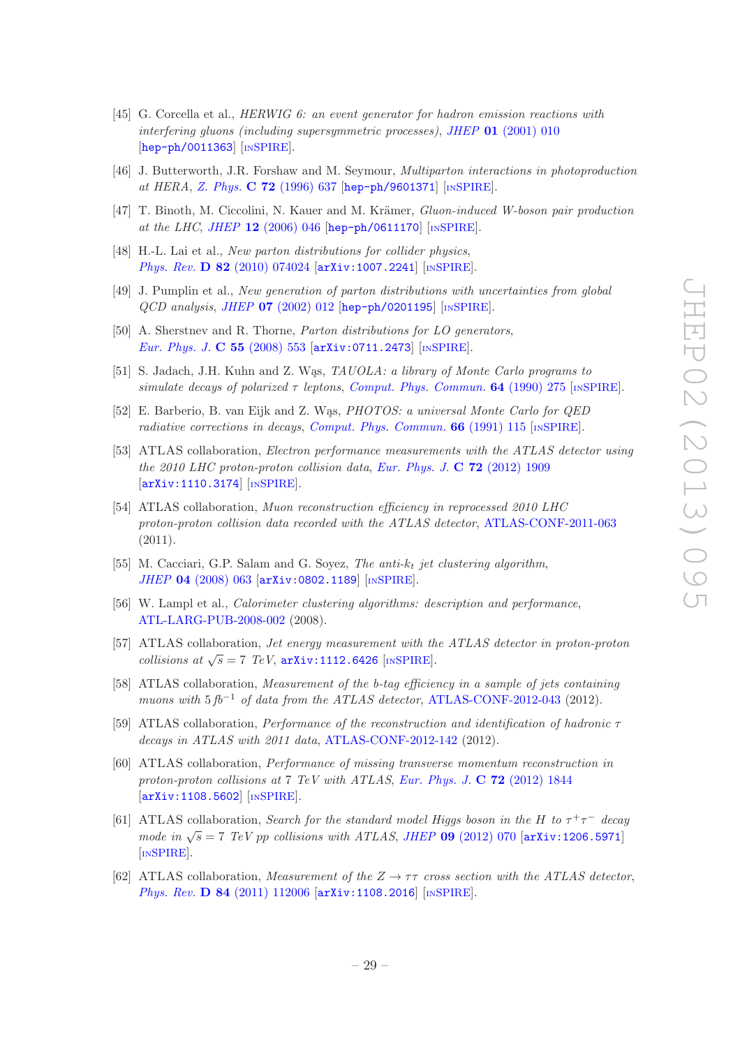[45] G. Corcella et al., *HERWIG 6: an event generator for hadron emission reactions with interfering gluons (including supersymmetric processes)*, *JHEP* **01** (2001) 010 [hep-ph/0011363] [INSPIRE].

[46] J. Butterworth, J.R. Forshaw and M. Seymour, *Multiparton interactions in photoproduction at HERA*, *Z. Phys.* **C 72** (1996) 637 [hep-ph/9601371] [INSPIRE].

[47] T. Binoth, M. Ciccolini, N. Kauer and M. Krämer, *Gluon-induced W-boson pair production at the LHC*, *JHEP* **12** (2006) 046 [hep-ph/0611170] [INSPIRE].

[48] H.-L. Lai et al., *New parton distributions for collider physics*, *Phys. Rev.* **D 82** (2010) 074024 [arXiv:1007.2241] [INSPIRE].

[49] J. Pumplin et al., *New generation of parton distributions with uncertainties from global QCD analysis*, *JHEP* **07** (2002) 012 [hep-ph/0201195] [INSPIRE].

[50] A. Sherstnev and R. Thorne, *Parton distributions for LO generators*, *Eur. Phys. J.* **C 55** (2008) 553 [arXiv:0711.2473] [INSPIRE].

[51] S. Jadach, J.H. Kuhn and Z. Wąs, *TAUOLA: a library of Monte Carlo programs to simulate decays of polarized $\tau$ leptons*, *Comput. Phys. Commun.* **64** (1990) 275 [INSPIRE].

[52] E. Barberio, B. van Eijk and Z. Wąs, *PHOTOS: a universal Monte Carlo for QED radiative corrections in decays*, *Comput. Phys. Commun.* **66** (1991) 115 [INSPIRE].

[53] ATLAS collaboration, *Electron performance measurements with the ATLAS detector using the 2010 LHC proton-proton collision data*, *Eur. Phys. J.* **C 72** (2012) 1909 [arXiv:1110.3174] [INSPIRE].

[54] ATLAS collaboration, *Muon reconstruction efficiency in reprocessed 2010 LHC proton-proton collision data recorded with the ATLAS detector*, ATLAS-CONF-2011-063 (2011).

[55] M. Cacciari, G.P. Salam and G. Soyez, *The anti-$k_t$ jet clustering algorithm*, *JHEP* **04** (2008) 063 [arXiv:0802.1189] [INSPIRE].

[56] W. Lampl et al., *Calorimeter clustering algorithms: description and performance*, ATL-LARG-PUB-2008-002 (2008).

[57] ATLAS collaboration, *Jet energy measurement with the ATLAS detector in proton-proton collisions at $\sqrt{s} = 7$ TeV*, arXiv:1112.6426 [INSPIRE].

[58] ATLAS collaboration, *Measurement of the b-tag efficiency in a sample of jets containing muons with $5\,fb^{-1}$ of data from the ATLAS detector*, ATLAS-CONF-2012-043 (2012).

[59] ATLAS collaboration, *Performance of the reconstruction and identification of hadronic $\tau$ decays in ATLAS with 2011 data*, ATLAS-CONF-2012-142 (2012).

[60] ATLAS collaboration, *Performance of missing transverse momentum reconstruction in proton-proton collisions at 7 TeV with ATLAS*, *Eur. Phys. J.* **C 72** (2012) 1844 [arXiv:1108.5602] [INSPIRE].

[61] ATLAS collaboration, *Search for the standard model Higgs boson in the H to $\tau^+\tau^-$ decay mode in $\sqrt{s} = 7$ TeV pp collisions with ATLAS*, *JHEP* **09** (2012) 070 [arXiv:1206.5971] [INSPIRE].

[62] ATLAS collaboration, *Measurement of the $Z \to \tau\tau$ cross section with the ATLAS detector*, *Phys. Rev.* **D 84** (2011) 112006 [arXiv:1108.2016] [INSPIRE].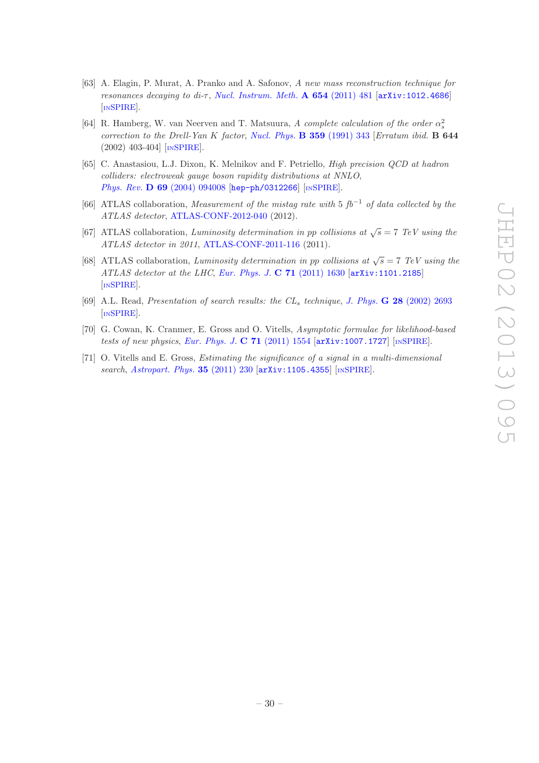[63] A. Elagin, P. Murat, A. Pranko and A. Safonov, *A new mass reconstruction technique for resonances decaying to di-τ*, Nucl. Instrum. Meth. **A 654** (2011) 481 [arXiv:1012.4686] [INSPIRE].

[64] R. Hamberg, W. van Neerven and T. Matsuura, *A complete calculation of the order $\alpha_s^2$ correction to the Drell-Yan K factor*, Nucl. Phys. **B 359** (1991) 343 [*Erratum ibid.* **B 644** (2002) 403-404] [INSPIRE].

[65] C. Anastasiou, L.J. Dixon, K. Melnikov and F. Petriello, *High precision QCD at hadron colliders: electroweak gauge boson rapidity distributions at NNLO*, Phys. Rev. **D 69** (2004) 094008 [hep-ph/0312266] [INSPIRE].

[66] ATLAS collaboration, *Measurement of the mistag rate with 5 $fb^{-1}$ of data collected by the ATLAS detector*, ATLAS-CONF-2012-040 (2012).

[67] ATLAS collaboration, *Luminosity determination in pp collisions at $\sqrt{s} = 7$ TeV using the ATLAS detector in 2011*, ATLAS-CONF-2011-116 (2011).

[68] ATLAS collaboration, *Luminosity determination in pp collisions at $\sqrt{s} = 7$ TeV using the ATLAS detector at the LHC*, Eur. Phys. J. **C 71** (2011) 1630 [arXiv:1101.2185] [INSPIRE].

[69] A.L. Read, *Presentation of search results: the $CL_s$ technique*, J. Phys. **G 28** (2002) 2693 [INSPIRE].

[70] G. Cowan, K. Cranmer, E. Gross and O. Vitells, *Asymptotic formulae for likelihood-based tests of new physics*, Eur. Phys. J. **C 71** (2011) 1554 [arXiv:1007.1727] [INSPIRE].

[71] O. Vitells and E. Gross, *Estimating the significance of a signal in a multi-dimensional search*, Astropart. Phys. **35** (2011) 230 [arXiv:1105.4355] [INSPIRE].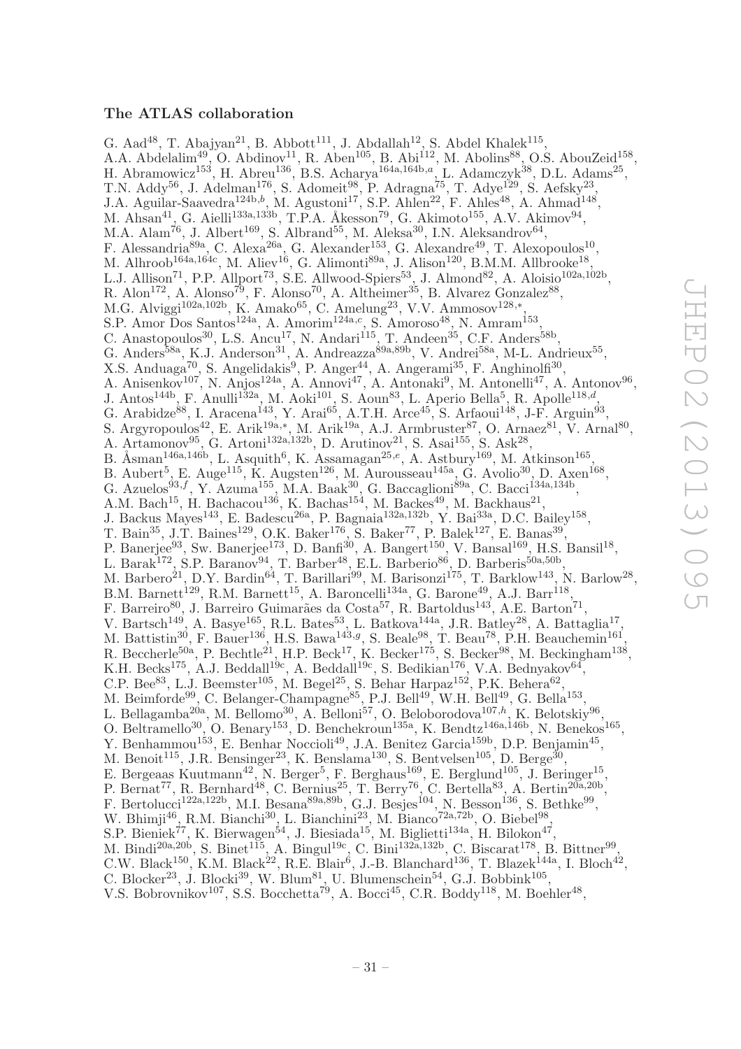## The ATLAS collaboration

G. Aad[48], T. Abajyan[21], B. Abbott[111], J. Abdallah[12], S. Abdel Khalek[115], A.A. Abdelalim[49], O. Abdinov[11], R. Aben[105], B. Abi[112], M. Abolins[88], O.S. AbouZeid[158], H. Abramowicz[153], H. Abreu[136], B.S. Acharya[164a,164b,a], L. Adamczyk[38], D.L. Adams[25], T.N. Addy[56], J. Adelman[176], S. Adomeit[98], P. Adragna[75], T. Adye[129], S. Aefsky[23], J.A. Aguilar-Saavedra[124b,b], M. Agustoni[17], S.P. Ahlen[22], F. Ahles[48], A. Ahmad[148], M. Ahsan[41], G. Aielli[133a,133b], T.P.A. Åkesson[79], G. Akimoto[155], A.V. Akimov[94], M.A. Alam[76], J. Albert[169], S. Albrand[55], M. Aleksa[30], I.N. Aleksandrov[64], F. Alessandria[89a], C. Alexa[26a], G. Alexander[153], G. Alexandre[49], T. Alexopoulos[10], M. Alhroob[164a,164c], M. Aliev[16], G. Alimonti[89a], J. Alison[120], B.M.M. Allbrooke[18], L.J. Allison[71], P.P. Allport[73], S.E. Allwood-Spiers[53], J. Almond[82], A. Aloisio[102a,102b], R. Alon[172], A. Alonso[79], F. Alonso[70], A. Altheimer[35], B. Alvarez Gonzalez[88], M.G. Alviggi[102a,102b], K. Amako[65], C. Amelung[23], V.V. Ammosov[128,*], S.P. Amor Dos Santos[124a], A. Amorim[124a,c], S. Amoroso[48], N. Amram[153], C. Anastopoulos[30], L.S. Ancu[17], N. Andari[115], T. Andeen[35], C.F. Anders[58b], G. Anders[58a], K.J. Anderson[31], A. Andreazza[89a,89b], V. Andrei[58a], M-L. Andrieux[55], X.S. Anduaga[70], S. Angelidakis[9], P. Anger[44], A. Angerami[35], F. Anghinolfi[30], A. Anisenkov[107], N. Anjos[124a], A. Annovi[47], A. Antonaki[9], M. Antonelli[47], A. Antonov[96], J. Antos[144b], F. Anulli[132a], M. Aoki[101], S. Aoun[83], L. Aperio Bella[5], R. Apolle[118,d], G. Arabidze[88], I. Aracena[143], Y. Arai[65], A.T.H. Arce[45], S. Arfaoui[148], J-F. Arguin[93], S. Argyropoulos[42], E. Arik[19a,*], M. Arik[19a], A.J. Armbruster[87], O. Arnaez[81], V. Arnal[80], A. Artamonov[95], G. Artoni[132a,132b], D. Arutinov[21], S. Asai[155], S. Ask[28], B. Åsman[146a,146b], L. Asquith[6], K. Assamagan[25,e], A. Astbury[169], M. Atkinson[165], B. Aubert[5], E. Auge[115], K. Augsten[126], M. Aurousseau[145a], G. Avolio[30], D. Axen[168], G. Azuelos[93,f], Y. Azuma[155], M.A. Baak[30], G. Baccaglioni[89a], C. Bacci[134a,134b], A.M. Bach[15], H. Bachacou[136], K. Bachas[154], M. Backes[49], M. Backhaus[21], J. Backus Mayes[143], E. Badescu[26a], P. Bagnaia[132a,132b], Y. Bai[33a], D.C. Bailey[158], T. Bain[35], J.T. Baines[129], O.K. Baker[176], S. Baker[77], P. Balek[127], E. Banas[39], P. Banerjee[93], Sw. Banerjee[173], D. Banfi[30], A. Bangert[150], V. Bansal[169], H.S. Bansil[18], L. Barak[172], S.P. Baranov[94], T. Barber[48], E.L. Barberio[86], D. Barberis[50a,50b], M. Barbero[21], D.Y. Bardin[64], T. Barillari[99], M. Barisonzi[175], T. Barklow[143], N. Barlow[28], B.M. Barnett[129], R.M. Barnett[15], A. Baroncelli[134a], G. Barone[49], A.J. Barr[118], F. Barreiro[80], J. Barreiro Guimarães da Costa[57], R. Bartoldus[143], A.E. Barton[71], V. Bartsch[149], A. Basye[165], R.L. Bates[53], L. Batkova[144a], J.R. Batley[28], A. Battaglia[17], M. Battistin[30], F. Bauer[136], H.S. Bawa[143,g], S. Beale[98], T. Beau[78], P.H. Beauchemin[161], R. Beccherle[50a], P. Bechtle[21], H.P. Beck[17], K. Becker[175], S. Becker[98], M. Beckingham[138], K.H. Becks[175], A.J. Beddall[19c], A. Beddall[19c], S. Bedikian[176], V.A. Bednyakov[64], C.P. Bee[83], L.J. Beemster[105], M. Begel[25], S. Behar Harpaz[152], P.K. Behera[62], M. Beimforde[99], C. Belanger-Champagne[85], P.J. Bell[49], W.H. Bell[49], G. Bella[153], L. Bellagamba[20a], M. Bellomo[30], A. Belloni[57], O. Beloborodova[107,h], K. Belotskiy[96], O. Beltramello[30], O. Benary[153], D. Benchekroun[135a], K. Bendtz[146a,146b], N. Benekos[165], Y. Benhammou[153], E. Benhar Noccioli[49], J.A. Benitez Garcia[159b], D.P. Benjamin[45], M. Benoit[115], J.R. Bensinger[23], K. Benslama[130], S. Bentvelsen[105], D. Berge[30], E. Bergeaas Kuutmann[42], N. Berger[5], F. Berghaus[169], E. Berglund[105], J. Beringer[15], P. Bernat[77], R. Bernhard[48], C. Bernius[25], T. Berry[76], C. Bertella[83], A. Bertin[20a,20b], F. Bertolucci[122a,122b], M.I. Besana[89a,89b], G.J. Besjes[104], N. Besson[136], S. Bethke[99], W. Bhimji[46], R.M. Bianchi[30], L. Bianchini[23], M. Bianco[72a,72b], O. Biebel[98], S.P. Bieniek[77], K. Bierwagen[54], J. Biesiada[15], M. Biglietti[134a], H. Bilokon[47], M. Bindi[20a,20b], S. Binet[115], A. Bingul[19c], C. Bini[132a,132b], C. Biscarat[178], B. Bittner[99], C.W. Black[150], K.M. Black[22], R.E. Blair[6], J.-B. Blanchard[136], T. Blazek[144a], I. Bloch[42], C. Blocker[23], J. Blocki[39], W. Blum[81], U. Blumenschein[54], G.J. Bobbink[105], V.S. Bobrovnikov[107], S.S. Bocchetta[79], A. Bocci[45], C.R. Boddy[118], M. Boehler[48],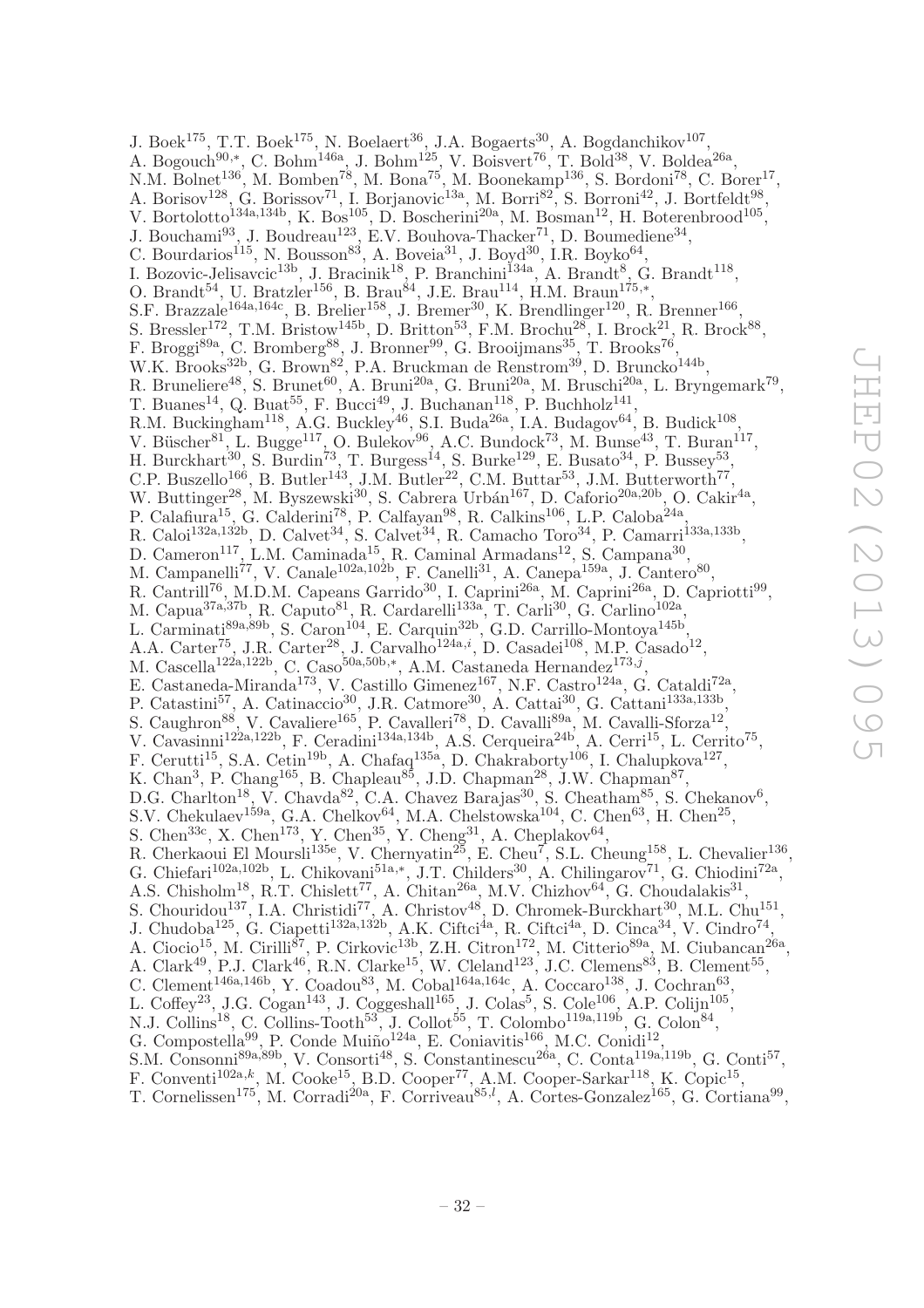J. Boek[175], T.T. Boek[175], N. Boelaert[36], J.A. Bogaerts[30], A. Bogdanchikov[107], A. Bogouch[90,*], C. Bohm[146a], J. Bohm[125], V. Boisvert[76], T. Bold[38], V. Boldea[26a], N.M. Bolnet[136], M. Bomben[78], M. Bona[75], M. Boonekamp[136], S. Bordoni[78], C. Borer[17], A. Borisov[128], G. Borissov[71], I. Borjanovic[13a], M. Borri[82], S. Borroni[42], J. Bortfeldt[98], V. Bortolotto[134a,134b], K. Bos[105], D. Boscherini[20a], M. Bosman[12], H. Boterenbrood[105], J. Bouchami[93], J. Boudreau[123], E.V. Bouhova-Thacker[71], D. Boumediene[34], C. Bourdarios[115], N. Bousson[83], A. Boveia[31], J. Boyd[30], I.R. Boyko[64], I. Bozovic-Jelisavcic[13b], J. Bracinik[18], P. Branchini[134a], A. Brandt[8], G. Brandt[118], O. Brandt[54], U. Bratzler[156], B. Brau[84], J.E. Brau[114], H.M. Braun[175,*], S.F. Brazzale[164a,164c], B. Brelier[158], J. Bremer[30], K. Brendlinger[120], R. Brenner[166], S. Bressler[172], T.M. Bristow[145b], D. Britton[53], F.M. Brochu[28], I. Brock[21], R. Brock[88], F. Broggi[89a], C. Bromberg[88], J. Bronner[99], G. Brooijmans[35], T. Brooks[76], W.K. Brooks[32b], G. Brown[82], P.A. Bruckman de Renstrom[39], D. Bruncko[144b], R. Bruneliere[48], S. Brunet[60], A. Bruni[20a], G. Bruni[20a], M. Bruschi[20a], L. Bryngemark[79], T. Buanes[14], Q. Buat[55], F. Bucci[49], J. Buchanan[118], P. Buchholz[141], R.M. Buckingham[118], A.G. Buckley[46], S.I. Buda[26a], I.A. Budagov[64], B. Budick[108], V. Büscher[81], L. Bugge[117], O. Bulekov[96], A.C. Bundock[73], M. Bunse[43], T. Buran[117], H. Burckhart[30], S. Burdin[73], T. Burgess[14], S. Burke[129], E. Busato[34], P. Bussey[53], C.P. Buszello[166], B. Butler[143], J.M. Butler[22], C.M. Buttar[53], J.M. Butterworth[77], W. Buttinger[28], M. Byszewski[30], S. Cabrera Urbán[167], D. Caforio[20a,20b], O. Cakir[4a], P. Calafiura[15], G. Calderini[78], P. Calfayan[98], R. Calkins[106], L.P. Caloba[24a], R. Caloi[132a,132b], D. Calvet[34], S. Calvet[34], R. Camacho Toro[34], P. Camarri[133a,133b], D. Cameron[117], L.M. Caminada[15], R. Caminal Armadans[12], S. Campana[30], M. Campanelli[77], V. Canale[102a,102b], F. Canelli[31], A. Canepa[159a], J. Cantero[80], R. Cantrill[76], M.D.M. Capeans Garrido[30], I. Caprini[26a], M. Caprini[26a], D. Capriotti[99], M. Capua[37a,37b], R. Caputo[81], R. Cardarelli[133a], T. Carli[30], G. Carlino[102a], L. Carminati[89a,89b], S. Caron[104], E. Carquin[32b], G.D. Carrillo-Montoya[145b], A.A. Carter[75], J.R. Carter[28], J. Carvalho[124a,i], D. Casadei[108], M.P. Casado[12], M. Cascella[122a,122b], C. Caso[50a,50b,*], A.M. Castaneda Hernandez[173,j], E. Castaneda-Miranda[173], V. Castillo Gimenez[167], N.F. Castro[124a], G. Cataldi[72a], P. Catastini[57], A. Catinaccio[30], J.R. Catmore[30], A. Cattai[30], G. Cattani[133a,133b], S. Caughron[88], V. Cavaliere[165], P. Cavalleri[78], D. Cavalli[89a], M. Cavalli-Sforza[12], V. Cavasinni[122a,122b], F. Ceradini[134a,134b], A.S. Cerqueira[24b], A. Cerri[15], L. Cerrito[75], F. Cerutti[15], S.A. Cetin[19b], A. Chafaq[135a], D. Chakraborty[106], I. Chalupkova[127], K. Chan[3], P. Chang[165], B. Chapleau[85], J.D. Chapman[28], J.W. Chapman[87], D.G. Charlton[18], V. Chavda[82], C.A. Chavez Barajas[30], S. Cheatham[85], S. Chekanov[6], S.V. Chekulaev[159a], G.A. Chelkov[64], M.A. Chelstowska[104], C. Chen[63], H. Chen[25], S. Chen[33c], X. Chen[173], Y. Chen[35], Y. Cheng[31], A. Cheplakov[64], R. Cherkaoui El Moursli[135e], V. Chernyatin[25], E. Cheu[7], S.L. Cheung[158], L. Chevalier[136], G. Chiefari[102a,102b], L. Chikovani[51a,*], J.T. Childers[30], A. Chilingarov[71], G. Chiodini[72a], A.S. Chisholm[18], R.T. Chislett[77], A. Chitan[26a], M.V. Chizhov[64], G. Choudalakis[31], S. Chouridou[137], I.A. Christidi[77], A. Christov[48], D. Chromek-Burckhart[30], M.L. Chu[151], J. Chudoba[125], G. Ciapetti[132a,132b], A.K. Ciftci[4a], R. Ciftci[4a], D. Cinca[34], V. Cindro[74], A. Ciocio[15], M. Cirilli[87], P. Cirkovic[13b], Z.H. Citron[172], M. Citterio[89a], M. Ciubancan[26a], A. Clark[49], P.J. Clark[46], R.N. Clarke[15], W. Cleland[123], J.C. Clemens[83], B. Clement[55], C. Clement[146a,146b], Y. Coadou[83], M. Cobal[164a,164c], A. Coccaro[138], J. Cochran[63], L. Coffey[23], J.G. Cogan[143], J. Coggeshall[165], J. Colas[5], S. Cole[106], A.P. Colijn[105], N.J. Collins[18], C. Collins-Tooth[53], J. Collot[55], T. Colombo[119a,119b], G. Colon[84], G. Compostella[99], P. Conde Muiño[124a], E. Coniavitis[166], M.C. Conidi[12], S.M. Consonni[89a,89b], V. Consorti[48], S. Constantinescu[26a], C. Conta[119a,119b], G. Conti[57], F. Conventi[102a,k], M. Cooke[15], B.D. Cooper[77], A.M. Cooper-Sarkar[118], K. Copic[15], T. Cornelissen[175], M. Corradi[20a], F. Corriveau[85,l], A. Cortes-Gonzalez[165], G. Cortiana[99],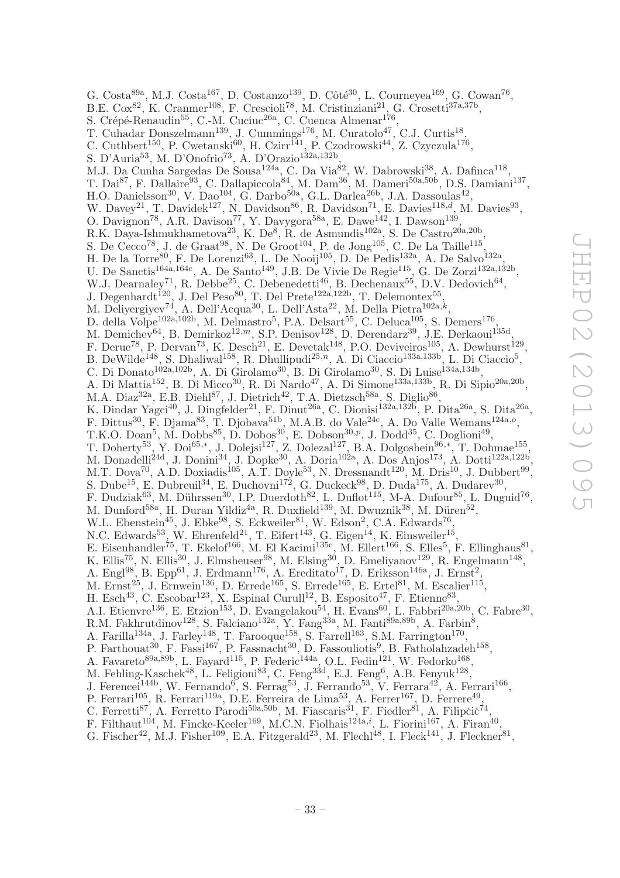G. Costa[89a], M.J. Costa[167], D. Costanzo[139], D. Côté[30], L. Courneyea[169], G. Cowan[76], B.E. Cox[82], K. Cranmer[108], F. Crescioli[78], M. Cristinziani[21], G. Crosetti[37a,37b], S. Crépé-Renaudin[55], C.-M. Cuciuc[26a], C. Cuenca Almenar[176], T. Cuhadar Donszelmann[139], J. Cummings[176], M. Curatolo[47], C.J. Curtis[18], C. Cuthbert[150], P. Cwetanski[60], H. Czirr[141], P. Czodrowski[44], Z. Czyczula[176], S. D'Auria[53], M. D'Onofrio[73], A. D'Orazio[132a,132b], M.J. Da Cunha Sargedas De Sousa[124a], C. Da Via[82], W. Dabrowski[38], A. Dafinca[118], T. Dai[87], F. Dallaire[93], C. Dallapiccola[84], M. Dam[36], M. Dameri[50a,50b], D.S. Damiani[137], H.O. Danielsson[30], V. Dao[104], G. Darbo[50a], G.L. Darlea[26b], J.A. Dassoulas[42], W. Davey[21], T. Davidek[127], N. Davidson[86], R. Davidson[71], E. Davies[118,d], M. Davies[93], O. Davignon[78], A.R. Davison[77], Y. Davygora[58a], E. Dawe[142], I. Dawson[139], R.K. Daya-Ishmukhametova[23], K. De[8], R. de Asmundis[102a], S. De Castro[20a,20b], S. De Cecco[78], J. de Graat[98], N. De Groot[104], P. de Jong[105], C. De La Taille[115], H. De la Torre[80], F. De Lorenzi[63], L. De Nooij[105], D. De Pedis[132a], A. De Salvo[132a], U. De Sanctis[164a,164c], A. De Santo[149], J.B. De Vivie De Regie[115], G. De Zorzi[132a,132b], W.J. Dearnaley[71], R. Debbe[25], C. Debenedetti[46], B. Dechenaux[55], D.V. Dedovich[64], J. Degenhardt[120], J. Del Peso[80], T. Del Prete[122a,122b], T. Delemontex[55], M. Deliyergiyev[74], A. Dell'Acqua[30], L. Dell'Asta[22], M. Della Pietra[102a,k], D. della Volpe[102a,102b], M. Delmastro[5], P.A. Delsart[55], C. Deluca[105], S. Demers[176], M. Demichev[64], B. Demirkoz[12,m], S.P. Denisov[128], D. Derendarz[39], J.E. Derkaoui[135d], F. Derue[78], P. Dervan[73], K. Desch[21], E. Devetak[148], P.O. Deviveiros[105], A. Dewhurst[129], B. DeWilde[148], S. Dhaliwal[158], R. Dhullipudi[25,n], A. Di Ciaccio[133a,133b], L. Di Ciaccio[5], C. Di Donato[102a,102b], A. Di Girolamo[30], B. Di Girolamo[30], S. Di Luise[134a,134b], A. Di Mattia[152], B. Di Micco[30], R. Di Nardo[47], A. Di Simone[133a,133b], R. Di Sipio[20a,20b], M.A. Diaz[32a], E.B. Diehl[87], J. Dietrich[42], T.A. Dietzsch[58a], S. Diglio[86], K. Dindar Yagci[40], J. Dingfelder[21], F. Dinut[26a], C. Dionisi[132a,132b], P. Dita[26a], S. Dita[26a], F. Dittus[30], F. Djama[83], T. Djobava[51b], M.A.B. do Vale[24c], A. Do Valle Wemans[124a,o], T.K.O. Doan[5], M. Dobbs[85], D. Dobos[30], E. Dobson[30,p], J. Dodd[35], C. Doglioni[49], T. Doherty[53], Y. Doi[65,*], J. Dolejsi[127], Z. Dolezal[127], B.A. Dolgoshein[96,*], T. Dohmae[155], M. Donadelli[24d], J. Donini[34], J. Dopke[30], A. Doria[102a], A. Dos Anjos[173], A. Dotti[122a,122b], M.T. Dova[70], A.D. Doxiadis[105], A.T. Doyle[53], N. Dressnandt[120], M. Dris[10], J. Dubbert[99], S. Dube[15], E. Dubreuil[34], E. Duchovni[172], G. Duckeck[98], D. Duda[175], A. Dudarev[30], F. Dudziak[63], M. Dührssen[30], I.P. Duerdoth[82], L. Duflot[115], M-A. Dufour[85], L. Duguid[76], M. Dunford[58a], H. Duran Yildiz[4a], R. Duxfield[139], M. Dwuznik[38], M. Düren[52], W.L. Ebenstein[45], J. Ebke[98], S. Eckweiler[81], W. Edson[2], C.A. Edwards[76], N.C. Edwards[53], W. Ehrenfeld[21], T. Eifert[143], G. Eigen[14], K. Einsweiler[15], E. Eisenhandler[75], T. Ekelof[166], M. El Kacimi[135c], M. Ellert[166], S. Elles[5], F. Ellinghaus[81], K. Ellis[75], N. Ellis[30], J. Elmsheuser[98], M. Elsing[30], D. Emeliyanov[129], R. Engelmann[148], A. Engl[98], B. Epp[61], J. Erdmann[176], A. Ereditato[17], D. Eriksson[146a], J. Ernst[2], M. Ernst[25], J. Ernwein[136], D. Errede[165], S. Errede[165], E. Ertel[81], M. Escalier[115], H. Esch[43], C. Escobar[123], X. Espinal Curull[12], B. Esposito[47], F. Etienne[83], A.I. Etienvre[136], E. Etzion[153], D. Evangelakou[54], H. Evans[60], L. Fabbri[20a,20b], C. Fabre[30], R.M. Fakhrutdinov[128], S. Falciano[132a], Y. Fang[33a], M. Fanti[89a,89b], A. Farbin[8], A. Farilla[134a], J. Farley[148], T. Farooque[158], S. Farrell[163], S.M. Farrington[170], P. Farthouat[30], F. Fassi[167], P. Fassnacht[30], D. Fassouliotis[9], B. Fatholahzadeh[158], A. Favareto[89a,89b], L. Fayard[115], P. Federic[144a], O.L. Fedin[121], W. Fedorko[168], M. Fehling-Kaschek[48], L. Feligioni[83], C. Feng[33d], E.J. Feng[6], A.B. Fenyuk[128], J. Ferencei[144b], W. Fernando[6], S. Ferrag[53], J. Ferrando[53], V. Ferrara[42], A. Ferrari[166], P. Ferrari[105], R. Ferrari[119a], D.E. Ferreira de Lima[53], A. Ferrer[167], D. Ferrere[49], C. Ferretti[87], A. Ferretto Parodi[50a,50b], M. Fiascaris[31], F. Fiedler[81], A. Filipčič[74], F. Filthaut[104], M. Fincke-Keeler[169], M.C.N. Fiolhais[124a,i], L. Fiorini[167], A. Firan[40], G. Fischer[42], M.J. Fisher[109], E.A. Fitzgerald[23], M. Flechl[48], I. Fleck[141], J. Fleckner[81],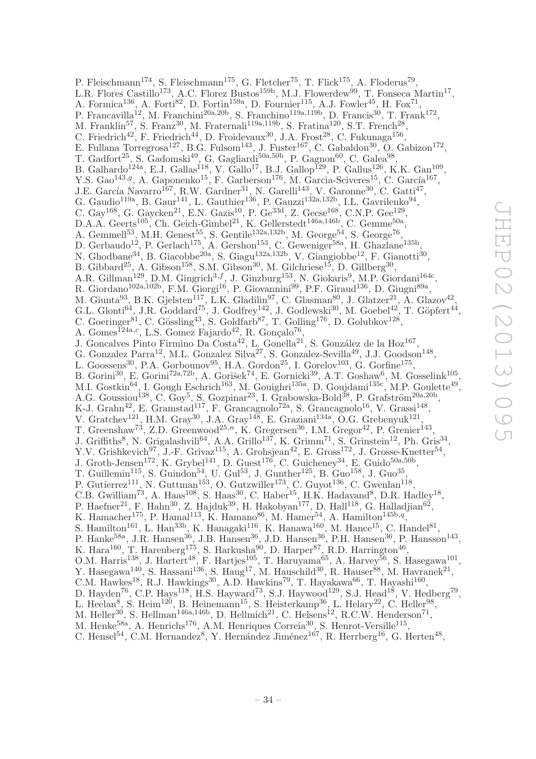P. Fleischmann[174], S. Fleischmann[175], G. Fletcher[75], T. Flick[175], A. Floderus[79], L.R. Flores Castillo[173], A.C. Florez Bustos[159b], M.J. Flowerdew[99], T. Fonseca Martin[17], A. Formica[136], A. Forti[82], D. Fortin[159a], D. Fournier[115], A.J. Fowler[45], H. Fox[71], P. Francavilla[12], M. Franchini[20a,20b], S. Franchino[119a,119b], D. Francis[30], T. Frank[172], M. Franklin[57], S. Franz[30], M. Fraternali[119a,119b], S. Fratina[120], S.T. French[28], C. Friedrich[42], F. Friedrich[44], D. Froidevaux[30], J.A. Frost[28], C. Fukunaga[156], E. Fullana Torregrosa[127], B.G. Fulsom[143], J. Fuster[167], C. Gabaldon[30], O. Gabizon[172], T. Gadfort[25], S. Gadomski[49], G. Gagliardi[50a,50b], P. Gagnon[60], C. Galea[98], B. Galhardo[124a], E.J. Gallas[118], V. Gallo[17], B.J. Gallop[129], P. Gallus[126], K.K. Gan[109], Y.S. Gao[143,g], A. Gaponenko[15], F. Garberson[176], M. Garcia-Sciveres[15], C. García[167], J.E. García Navarro[167], R.W. Gardner[31], N. Garelli[143], V. Garonne[30], C. Gatti[47], G. Gaudio[119a], B. Gaur[141], L. Gauthier[136], P. Gauzzi[132a,132b], I.L. Gavrilenko[94], C. Gay[168], G. Gaycken[21], E.N. Gazis[10], P. Ge[33d], Z. Gecse[168], C.N.P. Gee[129], D.A.A. Geerts[105], Ch. Geich-Gimbel[21], K. Gellerstedt[146a,146b], C. Gemme[50a], A. Gemmell[53], M.H. Genest[55], S. Gentile[132a,132b], M. George[54], S. George[76], D. Gerbaudo[12], P. Gerlach[175], A. Gershon[153], C. Geweniger[58a], H. Ghazlane[135b], N. Ghodbane[34], B. Giacobbe[20a], S. Giagu[132a,132b], V. Giangiobbe[12], F. Gianotti[30], B. Gibbard[25], A. Gibson[158], S.M. Gibson[30], M. Gilchriese[15], D. Gillberg[30], A.R. Gillman[129], D.M. Gingrich[3,f], J. Ginzburg[153], N. Giokaris[9], M.P. Giordani[164c], R. Giordano[102a,102b], F.M. Giorgi[16], P. Giovannini[99], P.F. Giraud[136], D. Giugni[89a], M. Giunta[93], B.K. Gjelsten[117], L.K. Gladilin[97], C. Glasman[80], J. Glatzer[21], A. Glazov[42], G.L. Glonti[64], J.R. Goddard[75], J. Godfrey[142], J. Godlewski[30], M. Goebel[42], T. Göpfert[44], C. Goeringer[81], C. Gössling[43], S. Goldfarb[87], T. Golling[176], D. Golubkov[128], A. Gomes[124a,c], L.S. Gomez Fajardo[42], R. Gonçalo[76], J. Goncalves Pinto Firmino Da Costa[42], L. Gonella[21], S. González de la Hoz[167], G. Gonzalez Parra[12], M.L. Gonzalez Silva[27], S. Gonzalez-Sevilla[49], J.J. Goodson[148], L. Goossens[30], P.A. Gorbounov[95], H.A. Gordon[25], I. Gorelov[103], G. Gorfine[175], B. Gorini[30], E. Gorini[72a,72b], A. Gorišek[74], E. Gornicki[39], A.T. Goshaw[6], M. Gosselink[105], M.I. Gostkin[64], I. Gough Eschrich[163], M. Gouighri[135a], D. Goujdami[135c], M.P. Goulette[49], A.G. Goussiou[138], C. Goy[5], S. Gozpinar[23], I. Grabowska-Bold[38], P. Grafström[20a,20b], K-J. Grahn[42], E. Gramstad[117], F. Grancagnolo[72a], S. Grancagnolo[16], V. Grassi[148], V. Gratchev[121], H.M. Gray[30], J.A. Gray[148], E. Graziani[134a], O.G. Grebenyuk[121], T. Greenshaw[73], Z.D. Greenwood[25,n], K. Gregersen[36], I.M. Gregor[42], P. Grenier[143], J. Griffiths[8], N. Grigalashvili[64], A.A. Grillo[137], K. Grimm[71], S. Grinstein[12], Ph. Gris[34], Y.V. Grishkevich[97], J.-F. Grivaz[115], A. Grohsjean[42], E. Gross[172], J. Grosse-Knetter[54], J. Groth-Jensen[172], K. Grybel[141], D. Guest[176], C. Guicheney[34], E. Guido[50a,50b], T. Guillemin[115], S. Guindon[54], U. Gul[53], J. Gunther[125], B. Guo[158], J. Guo[35], P. Gutierrez[111], N. Guttman[153], O. Gutzwiller[173], C. Guyot[136], C. Gwenlan[118], C.B. Gwilliam[73], A. Haas[108], S. Haas[30], C. Haber[15], H.K. Hadavand[8], D.R. Hadley[18], P. Haefner[21], F. Hahn[30], Z. Hajduk[39], H. Hakobyan[177], D. Hall[118], G. Halladjian[62], K. Hamacher[175], P. Hamal[113], K. Hamano[86], M. Hamer[54], A. Hamilton[145b,q], S. Hamilton[161], L. Han[33b], K. Hanagaki[116], K. Hanawa[160], M. Hance[15], C. Handel[81], P. Hanke[58a], J.R. Hansen[36], J.B. Hansen[36], J.D. Hansen[36], P.H. Hansen[36], P. Hansson[143], K. Hara[160], T. Harenberg[175], S. Harkusha[90], D. Harper[87], R.D. Harrington[46], O.M. Harris[138], J. Hartert[48], F. Hartjes[105], T. Haruyama[65], A. Harvey[56], S. Hasegawa[101], Y. Hasegawa[140], S. Hassani[136], S. Haug[17], M. Hauschild[30], R. Hauser[88], M. Havranek[21], C.M. Hawkes[18], R.J. Hawkings[30], A.D. Hawkins[79], T. Hayakawa[66], T. Hayashi[160], D. Hayden[76], C.P. Hays[118], H.S. Hayward[73], S.J. Haywood[129], S.J. Head[18], V. Hedberg[79], L. Heelan[8], S. Heim[120], B. Heinemann[15], S. Heisterkamp[36], L. Helary[22], C. Heller[98], M. Heller[30], S. Hellman[146a,146b], D. Hellmich[21], C. Helsens[12], R.C.W. Henderson[71], M. Henke[58a], A. Henrichs[176], A.M. Henriques Correia[30], S. Henrot-Versille[115], C. Hensel[54], C.M. Hernandez[8], Y. Hernández Jiménez[167], R. Herrberg[16], G. Herten[48],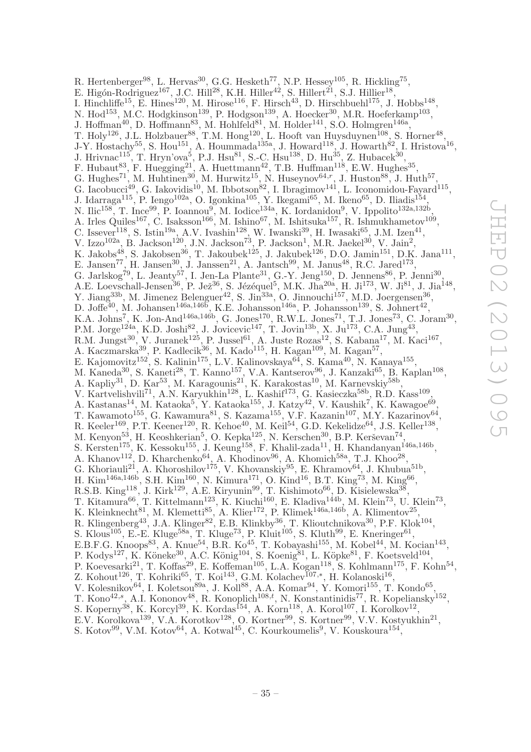R. Hertenberger[98], L. Hervas[30], G.G. Hesketh[77], N.P. Hessey[105], R. Hickling[75], E. Higón-Rodriguez[167], J.C. Hill[28], K.H. Hiller[42], S. Hillert[21], S.J. Hillier[18], I. Hinchliffe[15], E. Hines[120], M. Hirose[116], F. Hirsch[43], D. Hirschbuehl[175], J. Hobbs[148], N. Hod[153], M.C. Hodgkinson[139], P. Hodgson[139], A. Hoecker[30], M.R. Hoeferkamp[103], J. Hoffman[40], D. Hoffmann[83], M. Hohlfeld[81], M. Holder[141], S.O. Holmgren[146a], T. Holy[126], J.L. Holzbauer[88], T.M. Hong[120], L. Hooft van Huysduynen[108], S. Horner[48], J-Y. Hostachy[55], S. Hou[151], A. Hoummada[135a], J. Howard[118], J. Howarth[82], I. Hristova[16], J. Hrivnac[115], T. Hryn'ova[5], P.J. Hsu[81], S.-C. Hsu[138], D. Hu[35], Z. Hubacek[30], F. Hubaut[83], F. Huegging[21], A. Huettmann[42], T.B. Huffman[118], E.W. Hughes[35], G. Hughes[71], M. Huhtinen[30], M. Hurwitz[15], N. Huseynov[64,r], J. Huston[88], J. Huth[57], G. Iacobucci[49], G. Iakovidis[10], M. Ibbotson[82], I. Ibragimov[141], L. Iconomidou-Fayard[115], J. Idarraga[115], P. Iengo[102a], O. Igonkina[105], Y. Ikegami[65], M. Ikeno[65], D. Iliadis[154], N. Ilic[158], T. Ince[99], P. Ioannou[9], M. Iodice[134a], K. Iordanidou[9], V. Ippolito[132a,132b], A. Irles Quiles[167], C. Isaksson[166], M. Ishino[67], M. Ishitsuka[157], R. Ishmukhametov[109], C. Issever[118], S. Istin[19a], A.V. Ivashin[128], W. Iwanski[39], H. Iwasaki[65], J.M. Izen[41], V. Izzo[102a], B. Jackson[120], J.N. Jackson[73], P. Jackson[1], M.R. Jaekel[30], V. Jain[2], K. Jakobs[48], S. Jakobsen[36], T. Jakoubek[125], J. Jakubek[126], D.O. Jamin[151], D.K. Jana[111], E. Jansen[77], H. Jansen[30], J. Janssen[21], A. Jantsch[99], M. Janus[48], R.C. Jared[173], G. Jarlskog[79], L. Jeanty[57], I. Jen-La Plante[31], G.-Y. Jeng[150], D. Jennens[86], P. Jenni[30], A.E. Loevschall-Jensen[36], P. Jež[36], S. Jézéquel[5], M.K. Jha[20a], H. Ji[173], W. Ji[81], J. Jia[148], Y. Jiang[33b], M. Jimenez Belenguer[42], S. Jin[33a], O. Jinnouchi[157], M.D. Joergensen[36], D. Joffe[40], M. Johansen[146a,146b], K.E. Johansson[146a], P. Johansson[139], S. Johnert[42], K.A. Johns[7], K. Jon-And[146a,146b], G. Jones[170], R.W.L. Jones[71], T.J. Jones[73], C. Joram[30], P.M. Jorge[124a], K.D. Joshi[82], J. Jovicevic[147], T. Jovin[13b], X. Ju[173], C.A. Jung[43], R.M. Jungst[30], V. Juranek[125], P. Jussel[61], A. Juste Rozas[12], S. Kabana[17], M. Kaci[167], A. Kaczmarska[39], P. Kadlecik[36], M. Kado[115], H. Kagan[109], M. Kagan[57], E. Kajomovitz[152], S. Kalinin[175], L.V. Kalinovskaya[64], S. Kama[40], N. Kanaya[155], M. Kaneda[30], S. Kaneti[28], T. Kanno[157], V.A. Kantserov[96], J. Kanzaki[65], B. Kaplan[108], A. Kapliy[31], D. Kar[53], M. Karagounis[21], K. Karakostas[10], M. Karnevskiy[58b], V. Kartvelishvili[71], A.N. Karyukhin[128], L. Kashif[173], G. Kasieczka[58b], R.D. Kass[109], A. Kastanas[14], M. Kataoka[5], Y. Kataoka[155], J. Katzy[42], V. Kaushik[7], K. Kawagoe[69], T. Kawamoto[155], G. Kawamura[81], S. Kazama[155], V.F. Kazanin[107], M.Y. Kazarinov[64], R. Keeler[169], P.T. Keener[120], R. Kehoe[40], M. Keil[54], G.D. Kekelidze[64], J.S. Keller[138], M. Kenyon[53], H. Keoshkerian[5], O. Kepka[125], N. Kerschen[30], B.P. Kerševan[74], S. Kersten[175], K. Kessoku[155], J. Keung[158], F. Khalil-zada[11], H. Khandanyan[146a,146b], A. Khanov[112], D. Kharchenko[64], A. Khodinov[96], A. Khomich[58a], T.J. Khoo[28], G. Khoriauli[21], A. Khoroshilov[175], V. Khovanskiy[95], E. Khramov[64], J. Khubua[51b], H. Kim[146a,146b], S.H. Kim[160], N. Kimura[171], O. Kind[16], B.T. King[73], M. King[66], R.S.B. King[118], J. Kirk[129], A.E. Kiryunin[99], T. Kishimoto[66], D. Kisielewska[38], T. Kitamura[66], T. Kittelmann[123], K. Kiuchi[160], E. Kladiva[144b], M. Klein[73], U. Klein[73], K. Kleinknecht[81], M. Klemetti[85], A. Klier[172], P. Klimek[146a,146b], A. Klimentov[25], R. Klingenberg[43], J.A. Klinger[82], E.B. Klinkby[36], T. Klioutchnikova[30], P.F. Klok[104], S. Klous[105], E.-E. Kluge[58a], T. Kluge[73], P. Kluit[105], S. Kluth[99], E. Kneringer[61], E.B.F.G. Knoops[83], A. Knue[54], B.R. Ko[45], T. Kobayashi[155], M. Kobel[44], M. Kocian[143], P. Kodys[127], K. Köneke[30], A.C. König[104], S. Koenig[81], L. Köpke[81], F. Koetsveld[104], P. Koevesarki[21], T. Koffas[29], E. Koffeman[105], L.A. Kogan[118], S. Kohlmann[175], F. Kohn[54], Z. Kohout[126], T. Kohriki[65], T. Koi[143], G.M. Kolachev[107,*], H. Kolanoski[16], V. Kolesnikov[64], I. Koletsou[89a], J. Koll[88], A.A. Komar[94], Y. Komori[155], T. Kondo[65], T. Kono[42,s], A.I. Kononov[48], R. Konoplich[108,t], N. Konstantinidis[77], R. Kopeliansky[152], S. Koperny[38], K. Korcyl[39], K. Kordas[154], A. Korn[118], A. Korol[107], I. Korolkov[12], E.V. Korolkova[139], V.A. Korotkov[128], O. Kortner[99], S. Kortner[99], V.V. Kostyukhin[21], S. Kotov[99], V.M. Kotov[64], A. Kotwal[45], C. Kourkoumelis[9], V. Kouskoura[154],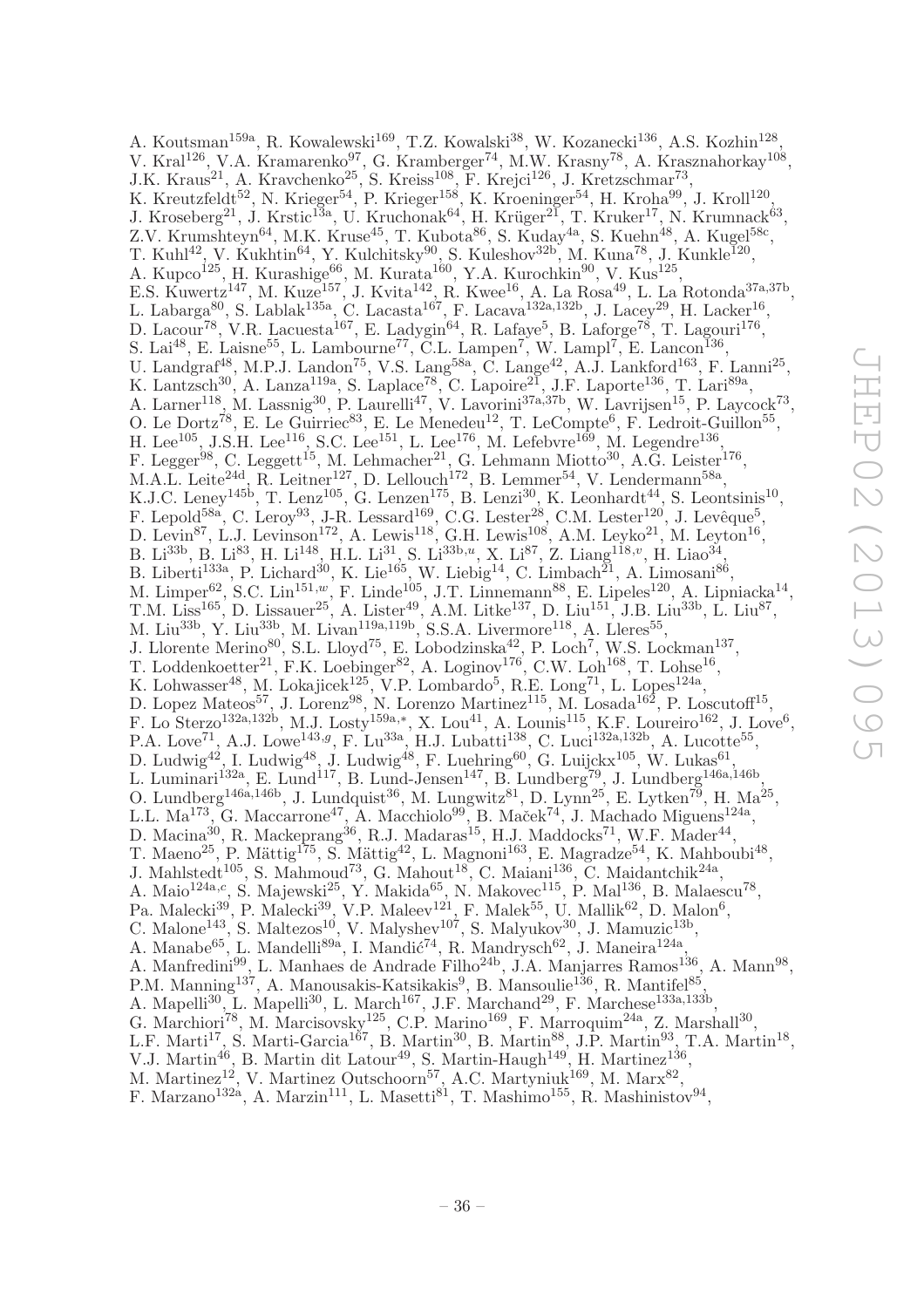A. Koutsman[159a], R. Kowalewski[169], T.Z. Kowalski[38], W. Kozanecki[136], A.S. Kozhin[128], V. Kral[126], V.A. Kramarenko[97], G. Kramberger[74], M.W. Krasny[78], A. Krasznahorkay[108], J.K. Kraus[21], A. Kravchenko[25], S. Kreiss[108], F. Krejci[126], J. Kretzschmar[73], K. Kreutzfeldt[52], N. Krieger[54], P. Krieger[158], K. Kroeninger[54], H. Kroha[99], J. Kroll[120], J. Kroseberg[21], J. Krstic[13a], U. Kruchonak[64], H. Krüger[21], T. Kruker[17], N. Krumnack[63], Z.V. Krumshteyn[64], M.K. Kruse[45], T. Kubota[86], S. Kuday[4a], S. Kuehn[48], A. Kugel[58c], T. Kuhl[42], V. Kukhtin[64], Y. Kulchitsky[90], S. Kuleshov[32b], M. Kuna[78], J. Kunkle[120], A. Kupco[125], H. Kurashige[66], M. Kurata[160], Y.A. Kurochkin[90], V. Kus[125], E.S. Kuwertz[147], M. Kuze[157], J. Kvita[142], R. Kwee[16], A. La Rosa[49], L. La Rotonda[37a,37b], L. Labarga[80], S. Lablak[135a], C. Lacasta[167], F. Lacava[132a,132b], J. Lacey[29], H. Lacker[16], D. Lacour[78], V.R. Lacuesta[167], E. Ladygin[64], R. Lafaye[5], B. Laforge[78], T. Lagouri[176], S. Lai[48], E. Laisne[55], L. Lambourne[77], C.L. Lampen[7], W. Lampl[7], E. Lancon[136], U. Landgraf[48], M.P.J. Landon[75], V.S. Lang[58a], C. Lange[42], A.J. Lankford[163], F. Lanni[25], K. Lantzsch[30], A. Lanza[119a], S. Laplace[78], C. Lapoire[21], J.F. Laporte[136], T. Lari[89a], A. Larner[118], M. Lassnig[30], P. Laurelli[47], V. Lavorini[37a,37b], W. Lavrijsen[15], P. Laycock[73], O. Le Dortz[78], E. Le Guirriec[83], E. Le Menedeu[12], T. LeCompte[6], F. Ledroit-Guillon[55], H. Lee[105], J.S.H. Lee[116], S.C. Lee[151], L. Lee[176], M. Lefebvre[169], M. Legendre[136], F. Legger[98], C. Leggett[15], M. Lehmacher[21], G. Lehmann Miotto[30], A.G. Leister[176], M.A.L. Leite[24d], R. Leitner[127], D. Lellouch[172], B. Lemmer[54], V. Lendermann[58a], K.J.C. Leney[145b], T. Lenz[105], G. Lenzen[175], B. Lenzi[30], K. Leonhardt[44], S. Leontsinis[10], F. Lepold[58a], C. Leroy[93], J-R. Lessard[169], C.G. Lester[28], C.M. Lester[120], J. Levêque[5], D. Levin[87], L.J. Levinson[172], A. Lewis[118], G.H. Lewis[108], A.M. Leyko[21], M. Leyton[16], B. Li[33b], B. Li[83], H. Li[148], H.L. Li[31], S. Li[33b,u], X. Li[87], Z. Liang[118,v], H. Liao[34], B. Liberti[133a], P. Lichard[30], K. Lie[165], W. Liebig[14], C. Limbach[21], A. Limosani[86], M. Limper[62], S.C. Lin[151,w], F. Linde[105], J.T. Linnemann[88], E. Lipeles[120], A. Lipniacka[14], T.M. Liss[165], D. Lissauer[25], A. Lister[49], A.M. Litke[137], D. Liu[151], J.B. Liu[33b], L. Liu[87], M. Liu[33b], Y. Liu[33b], M. Livan[119a,119b], S.S.A. Livermore[118], A. Lleres[55], J. Llorente Merino[80], S.L. Lloyd[75], E. Lobodzinska[42], P. Loch[7], W.S. Lockman[137], T. Loddenkoetter[21], F.K. Loebinger[82], A. Loginov[176], C.W. Loh[168], T. Lohse[16], K. Lohwasser[48], M. Lokajicek[125], V.P. Lombardo[5], R.E. Long[71], L. Lopes[124a], D. Lopez Mateos[57], J. Lorenz[98], N. Lorenzo Martinez[115], M. Losada[162], P. Loscutoff[15], F. Lo Sterzo[132a,132b], M.J. Losty[159a,*], X. Lou[41], A. Lounis[115], K.F. Loureiro[162], J. Love[6], P.A. Love[71], A.J. Lowe[143,g], F. Lu[33a], H.J. Lubatti[138], C. Luci[132a,132b], A. Lucotte[55], D. Ludwig[42], I. Ludwig[48], J. Ludwig[48], F. Luehring[60], G. Luijckx[105], W. Lukas[61], L. Luminari[132a], E. Lund[117], B. Lund-Jensen[147], B. Lundberg[79], J. Lundberg[146a,146b], O. Lundberg[146a,146b], J. Lundquist[36], M. Lungwitz[81], D. Lynn[25], E. Lytken[79], H. Ma[25], L.L. Ma[173], G. Maccarrone[47], A. Macchiolo[99], B. Maček[74], J. Machado Miguens[124a], D. Macina[30], R. Mackeprang[36], R.J. Madaras[15], H.J. Maddocks[71], W.F. Mader[44], T. Maeno[25], P. Mättig[175], S. Mättig[42], L. Magnoni[163], E. Magradze[54], K. Mahboubi[48], J. Mahlstedt[105], S. Mahmoud[73], G. Mahout[18], C. Maiani[136], C. Maidantchik[24a], A. Maio[124a,c], S. Majewski[25], Y. Makida[65], N. Makovec[115], P. Mal[136], B. Malaescu[78], Pa. Malecki[39], P. Malecki[39], V.P. Maleev[121], F. Malek[55], U. Mallik[62], D. Malon[6], C. Malone[143], S. Maltezos[10], V. Malyshev[107], S. Malyukov[30], J. Mamuzic[13b], A. Manabe[65], L. Mandelli[89a], I. Mandić[74], R. Mandrysch[62], J. Maneira[124a], A. Manfredini[99], L. Manhaes de Andrade Filho[24b], J.A. Manjarres Ramos[136], A. Mann[98], P.M. Manning[137], A. Manousakis-Katsikakis[9], B. Mansoulie[136], R. Mantifel[85], A. Mapelli[30], L. Mapelli[30], L. March[167], J.F. Marchand[29], F. Marchese[133a,133b], G. Marchiori[78], M. Marcisovsky[125], C.P. Marino[169], F. Marroquim[24a], Z. Marshall[30], L.F. Marti[17], S. Marti-Garcia[167], B. Martin[30], B. Martin[88], J.P. Martin[93], T.A. Martin[18], V.J. Martin[46], B. Martin dit Latour[49], S. Martin-Haugh[149], H. Martinez[136], M. Martinez[12], V. Martinez Outschoorn[57], A.C. Martyniuk[169], M. Marx[82], F. Marzano[132a], A. Marzin[111], L. Masetti[81], T. Mashimo[155], R. Mashinistov[94],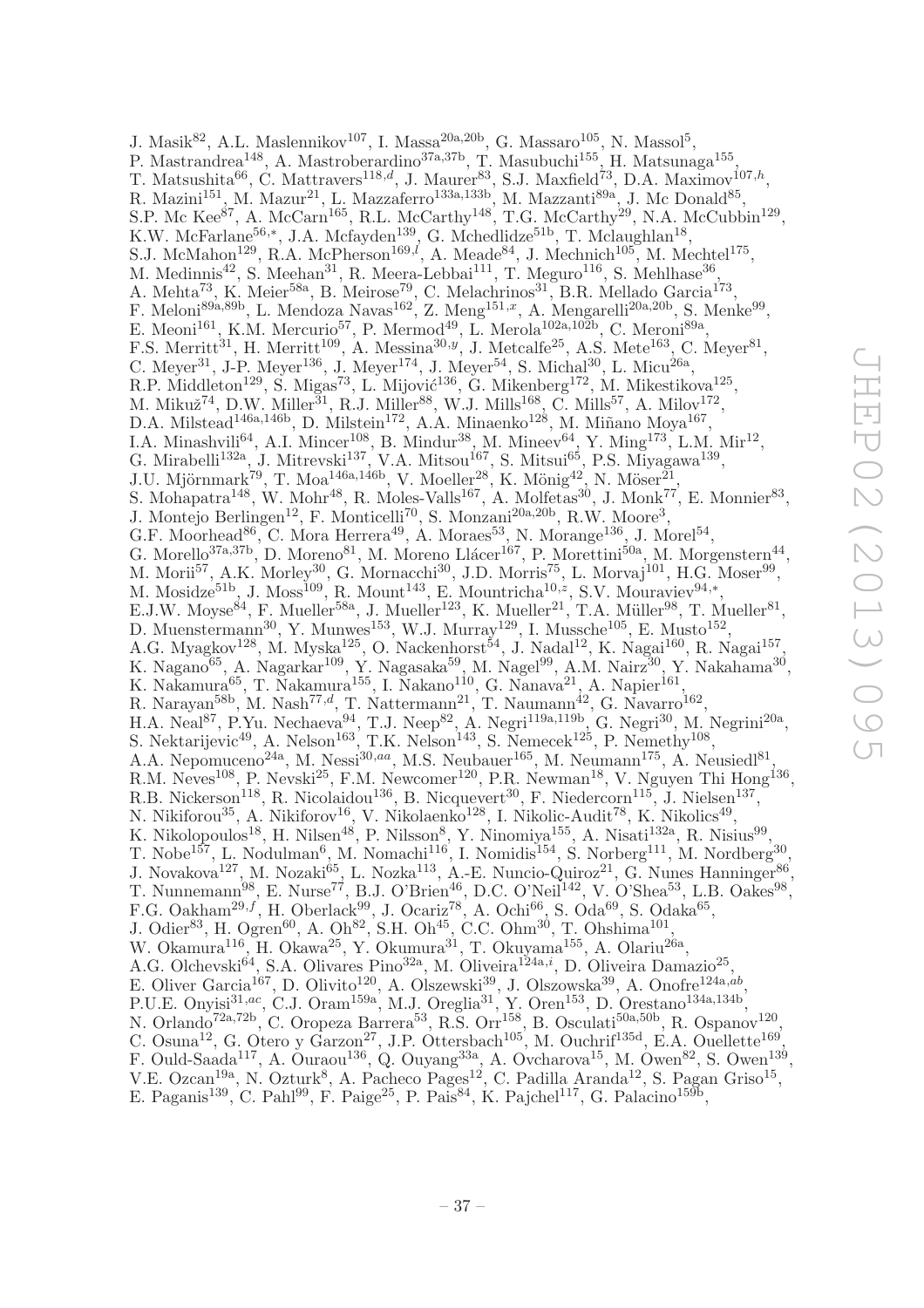J. Masik[82], A.L. Maslennikov[107], I. Massa[20a,20b], G. Massaro[105], N. Massol[5], P. Mastrandrea[148], A. Mastroberardino[37a,37b], T. Masubuchi[155], H. Matsunaga[155], T. Matsushita[66], C. Mattravers[118,d], J. Maurer[83], S.J. Maxfield[73], D.A. Maximov[107,h], R. Mazini[151], M. Mazur[21], L. Mazzaferro[133a,133b], M. Mazzanti[89a], J. Mc Donald[85], S.P. Mc Kee[87], A. McCarn[165], R.L. McCarthy[148], T.G. McCarthy[29], N.A. McCubbin[129], K.W. McFarlane[56,*], J.A. Mcfayden[139], G. Mchedlidze[51b], T. Mclaughlan[18], S.J. McMahon[129], R.A. McPherson[169,l], A. Meade[84], J. Mechnich[105], M. Mechtel[175], M. Medinnis[42], S. Meehan[31], R. Meera-Lebbai[111], T. Meguro[116], S. Mehlhase[36], A. Mehta[73], K. Meier[58a], B. Meirose[79], C. Melachrinos[31], B.R. Mellado Garcia[173], F. Meloni[89a,89b], L. Mendoza Navas[162], Z. Meng[151,x], A. Mengarelli[20a,20b], S. Menke[99], E. Meoni[161], K.M. Mercurio[57], P. Mermod[49], L. Merola[102a,102b], C. Meroni[89a], F.S. Merritt[31], H. Merritt[109], A. Messina[30,y], J. Metcalfe[25], A.S. Mete[163], C. Meyer[81], C. Meyer[31], J-P. Meyer[136], J. Meyer[174], J. Meyer[54], S. Michal[30], L. Micu[26a], R.P. Middleton[129], S. Migas[73], L. Mijović[136], G. Mikenberg[172], M. Mikestikova[125], M. Mikuž[74], D.W. Miller[31], R.J. Miller[88], W.J. Mills[168], C. Mills[57], A. Milov[172], D.A. Milstead[146a,146b], D. Milstein[172], A.A. Minaenko[128], M. Miñano Moya[167], I.A. Minashvili[64], A.I. Mincer[108], B. Mindur[38], M. Mineev[64], Y. Ming[173], L.M. Mir[12], G. Mirabelli[132a], J. Mitrevski[137], V.A. Mitsou[167], S. Mitsui[65], P.S. Miyagawa[139], J.U. Mjörnmark[79], T. Moa[146a,146b], V. Moeller[28], K. Mönig[42], N. Möser[21], S. Mohapatra[148], W. Mohr[48], R. Moles-Valls[167], A. Molfetas[30], J. Monk[77], E. Monnier[83], J. Montejo Berlingen[12], F. Monticelli[70], S. Monzani[20a,20b], R.W. Moore[3], G.F. Moorhead[86], C. Mora Herrera[49], A. Moraes[53], N. Morange[136], J. Morel[54], G. Morello[37a,37b], D. Moreno[81], M. Moreno Llácer[167], P. Morettini[50a], M. Morgenstern[44], M. Morii[57], A.K. Morley[30], G. Mornacchi[30], J.D. Morris[75], L. Morvaj[101], H.G. Moser[99], M. Mosidze[51b], J. Moss[109], R. Mount[143], E. Mountricha[10,z], S.V. Mouraviev[94,*], E.J.W. Moyse[84], F. Mueller[58a], J. Mueller[123], K. Mueller[21], T.A. Müller[98], T. Mueller[81], D. Muenstermann[30], Y. Munwes[153], W.J. Murray[129], I. Mussche[105], E. Musto[152], A.G. Myagkov[128], M. Myska[125], O. Nackenhorst[54], J. Nadal[12], K. Nagai[160], R. Nagai[157], K. Nagano[65], A. Nagarkar[109], Y. Nagasaka[59], M. Nagel[99], A.M. Nairz[30], Y. Nakahama[30], K. Nakamura[65], T. Nakamura[155], I. Nakano[110], G. Nanava[21], A. Napier[161], R. Narayan[58b], M. Nash[77,d], T. Nattermann[21], T. Naumann[42], G. Navarro[162], H.A. Neal[87], P.Yu. Nechaeva[94], T.J. Neep[82], A. Negri[119a,119b], G. Negri[30], M. Negrini[20a], S. Nektarijevic[49], A. Nelson[163], T.K. Nelson[143], S. Nemecek[125], P. Nemethy[108], A.A. Nepomuceno[24a], M. Nessi[30,aa], M.S. Neubauer[165], M. Neumann[175], A. Neusiedl[81], R.M. Neves[108], P. Nevski[25], F.M. Newcomer[120], P.R. Newman[18], V. Nguyen Thi Hong[136], R.B. Nickerson[118], R. Nicolaidou[136], B. Nicquevert[30], F. Niedercorn[115], J. Nielsen[137], N. Nikiforou[35], A. Nikiforov[16], V. Nikolaenko[128], I. Nikolic-Audit[78], K. Nikolics[49], K. Nikolopoulos[18], H. Nilsen[48], P. Nilsson[8], Y. Ninomiya[155], A. Nisati[132a], R. Nisius[99], T. Nobe[157], L. Nodulman[6], M. Nomachi[116], I. Nomidis[154], S. Norberg[111], M. Nordberg[30], J. Novakova[127], M. Nozaki[65], L. Nozka[113], A.-E. Nuncio-Quiroz[21], G. Nunes Hanninger[86], T. Nunnemann[98], E. Nurse[77], B.J. O'Brien[46], D.C. O'Neil[142], V. O'Shea[53], L.B. Oakes[98], F.G. Oakham[29,f], H. Oberlack[99], J. Ocariz[78], A. Ochi[66], S. Oda[69], S. Odaka[65], J. Odier[83], H. Ogren[60], A. Oh[82], S.H. Oh[45], C.C. Ohm[30], T. Ohshima[101], W. Okamura[116], H. Okawa[25], Y. Okumura[31], T. Okuyama[155], A. Olariu[26a], A.G. Olchevski[64], S.A. Olivares Pino[32a], M. Oliveira[124a,i], D. Oliveira Damazio[25], E. Oliver Garcia[167], D. Olivito[120], A. Olszewski[39], J. Olszowska[39], A. Onofre[124a,ab], P.U.E. Onyisi[31,ac], C.J. Oram[159a], M.J. Oreglia[31], Y. Oren[153], D. Orestano[134a,134b], N. Orlando[72a,72b], C. Oropeza Barrera[53], R.S. Orr[158], B. Osculati[50a,50b], R. Ospanov[120], C. Osuna[12], G. Otero y Garzon[27], J.P. Ottersbach[105], M. Ouchrif[135d], E.A. Ouellette[169], F. Ould-Saada[117], A. Ouraou[136], Q. Ouyang[33a], A. Ovcharova[15], M. Owen[82], S. Owen[139], V.E. Ozcan[19a], N. Ozturk[8], A. Pacheco Pages[12], C. Padilla Aranda[12], S. Pagan Griso[15], E. Paganis[139], C. Pahl[99], F. Paige[25], P. Pais[84], K. Pajchel[117], G. Palacino[159b],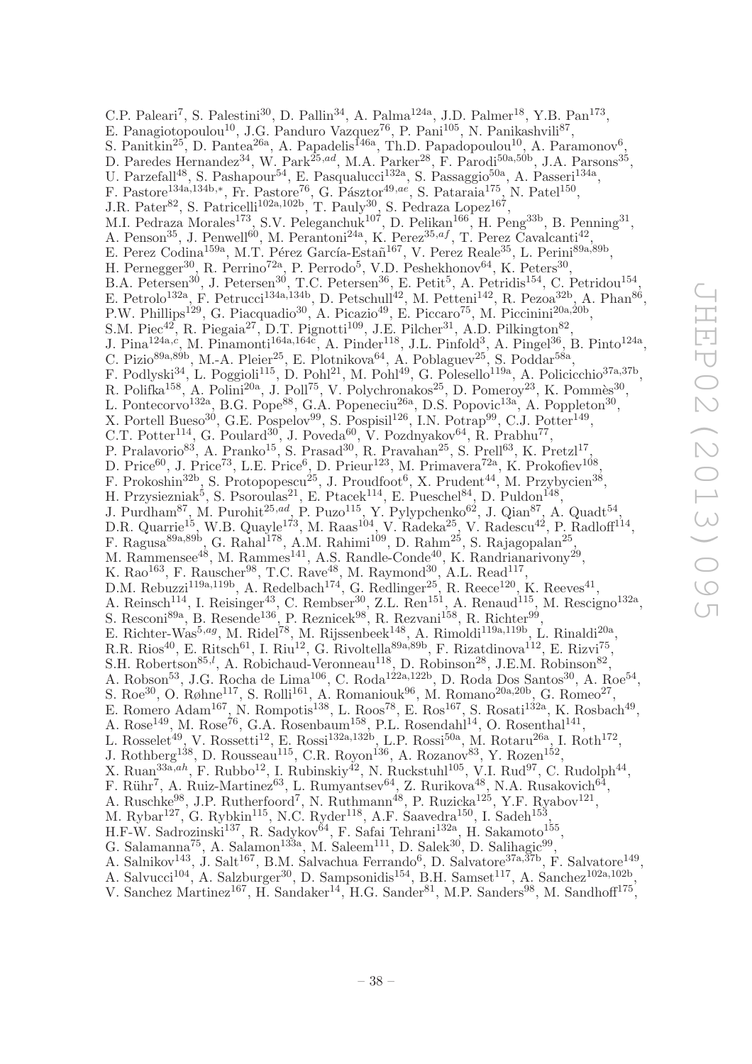C.P. Paleari[7], S. Palestini[30], D. Pallin[34], A. Palma[124a], J.D. Palmer[18], Y.B. Pan[173], E. Panagiotopoulou[10], J.G. Panduro Vazquez[76], P. Pani[105], N. Panikashvili[87], S. Panitkin[25], D. Pantea[26a], A. Papadelis[146a], Th.D. Papadopoulou[10], A. Paramonov[6], D. Paredes Hernandez[34], W. Park[25,ad], M.A. Parker[28], F. Parodi[50a,50b], J.A. Parsons[35], U. Parzefall[48], S. Pashapour[54], E. Pasqualucci[132a], S. Passaggio[50a], A. Passeri[134a], F. Pastore[134a,134b,*], Fr. Pastore[76], G. Pásztor[49,ae], S. Pataraia[175], N. Patel[150], J.R. Pater[82], S. Patricelli[102a,102b], T. Pauly[30], S. Pedraza Lopez[167], M.I. Pedraza Morales[173], S.V. Peleganchuk[107], D. Pelikan[166], H. Peng[33b], B. Penning[31], A. Penson[35], J. Penwell[60], M. Perantoni[24a], K. Perez[35,af], T. Perez Cavalcanti[42], E. Perez Codina[159a], M.T. Pérez García-Estañ[167], V. Perez Reale[35], L. Perini[89a,89b], H. Pernegger[30], R. Perrino[72a], P. Perrodo[5], V.D. Peshekhonov[64], K. Peters[30], B.A. Petersen[30], J. Petersen[30], T.C. Petersen[36], E. Petit[5], A. Petridis[154], C. Petridou[154], E. Petrolo[132a], F. Petrucci[134a,134b], D. Petschull[42], M. Petteni[142], R. Pezoa[32b], A. Phan[86], P.W. Phillips[129], G. Piacquadio[30], A. Picazio[49], E. Piccaro[75], M. Piccinini[20a,20b], S.M. Piec[42], R. Piegaia[27], D.T. Pignotti[109], J.E. Pilcher[31], A.D. Pilkington[82], J. Pina[124a,c], M. Pinamonti[164a,164c], A. Pinder[118], J.L. Pinfold[3], A. Pingel[36], B. Pinto[124a], C. Pizio[89a,89b], M.-A. Pleier[25], E. Plotnikova[64], A. Poblaguev[25], S. Poddar[58a], F. Podlyski[34], L. Poggioli[115], D. Pohl[21], M. Pohl[49], G. Polesello[119a], A. Policicchio[37a,37b], R. Polifka[158], A. Polini[20a], J. Poll[75], V. Polychronakos[25], D. Pomeroy[23], K. Pommès[30], L. Pontecorvo[132a], B.G. Pope[88], G.A. Popeneciu[26a], D.S. Popovic[13a], A. Poppleton[30], X. Portell Bueso[30], G.E. Pospelov[99], S. Pospisil[126], I.N. Potrap[99], C.J. Potter[149], C.T. Potter[114], G. Poulard[30], J. Poveda[60], V. Pozdnyakov[64], R. Prabhu[77], P. Pralavorio[83], A. Pranko[15], S. Prasad[30], R. Pravahan[25], S. Prell[63], K. Pretzl[17], D. Price[60], J. Price[73], L.E. Price[6], D. Prieur[123], M. Primavera[72a], K. Prokofiev[108], F. Prokoshin[32b], S. Protopopescu[25], J. Proudfoot[6], X. Prudent[44], M. Przybycien[38], H. Przysiezniak[5], S. Psoroulas[21], E. Ptacek[114], E. Pueschel[84], D. Puldon[148], J. Purdham[87], M. Purohit[25,ad], P. Puzo[115], Y. Pylypchenko[62], J. Qian[87], A. Quadt[54], D.R. Quarrie[15], W.B. Quayle[173], M. Raas[104], V. Radeka[25], V. Radescu[42], P. Radloff[114], F. Ragusa[89a,89b], G. Rahal[178], A.M. Rahimi[109], D. Rahm[25], S. Rajagopalan[25], M. Rammensee[48], M. Rammes[141], A.S. Randle-Conde[40], K. Randrianarivony[29], K. Rao[163], F. Rauscher[98], T.C. Rave[48], M. Raymond[30], A.L. Read[117], D.M. Rebuzzi[119a,119b], A. Redelbach[174], G. Redlinger[25], R. Reece[120], K. Reeves[41], A. Reinsch[114], I. Reisinger[43], C. Rembser[30], Z.L. Ren[151], A. Renaud[115], M. Rescigno[132a], S. Resconi[89a], B. Resende[136], P. Reznicek[98], R. Rezvani[158], R. Richter[99], E. Richter-Was[5,ag], M. Ridel[78], M. Rijssenbeek[148], A. Rimoldi[119a,119b], L. Rinaldi[20a], R.R. Rios[40], E. Ritsch[61], I. Riu[12], G. Rivoltella[89a,89b], F. Rizatdinova[112], E. Rizvi[75], S.H. Robertson[85,l], A. Robichaud-Veronneau[118], D. Robinson[28], J.E.M. Robinson[82], A. Robson[53], J.G. Rocha de Lima[106], C. Roda[122a,122b], D. Roda Dos Santos[30], A. Roe[54], S. Roe[30], O. Røhne[117], S. Rolli[161], A. Romaniouk[96], M. Romano[20a,20b], G. Romeo[27], E. Romero Adam[167], N. Rompotis[138], L. Roos[78], E. Ros[167], S. Rosati[132a], K. Rosbach[49], A. Rose[149], M. Rose[76], G.A. Rosenbaum[158], P.L. Rosendahl[14], O. Rosenthal[141], L. Rosselet[49], V. Rossetti[12], E. Rossi[132a,132b], L.P. Rossi[50a], M. Rotaru[26a], I. Roth[172], J. Rothberg[138], D. Rousseau[115], C.R. Royon[136], A. Rozanov[83], Y. Rozen[152], X. Ruan[33a,ah], F. Rubbo[12], I. Rubinskiy[42], N. Ruckstuhl[105], V.I. Rud[97], C. Rudolph[44], F. Rühr[7], A. Ruiz-Martinez[63], L. Rumyantsev[64], Z. Rurikova[48], N.A. Rusakovich[64], A. Ruschke[98], J.P. Rutherfoord[7], N. Ruthmann[48], P. Ruzicka[125], Y.F. Ryabov[121], M. Rybar[127], G. Rybkin[115], N.C. Ryder[118], A.F. Saavedra[150], I. Sadeh[153], H.F-W. Sadrozinski[137], R. Sadykov[64], F. Safai Tehrani[132a], H. Sakamoto[155], G. Salamanna[75], A. Salamon[133a], M. Saleem[111], D. Salek[30], D. Salihagic[99], A. Salnikov[143], J. Salt[167], B.M. Salvachua Ferrando[6], D. Salvatore[37a,37b], F. Salvatore[149], A. Salvucci[104], A. Salzburger[30], D. Sampsonidis[154], B.H. Samset[117], A. Sanchez[102a,102b], V. Sanchez Martinez[167], H. Sandaker[14], H.G. Sander[81], M.P. Sanders[98], M. Sandhoff[175],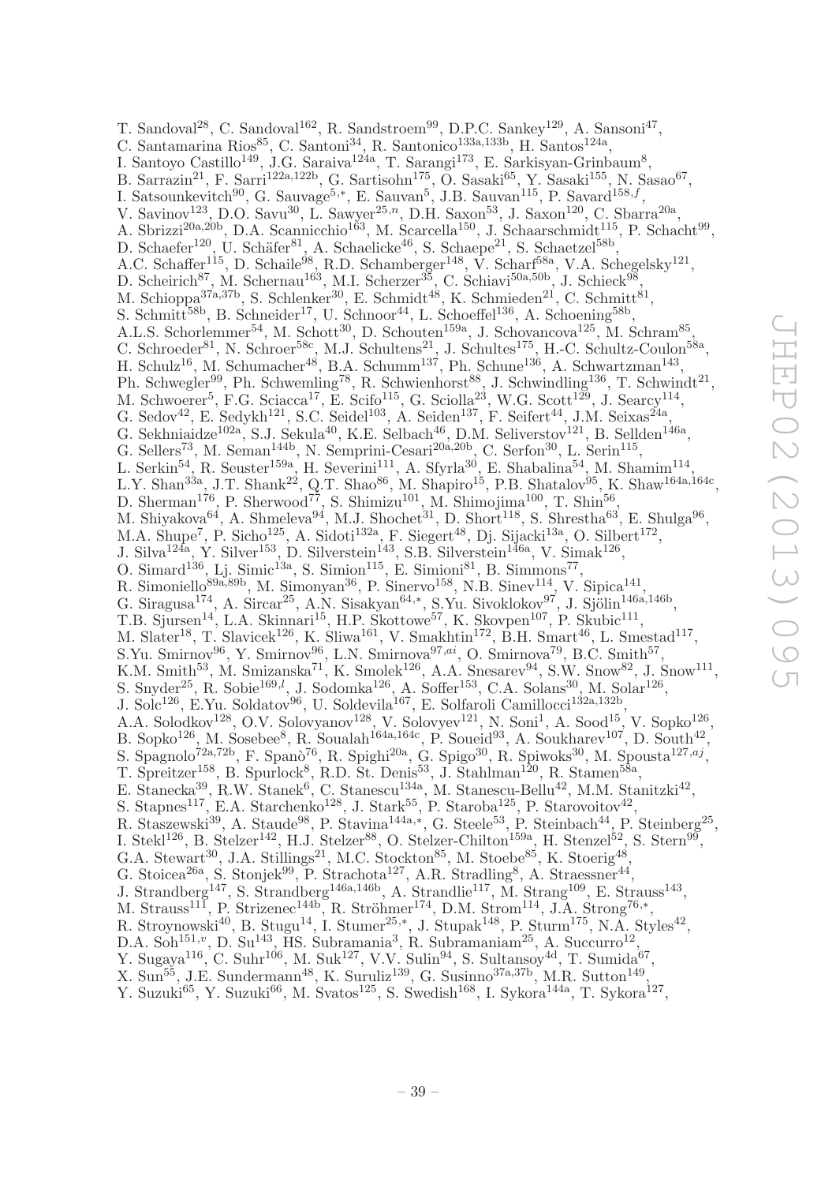T. Sandoval[28], C. Sandoval[162], R. Sandstroem[99], D.P.C. Sankey[129], A. Sansoni[47], C. Santamarina Rios[85], C. Santoni[34], R. Santonico[133a,133b], H. Santos[124a], I. Santoyo Castillo[149], J.G. Saraiva[124a], T. Sarangi[173], E. Sarkisyan-Grinbaum[8], B. Sarrazin[21], F. Sarri[122a,122b], G. Sartisohn[175], O. Sasaki[65], Y. Sasaki[155], N. Sasao[67], I. Satsounkevitch[90], G. Sauvage[5,*], E. Sauvan[5], J.B. Sauvan[115], P. Savard[158,f], V. Savinov[123], D.O. Savu[30], L. Sawyer[25,n], D.H. Saxon[53], J. Saxon[120], C. Sbarra[20a], A. Sbrizzi[20a,20b], D.A. Scannicchio[163], M. Scarcella[150], J. Schaarschmidt[115], P. Schacht[99], D. Schaefer[120], U. Schäfer[81], A. Schaelicke[46], S. Schaepe[21], S. Schaetzel[58b], A.C. Schaffer[115], D. Schaile[98], R.D. Schamberger[148], V. Scharf[58a], V.A. Schegelsky[121], D. Scheirich[87], M. Schernau[163], M.I. Scherzer[35], C. Schiavi[50a,50b], J. Schieck[98], M. Schioppa[37a,37b], S. Schlenker[30], E. Schmidt[48], K. Schmieden[21], C. Schmitt[81], S. Schmitt[58b], B. Schneider[17], U. Schnoor[44], L. Schoeffel[136], A. Schoening[58b], A.L.S. Schorlemmer[54], M. Schott[30], D. Schouten[159a], J. Schovancova[125], M. Schram[85], C. Schroeder[81], N. Schroer[58c], M.J. Schultens[21], J. Schultes[175], H.-C. Schultz-Coulon[58a], H. Schulz[16], M. Schumacher[48], B.A. Schumm[137], Ph. Schune[136], A. Schwartzman[143], Ph. Schwegler[99], Ph. Schwemling[78], R. Schwienhorst[88], J. Schwindling[136], T. Schwindt[21], M. Schwoerer[5], F.G. Sciacca[17], E. Scifo[115], G. Sciolla[23], W.G. Scott[129], J. Searcy[114], G. Sedov[42], E. Sedykh[121], S.C. Seidel[103], A. Seiden[137], F. Seifert[44], J.M. Seixas[24a], G. Sekhniaidze[102a], S.J. Sekula[40], K.E. Selbach[46], D.M. Seliverstov[121], B. Sellden[146a], G. Sellers[73], M. Seman[144b], N. Semprini-Cesari[20a,20b], C. Serfon[30], L. Serin[115], L. Serkin[54], R. Seuster[159a], H. Severini[111], A. Sfyrla[30], E. Shabalina[54], M. Shamim[114], L.Y. Shan[33a], J.T. Shank[22], Q.T. Shao[86], M. Shapiro[15], P.B. Shatalov[95], K. Shaw[164a,164c], D. Sherman[176], P. Sherwood[77], S. Shimizu[101], M. Shimojima[100], T. Shin[56], M. Shiyakova[64], A. Shmeleva[94], M.J. Shochet[31], D. Short[118], S. Shrestha[63], E. Shulga[96], M.A. Shupe[7], P. Sicho[125], A. Sidoti[132a], F. Siegert[48], Dj. Sijacki[13a], O. Silbert[172], J. Silva[124a], Y. Silver[153], D. Silverstein[143], S.B. Silverstein[146a], V. Simak[126], O. Simard[136], Lj. Simic[13a], S. Simion[115], E. Simioni[81], B. Simmons[77], R. Simoniello[89a,89b], M. Simonyan[36], P. Sinervo[158], N.B. Sinev[114], V. Sipica[141], G. Siragusa[174], A. Sircar[25], A.N. Sisakyan[64,*], S.Yu. Sivoklokov[97], J. Sjölin[146a,146b], T.B. Sjursen[14], L.A. Skinnari[15], H.P. Skottowe[57], K. Skovpen[107], P. Skubic[111], M. Slater[18], T. Slavicek[126], K. Sliwa[161], V. Smakhtin[172], B.H. Smart[46], L. Smestad[117], S.Yu. Smirnov[96], Y. Smirnov[96], L.N. Smirnova[97,ai], O. Smirnova[79], B.C. Smith[57], K.M. Smith[53], M. Smizanska[71], K. Smolek[126], A.A. Snesarev[94], S.W. Snow[82], J. Snow[111], S. Snyder[25], R. Sobie[169,l], J. Sodomka[126], A. Soffer[153], C.A. Solans[30], M. Solar[126], J. Solc[126], E.Yu. Soldatov[96], U. Soldevila[167], E. Solfaroli Camillocci[132a,132b], A.A. Solodkov[128], O.V. Solovyanov[128], V. Solovyev[121], N. Soni[1], A. Sood[15], V. Sopko[126], B. Sopko[126], M. Sosebee[8], R. Soualah[164a,164c], P. Soueid[93], A. Soukharev[107], D. South[42], S. Spagnolo[72a,72b], F. Spanò[76], R. Spighi[20a], G. Spigo[30], R. Spiwoks[30], M. Spousta[127,aj], T. Spreitzer[158], B. Spurlock[8], R.D. St. Denis[53], J. Stahlman[120], R. Stamen[58a], E. Stanecka[39], R.W. Stanek[6], C. Stanescu[134a], M. Stanescu-Bellu[42], M.M. Stanitzki[42], S. Stapnes[117], E.A. Starchenko[128], J. Stark[55], P. Staroba[125], P. Starovoitov[42], R. Staszewski[39], A. Staude[98], P. Stavina[144a,*], G. Steele[53], P. Steinbach[44], P. Steinberg[25], I. Stekl[126], B. Stelzer[142], H.J. Stelzer[88], O. Stelzer-Chilton[159a], H. Stenzel[52], S. Stern[99], G.A. Stewart[30], J.A. Stillings[21], M.C. Stockton[85], M. Stoebe[85], K. Stoerig[48], G. Stoicea[26a], S. Stonjek[99], P. Strachota[127], A.R. Stradling[8], A. Straessner[44], J. Strandberg[147], S. Strandberg[146a,146b], A. Strandlie[117], M. Strang[109], E. Strauss[143], M. Strauss[111], P. Strizenec[144b], R. Ströhmer[174], D.M. Strom[114], J.A. Strong[76,*], R. Stroynowski[40], B. Stugu[14], I. Stumer[25,*], J. Stupak[148], P. Sturm[175], N.A. Styles[42], D.A. Soh[151,v], D. Su[143], HS. Subramania[3], R. Subramaniam[25], A. Succurro[12], Y. Sugaya[116], C. Suhr[106], M. Suk[127], V.V. Sulin[94], S. Sultansoy[4d], T. Sumida[67], X. Sun[55], J.E. Sundermann[48], K. Suruliz[139], G. Susinno[37a,37b], M.R. Sutton[149], Y. Suzuki[65], Y. Suzuki[66], M. Svatos[125], S. Swedish[168], I. Sykora[144a], T. Sykora[127],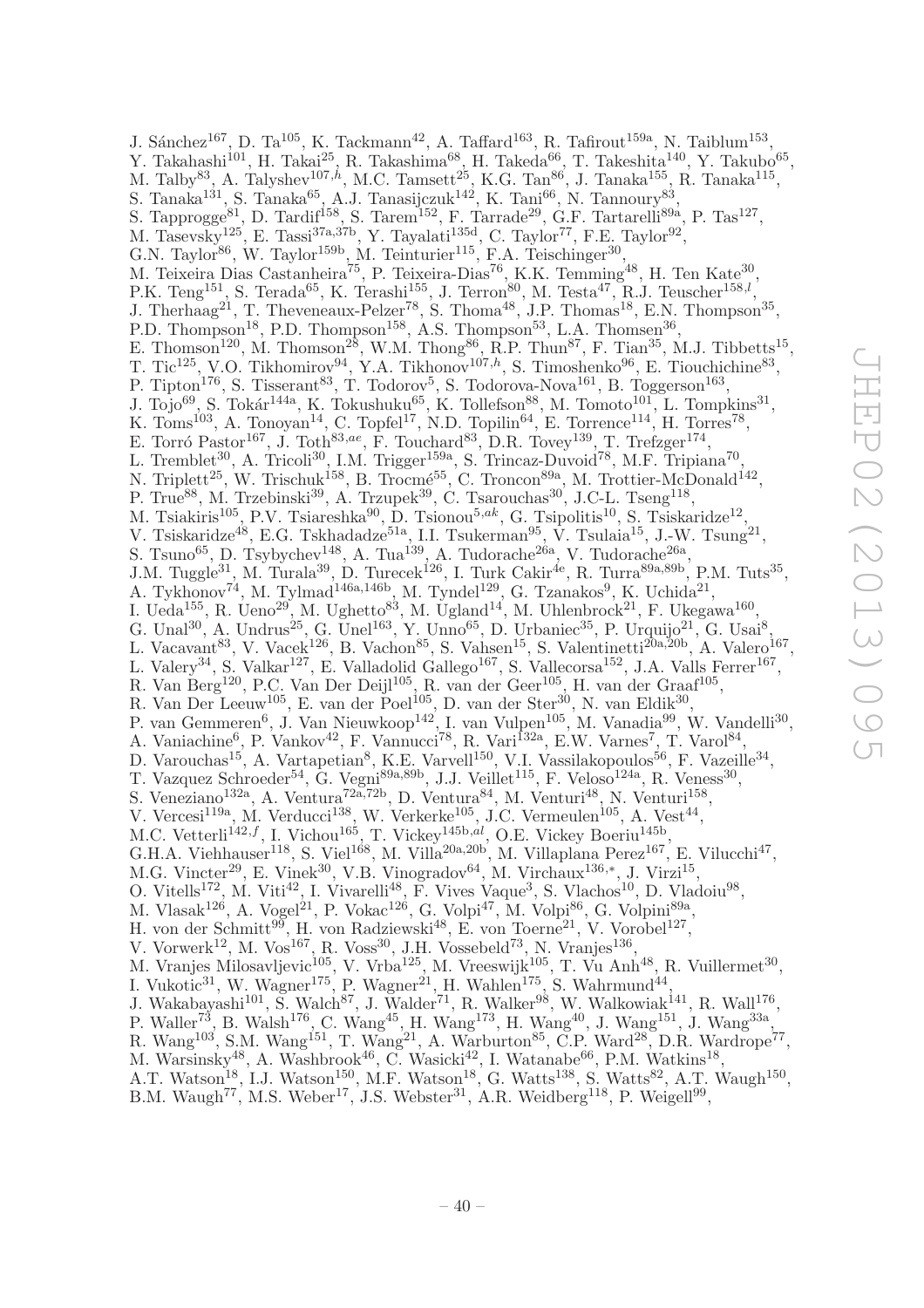J. Sánchez[167], D. Ta[105], K. Tackmann[42], A. Taffard[163], R. Tafirout[159a], N. Taiblum[153], Y. Takahashi[101], H. Takai[25], R. Takashima[68], H. Takeda[66], T. Takeshita[140], Y. Takubo[65], M. Talby[83], A. Talyshev[107,h], M.C. Tamsett[25], K.G. Tan[86], J. Tanaka[155], R. Tanaka[115], S. Tanaka[131], S. Tanaka[65], A.J. Tanasijczuk[142], K. Tani[66], N. Tannoury[83], S. Tapprogge[81], D. Tardif[158], S. Tarem[152], F. Tarrade[29], G.F. Tartarelli[89a], P. Tas[127], M. Tasevsky[125], E. Tassi[37a,37b], Y. Tayalati[135d], C. Taylor[77], F.E. Taylor[92], G.N. Taylor[86], W. Taylor[159b], M. Teinturier[115], F.A. Teischinger[30], M. Teixeira Dias Castanheira[75], P. Teixeira-Dias[76], K.K. Temming[48], H. Ten Kate[30], P.K. Teng[151], S. Terada[65], K. Terashi[155], J. Terron[80], M. Testa[47], R.J. Teuscher[158,l], J. Therhaag[21], T. Theveneaux-Pelzer[78], S. Thoma[48], J.P. Thomas[18], E.N. Thompson[35], P.D. Thompson[18], P.D. Thompson[158], A.S. Thompson[53], L.A. Thomsen[36], E. Thomson[120], M. Thomson[28], W.M. Thong[86], R.P. Thun[87], F. Tian[35], M.J. Tibbetts[15], T. Tic[125], V.O. Tikhomirov[94], Y.A. Tikhonov[107,h], S. Timoshenko[96], E. Tiouchichine[83], P. Tipton[176], S. Tisserant[83], T. Todorov[5], S. Todorova-Nova[161], B. Toggerson[163], J. Tojo[69], S. Tokár[144a], K. Tokushuku[65], K. Tollefson[88], M. Tomoto[101], L. Tompkins[31], K. Toms[103], A. Tonoyan[14], C. Topfel[17], N.D. Topilin[64], E. Torrence[114], H. Torres[78], E. Torró Pastor[167], J. Toth[83,ae], F. Touchard[83], D.R. Tovey[139], T. Trefzger[174], L. Tremblet[30], A. Tricoli[30], I.M. Trigger[159a], S. Trincaz-Duvoid[78], M.F. Tripiana[70], N. Triplett[25], W. Trischuk[158], B. Trocmé[55], C. Troncon[89a], M. Trottier-McDonald[142], P. True[88], M. Trzebinski[39], A. Trzupek[39], C. Tsarouchas[30], J.C-L. Tseng[118], M. Tsiakiris[105], P.V. Tsiareshka[90], D. Tsionou[5,ak], G. Tsipolitis[10], S. Tsiskaridze[12], V. Tsiskaridze[48], E.G. Tskhadadze[51a], I.I. Tsukerman[95], V. Tsulaia[15], J.-W. Tsung[21], S. Tsuno[65], D. Tsybychev[148], A. Tua[139], A. Tudorache[26a], V. Tudorache[26a], J.M. Tuggle[31], M. Turala[39], D. Turecek[126], I. Turk Cakir[4e], R. Turra[89a,89b], P.M. Tuts[35], A. Tykhonov[74], M. Tylmad[146a,146b], M. Tyndel[129], G. Tzanakos[9], K. Uchida[21], I. Ueda[155], R. Ueno[29], M. Ughetto[83], M. Ugland[14], M. Uhlenbrock[21], F. Ukegawa[160], G. Unal[30], A. Undrus[25], G. Unel[163], Y. Unno[65], D. Urbaniec[35], P. Urquijo[21], G. Usai[8], L. Vacavant[83], V. Vacek[126], B. Vachon[85], S. Vahsen[15], S. Valentinetti[20a,20b], A. Valero[167], L. Valery[34], S. Valkar[127], E. Valladolid Gallego[167], S. Vallecorsa[152], J.A. Valls Ferrer[167], R. Van Berg[120], P.C. Van Der Deijl[105], R. van der Geer[105], H. van der Graaf[105], R. Van Der Leeuw[105], E. van der Poel[105], D. van der Ster[30], N. van Eldik[30], P. van Gemmeren[6], J. Van Nieuwkoop[142], I. van Vulpen[105], M. Vanadia[99], W. Vandelli[30], A. Vaniachine[6], P. Vankov[42], F. Vannucci[78], R. Vari[132a], E.W. Varnes[7], T. Varol[84], D. Varouchas[15], A. Vartapetian[8], K.E. Varvell[150], V.I. Vassilakopoulos[56], F. Vazeille[34], T. Vazquez Schroeder[54], G. Vegni[89a,89b], J.J. Veillet[115], F. Veloso[124a], R. Veness[30], S. Veneziano[132a], A. Ventura[72a,72b], D. Ventura[84], M. Venturi[48], N. Venturi[158], V. Vercesi[119a], M. Verducci[138], W. Verkerke[105], J.C. Vermeulen[105], A. Vest[44], M.C. Vetterli[142,f], I. Vichou[165], T. Vickey[145b,al], O.E. Vickey Boeriu[145b], G.H.A. Viehhauser[118], S. Viel[168], M. Villa[20a,20b], M. Villaplana Perez[167], E. Vilucchi[47], M.G. Vincter[29], E. Vinek[30], V.B. Vinogradov[64], M. Virchaux[136,*], J. Virzi[15], O. Vitells[172], M. Viti[42], I. Vivarelli[48], F. Vives Vaque[3], S. Vlachos[10], D. Vladoiu[98], M. Vlasak[126], A. Vogel[21], P. Vokac[126], G. Volpi[47], M. Volpi[86], G. Volpini[89a], H. von der Schmitt[99], H. von Radziewski[48], E. von Toerne[21], V. Vorobel[127], V. Vorwerk[12], M. Vos[167], R. Voss[30], J.H. Vossebeld[73], N. Vranjes[136], M. Vranjes Milosavljevic[105], V. Vrba[125], M. Vreeswijk[105], T. Vu Anh[48], R. Vuillermet[30], I. Vukotic[31], W. Wagner[175], P. Wagner[21], H. Wahlen[175], S. Wahrmund[44], J. Wakabayashi[101], S. Walch[87], J. Walder[71], R. Walker[98], W. Walkowiak[141], R. Wall[176], P. Waller[73], B. Walsh[176], C. Wang[45], H. Wang[173], H. Wang[40], J. Wang[151], J. Wang[33a], R. Wang[103], S.M. Wang[151], T. Wang[21], A. Warburton[85], C.P. Ward[28], D.R. Wardrope[77], M. Warsinsky[48], A. Washbrook[46], C. Wasicki[42], I. Watanabe[66], P.M. Watkins[18], A.T. Watson[18], I.J. Watson[150], M.F. Watson[18], G. Watts[138], S. Watts[82], A.T. Waugh[150], B.M. Waugh[77], M.S. Weber[17], J.S. Webster[31], A.R. Weidberg[118], P. Weigell[99],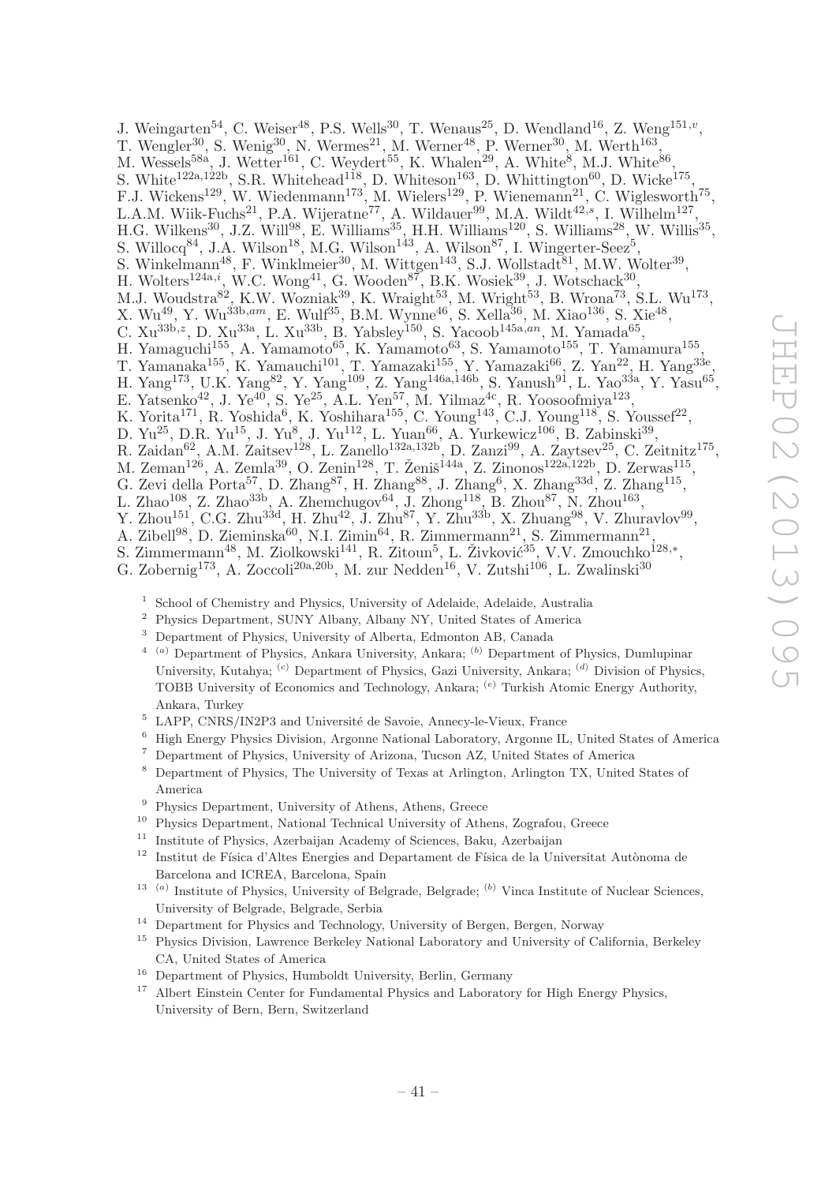J. Weingarten[54], C. Weiser[48], P.S. Wells[30], T. Wenaus[25], D. Wendland[16], Z. Weng[151,v], T. Wengler[30], S. Wenig[30], N. Wermes[21], M. Werner[48], P. Werner[30], M. Werth[163], M. Wessels[58a], J. Wetter[161], C. Weydert[55], K. Whalen[29], A. White[8], M.J. White[86], S. White[122a,122b], S.R. Whitehead[118], D. Whiteson[163], D. Whittington[60], D. Wicke[175], F.J. Wickens[129], W. Wiedenmann[173], M. Wielers[129], P. Wienemann[21], C. Wiglesworth[75], L.A.M. Wiik-Fuchs[21], P.A. Wijeratne[77], A. Wildauer[99], M.A. Wildt[42,s], I. Wilhelm[127], H.G. Wilkens[30], J.Z. Will[98], E. Williams[35], H.H. Williams[120], S. Williams[28], W. Willis[35], S. Willocq[84], J.A. Wilson[18], M.G. Wilson[143], A. Wilson[87], I. Wingerter-Seez[5], S. Winkelmann[48], F. Winklmeier[30], M. Wittgen[143], S.J. Wollstadt[81], M.W. Wolter[39], H. Wolters[124a,i], W.C. Wong[41], G. Wooden[87], B.K. Wosiek[39], J. Wotschack[30], M.J. Woudstra[82], K.W. Wozniak[39], K. Wraight[53], M. Wright[53], B. Wrona[73], S.L. Wu[173], X. Wu[49], Y. Wu[33b,am], E. Wulf[35], B.M. Wynne[46], S. Xella[36], M. Xiao[136], S. Xie[48], C. Xu[33b,z], D. Xu[33a], L. Xu[33b], B. Yabsley[150], S. Yacoob[145a,an], M. Yamada[65], H. Yamaguchi[155], A. Yamamoto[65], K. Yamamoto[63], S. Yamamoto[155], T. Yamamura[155], T. Yamanaka[155], K. Yamauchi[101], T. Yamazaki[155], Y. Yamazaki[66], Z. Yan[22], H. Yang[33e], H. Yang[173], U.K. Yang[82], Y. Yang[109], Z. Yang[146a,146b], S. Yanush[91], L. Yao[33a], Y. Yasu[65], E. Yatsenko[42], J. Ye[40], S. Ye[25], A.L. Yen[57], M. Yilmaz[4c], R. Yoosoofmiya[123], K. Yorita[171], R. Yoshida[6], K. Yoshihara[155], C. Young[143], C.J. Young[118], S. Youssef[22], D. Yu[25], D.R. Yu[15], J. Yu[8], J. Yu[112], L. Yuan[66], A. Yurkewicz[106], B. Zabinski[39], R. Zaidan[62], A.M. Zaitsev[128], L. Zanello[132a,132b], D. Zanzi[99], A. Zaytsev[25], C. Zeitnitz[175], M. Zeman[126], A. Zemla[39], O. Zenin[128], T. Ženiš[144a], Z. Zinonos[122a,122b], D. Zerwas[115], G. Zevi della Porta[57], D. Zhang[87], H. Zhang[88], J. Zhang[6], X. Zhang[33d], Z. Zhang[115], L. Zhao[108], Z. Zhao[33b], A. Zhemchugov[64], J. Zhong[118], B. Zhou[87], N. Zhou[163], Y. Zhou[151], C.G. Zhu[33d], H. Zhu[42], J. Zhu[87], Y. Zhu[33b], X. Zhuang[98], V. Zhuravlov[99], A. Zibell[98], D. Zieminska[60], N.I. Zimin[64], R. Zimmermann[21], S. Zimmermann[21], S. Zimmermann[48], M. Ziolkowski[141], R. Zitoun[5], L. Živković[35], V.V. Zmouchko[128,*], G. Zobernig[173], A. Zoccoli[20a,20b], M. zur Nedden[16], V. Zutshi[106], L. Zwalinski[30]

[1] School of Chemistry and Physics, University of Adelaide, Adelaide, Australia

[2] Physics Department, SUNY Albany, Albany NY, United States of America

[3] Department of Physics, University of Alberta, Edmonton AB, Canada

[4] [(a)] Department of Physics, Ankara University, Ankara; [(b)] Department of Physics, Dumlupinar University, Kutahya; [(c)] Department of Physics, Gazi University, Ankara; [(d)] Division of Physics, TOBB University of Economics and Technology, Ankara; [(e)] Turkish Atomic Energy Authority, Ankara, Turkey

[5] LAPP, CNRS/IN2P3 and Université de Savoie, Annecy-le-Vieux, France

[6] High Energy Physics Division, Argonne National Laboratory, Argonne IL, United States of America

[7] Department of Physics, University of Arizona, Tucson AZ, United States of America

[8] Department of Physics, The University of Texas at Arlington, Arlington TX, United States of America

[9] Physics Department, University of Athens, Athens, Greece

[10] Physics Department, National Technical University of Athens, Zografou, Greece

[11] Institute of Physics, Azerbaijan Academy of Sciences, Baku, Azerbaijan

[12] Institut de Física d'Altes Energies and Departament de Física de la Universitat Autònoma de Barcelona and ICREA, Barcelona, Spain

[13] [(a)] Institute of Physics, University of Belgrade, Belgrade; [(b)] Vinca Institute of Nuclear Sciences, University of Belgrade, Belgrade, Serbia

[14] Department for Physics and Technology, University of Bergen, Bergen, Norway

[15] Physics Division, Lawrence Berkeley National Laboratory and University of California, Berkeley CA, United States of America

[16] Department of Physics, Humboldt University, Berlin, Germany

[17] Albert Einstein Center for Fundamental Physics and Laboratory for High Energy Physics, University of Bern, Bern, Switzerland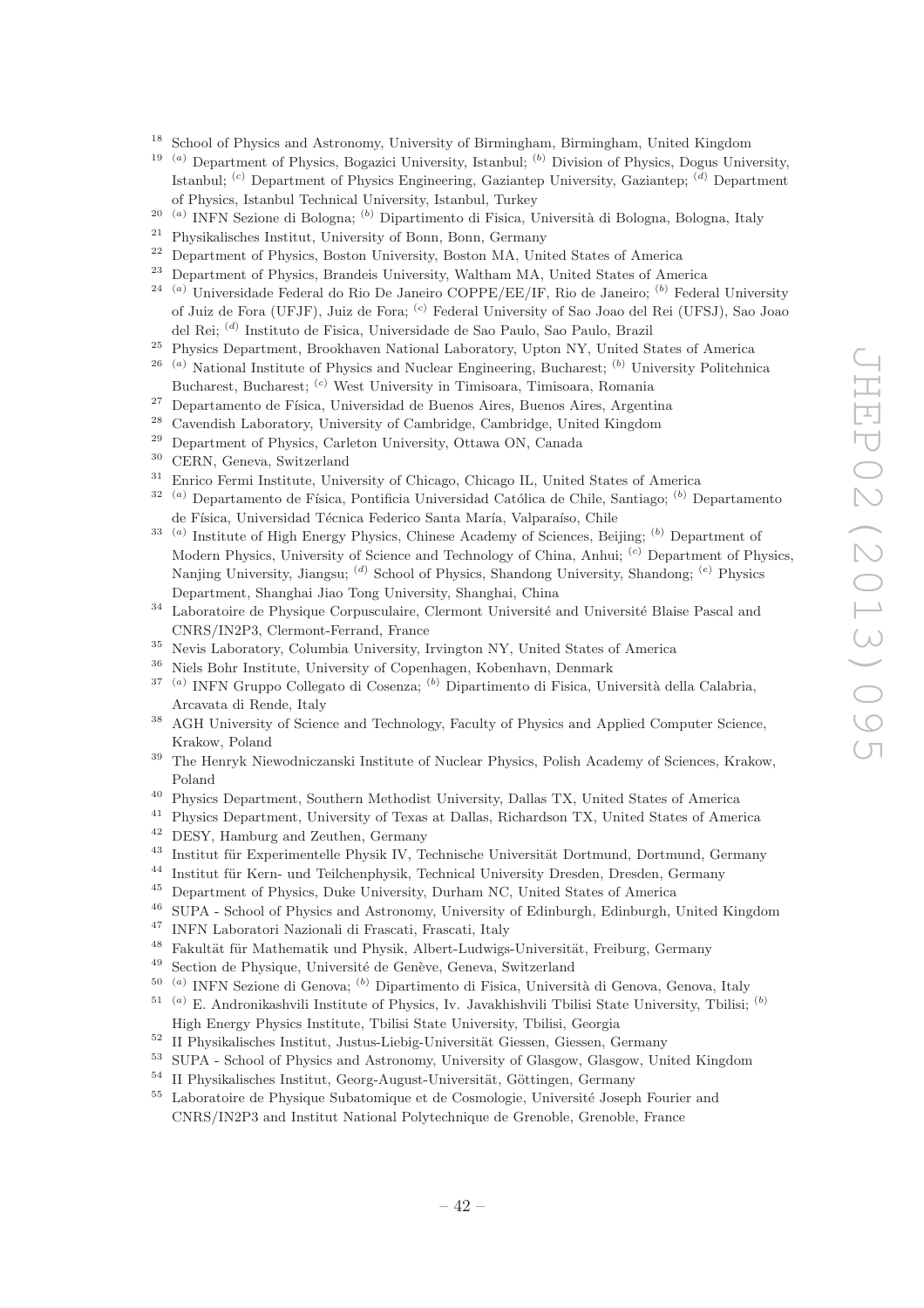[18] School of Physics and Astronomy, University of Birmingham, Birmingham, United Kingdom
[19] [(a)] Department of Physics, Bogazici University, Istanbul; [(b)] Division of Physics, Dogus University, Istanbul; [(c)] Department of Physics Engineering, Gaziantep University, Gaziantep; [(d)] Department of Physics, Istanbul Technical University, Istanbul, Turkey
[20] [(a)] INFN Sezione di Bologna; [(b)] Dipartimento di Fisica, Università di Bologna, Bologna, Italy
[21] Physikalisches Institut, University of Bonn, Bonn, Germany
[22] Department of Physics, Boston University, Boston MA, United States of America
[23] Department of Physics, Brandeis University, Waltham MA, United States of America
[24] [(a)] Universidade Federal do Rio De Janeiro COPPE/EE/IF, Rio de Janeiro; [(b)] Federal University of Juiz de Fora (UFJF), Juiz de Fora; [(c)] Federal University of Sao Joao del Rei (UFSJ), Sao Joao del Rei; [(d)] Instituto de Fisica, Universidade de Sao Paulo, Sao Paulo, Brazil
[25] Physics Department, Brookhaven National Laboratory, Upton NY, United States of America
[26] [(a)] National Institute of Physics and Nuclear Engineering, Bucharest; [(b)] University Politehnica Bucharest, Bucharest; [(c)] West University in Timisoara, Timisoara, Romania
[27] Departamento de Física, Universidad de Buenos Aires, Buenos Aires, Argentina
[28] Cavendish Laboratory, University of Cambridge, Cambridge, United Kingdom
[29] Department of Physics, Carleton University, Ottawa ON, Canada
[30] CERN, Geneva, Switzerland
[31] Enrico Fermi Institute, University of Chicago, Chicago IL, United States of America
[32] [(a)] Departamento de Física, Pontificia Universidad Católica de Chile, Santiago; [(b)] Departamento de Física, Universidad Técnica Federico Santa María, Valparaíso, Chile
[33] [(a)] Institute of High Energy Physics, Chinese Academy of Sciences, Beijing; [(b)] Department of Modern Physics, University of Science and Technology of China, Anhui; [(c)] Department of Physics, Nanjing University, Jiangsu; [(d)] School of Physics, Shandong University, Shandong; [(e)] Physics Department, Shanghai Jiao Tong University, Shanghai, China
[34] Laboratoire de Physique Corpusculaire, Clermont Université and Université Blaise Pascal and CNRS/IN2P3, Clermont-Ferrand, France
[35] Nevis Laboratory, Columbia University, Irvington NY, United States of America
[36] Niels Bohr Institute, University of Copenhagen, Kobenhavn, Denmark
[37] [(a)] INFN Gruppo Collegato di Cosenza; [(b)] Dipartimento di Fisica, Università della Calabria, Arcavata di Rende, Italy
[38] AGH University of Science and Technology, Faculty of Physics and Applied Computer Science, Krakow, Poland
[39] The Henryk Niewodniczanski Institute of Nuclear Physics, Polish Academy of Sciences, Krakow, Poland
[40] Physics Department, Southern Methodist University, Dallas TX, United States of America
[41] Physics Department, University of Texas at Dallas, Richardson TX, United States of America
[42] DESY, Hamburg and Zeuthen, Germany
[43] Institut für Experimentelle Physik IV, Technische Universität Dortmund, Dortmund, Germany
[44] Institut für Kern- und Teilchenphysik, Technical University Dresden, Dresden, Germany
[45] Department of Physics, Duke University, Durham NC, United States of America
[46] SUPA - School of Physics and Astronomy, University of Edinburgh, Edinburgh, United Kingdom
[47] INFN Laboratori Nazionali di Frascati, Frascati, Italy
[48] Fakultät für Mathematik und Physik, Albert-Ludwigs-Universität, Freiburg, Germany
[49] Section de Physique, Université de Genève, Geneva, Switzerland
[50] [(a)] INFN Sezione di Genova; [(b)] Dipartimento di Fisica, Università di Genova, Genova, Italy
[51] [(a)] E. Andronikashvili Institute of Physics, Iv. Javakhishvili Tbilisi State University, Tbilisi; [(b)] High Energy Physics Institute, Tbilisi State University, Tbilisi, Georgia
[52] II Physikalisches Institut, Justus-Liebig-Universität Giessen, Giessen, Germany
[53] SUPA - School of Physics and Astronomy, University of Glasgow, Glasgow, United Kingdom
[54] II Physikalisches Institut, Georg-August-Universität, Göttingen, Germany
[55] Laboratoire de Physique Subatomique et de Cosmologie, Université Joseph Fourier and CNRS/IN2P3 and Institut National Polytechnique de Grenoble, Grenoble, France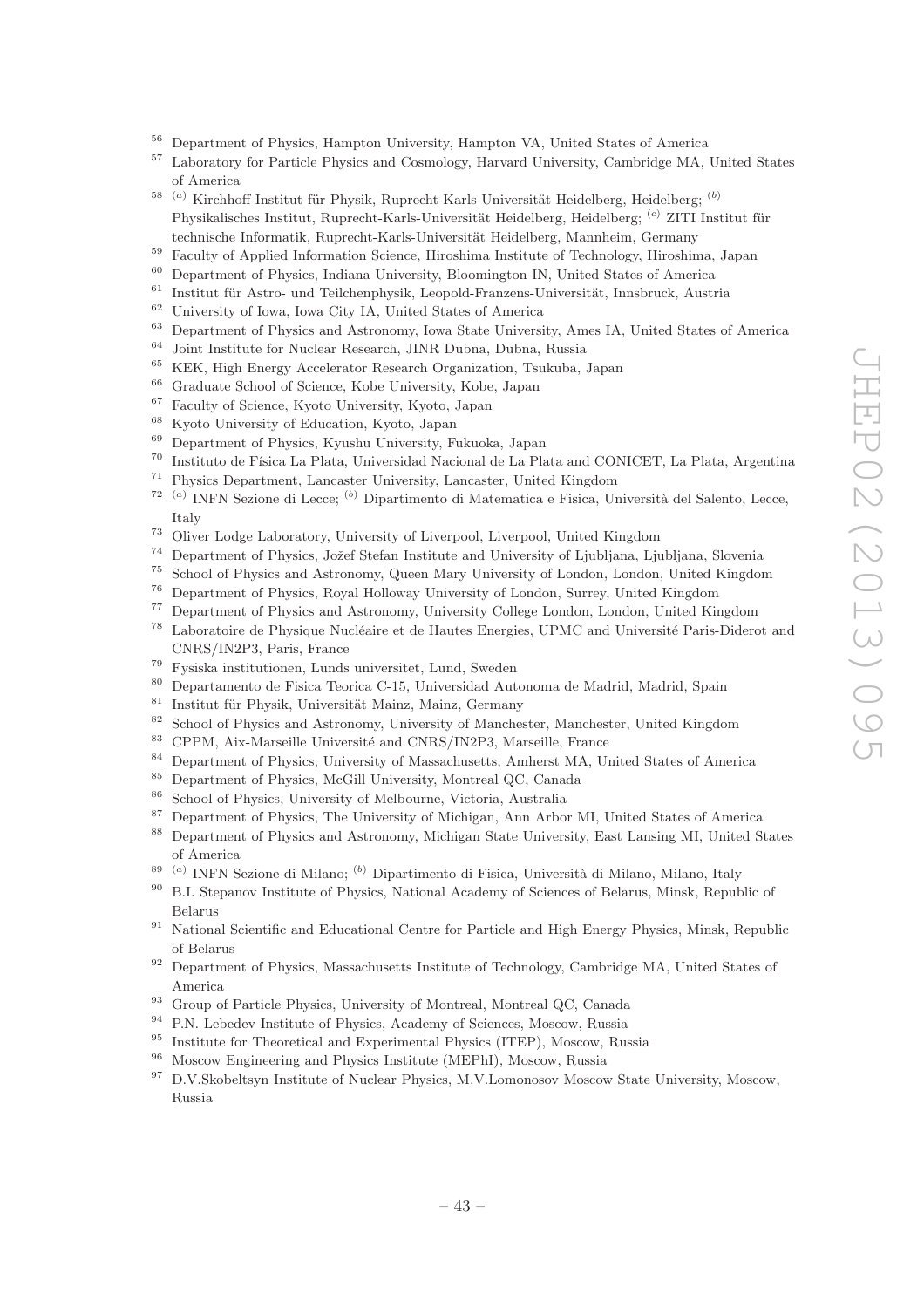[56] Department of Physics, Hampton University, Hampton VA, United States of America
[57] Laboratory for Particle Physics and Cosmology, Harvard University, Cambridge MA, United States of America
[58] [(a)] Kirchhoff-Institut für Physik, Ruprecht-Karls-Universität Heidelberg, Heidelberg; [(b)] Physikalisches Institut, Ruprecht-Karls-Universität Heidelberg, Heidelberg; [(c)] ZITI Institut für technische Informatik, Ruprecht-Karls-Universität Heidelberg, Mannheim, Germany
[59] Faculty of Applied Information Science, Hiroshima Institute of Technology, Hiroshima, Japan
[60] Department of Physics, Indiana University, Bloomington IN, United States of America
[61] Institut für Astro- und Teilchenphysik, Leopold-Franzens-Universität, Innsbruck, Austria
[62] University of Iowa, Iowa City IA, United States of America
[63] Department of Physics and Astronomy, Iowa State University, Ames IA, United States of America
[64] Joint Institute for Nuclear Research, JINR Dubna, Dubna, Russia
[65] KEK, High Energy Accelerator Research Organization, Tsukuba, Japan
[66] Graduate School of Science, Kobe University, Kobe, Japan
[67] Faculty of Science, Kyoto University, Kyoto, Japan
[68] Kyoto University of Education, Kyoto, Japan
[69] Department of Physics, Kyushu University, Fukuoka, Japan
[70] Instituto de Física La Plata, Universidad Nacional de La Plata and CONICET, La Plata, Argentina
[71] Physics Department, Lancaster University, Lancaster, United Kingdom
[72] [(a)] INFN Sezione di Lecce; [(b)] Dipartimento di Matematica e Fisica, Università del Salento, Lecce, Italy
[73] Oliver Lodge Laboratory, University of Liverpool, Liverpool, United Kingdom
[74] Department of Physics, Jožef Stefan Institute and University of Ljubljana, Ljubljana, Slovenia
[75] School of Physics and Astronomy, Queen Mary University of London, London, United Kingdom
[76] Department of Physics, Royal Holloway University of London, Surrey, United Kingdom
[77] Department of Physics and Astronomy, University College London, London, United Kingdom
[78] Laboratoire de Physique Nucléaire et de Hautes Energies, UPMC and Université Paris-Diderot and CNRS/IN2P3, Paris, France
[79] Fysiska institutionen, Lunds universitet, Lund, Sweden
[80] Departamento de Fisica Teorica C-15, Universidad Autonoma de Madrid, Madrid, Spain
[81] Institut für Physik, Universität Mainz, Mainz, Germany
[82] School of Physics and Astronomy, University of Manchester, Manchester, United Kingdom
[83] CPPM, Aix-Marseille Université and CNRS/IN2P3, Marseille, France
[84] Department of Physics, University of Massachusetts, Amherst MA, United States of America
[85] Department of Physics, McGill University, Montreal QC, Canada
[86] School of Physics, University of Melbourne, Victoria, Australia
[87] Department of Physics, The University of Michigan, Ann Arbor MI, United States of America
[88] Department of Physics and Astronomy, Michigan State University, East Lansing MI, United States of America
[89] [(a)] INFN Sezione di Milano; [(b)] Dipartimento di Fisica, Università di Milano, Milano, Italy
[90] B.I. Stepanov Institute of Physics, National Academy of Sciences of Belarus, Minsk, Republic of Belarus
[91] National Scientific and Educational Centre for Particle and High Energy Physics, Minsk, Republic of Belarus
[92] Department of Physics, Massachusetts Institute of Technology, Cambridge MA, United States of America
[93] Group of Particle Physics, University of Montreal, Montreal QC, Canada
[94] P.N. Lebedev Institute of Physics, Academy of Sciences, Moscow, Russia
[95] Institute for Theoretical and Experimental Physics (ITEP), Moscow, Russia
[96] Moscow Engineering and Physics Institute (MEPhI), Moscow, Russia
[97] D.V.Skobeltsyn Institute of Nuclear Physics, M.V.Lomonosov Moscow State University, Moscow, Russia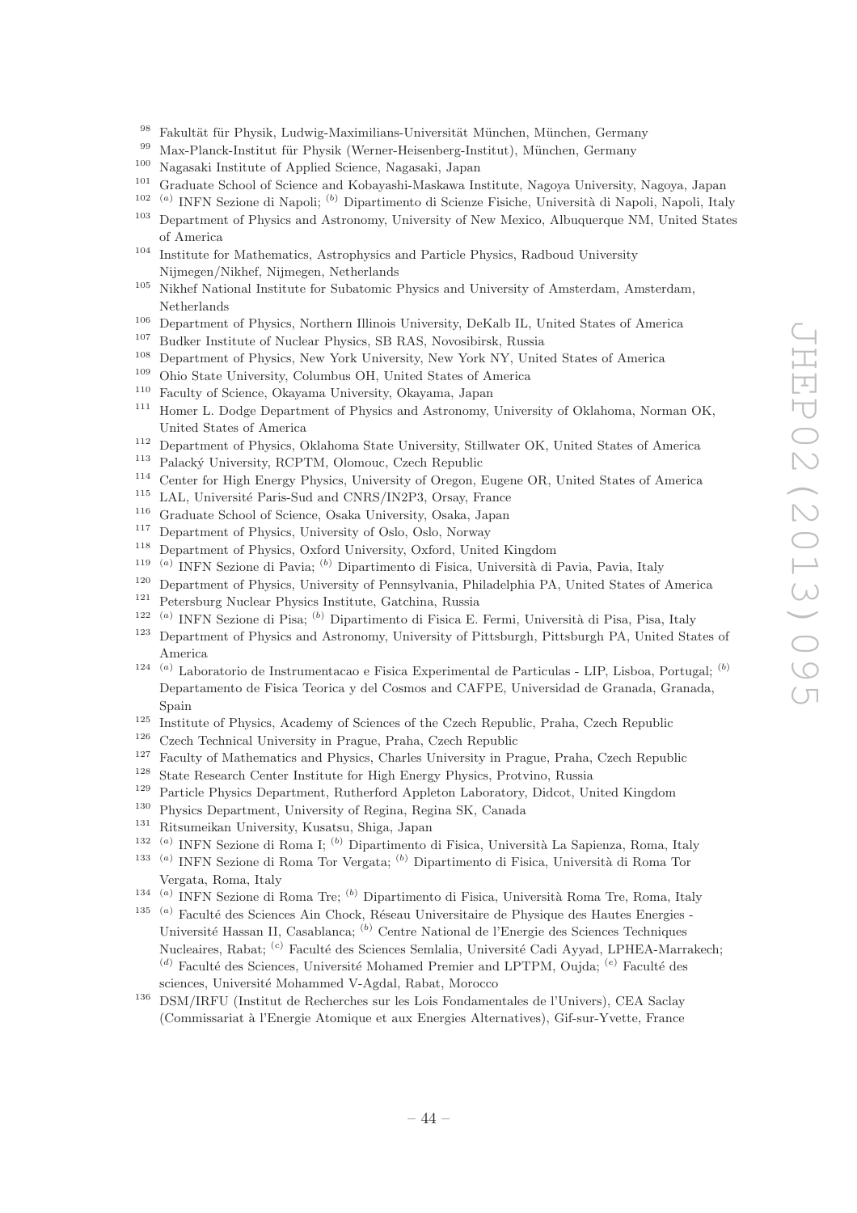[98] Fakultät für Physik, Ludwig-Maximilians-Universität München, München, Germany
[99] Max-Planck-Institut für Physik (Werner-Heisenberg-Institut), München, Germany
[100] Nagasaki Institute of Applied Science, Nagasaki, Japan
[101] Graduate School of Science and Kobayashi-Maskawa Institute, Nagoya University, Nagoya, Japan
[102] [(a)] INFN Sezione di Napoli; [(b)] Dipartimento di Scienze Fisiche, Università di Napoli, Napoli, Italy
[103] Department of Physics and Astronomy, University of New Mexico, Albuquerque NM, United States of America
[104] Institute for Mathematics, Astrophysics and Particle Physics, Radboud University Nijmegen/Nikhef, Nijmegen, Netherlands
[105] Nikhef National Institute for Subatomic Physics and University of Amsterdam, Amsterdam, Netherlands
[106] Department of Physics, Northern Illinois University, DeKalb IL, United States of America
[107] Budker Institute of Nuclear Physics, SB RAS, Novosibirsk, Russia
[108] Department of Physics, New York University, New York NY, United States of America
[109] Ohio State University, Columbus OH, United States of America
[110] Faculty of Science, Okayama University, Okayama, Japan
[111] Homer L. Dodge Department of Physics and Astronomy, University of Oklahoma, Norman OK, United States of America
[112] Department of Physics, Oklahoma State University, Stillwater OK, United States of America
[113] Palacký University, RCPTM, Olomouc, Czech Republic
[114] Center for High Energy Physics, University of Oregon, Eugene OR, United States of America
[115] LAL, Université Paris-Sud and CNRS/IN2P3, Orsay, France
[116] Graduate School of Science, Osaka University, Osaka, Japan
[117] Department of Physics, University of Oslo, Oslo, Norway
[118] Department of Physics, Oxford University, Oxford, United Kingdom
[119] [(a)] INFN Sezione di Pavia; [(b)] Dipartimento di Fisica, Università di Pavia, Pavia, Italy
[120] Department of Physics, University of Pennsylvania, Philadelphia PA, United States of America
[121] Petersburg Nuclear Physics Institute, Gatchina, Russia
[122] [(a)] INFN Sezione di Pisa; [(b)] Dipartimento di Fisica E. Fermi, Università di Pisa, Pisa, Italy
[123] Department of Physics and Astronomy, University of Pittsburgh, Pittsburgh PA, United States of America
[124] [(a)] Laboratorio de Instrumentacao e Fisica Experimental de Particulas - LIP, Lisboa, Portugal; [(b)] Departamento de Fisica Teorica y del Cosmos and CAFPE, Universidad de Granada, Granada, Spain
[125] Institute of Physics, Academy of Sciences of the Czech Republic, Praha, Czech Republic
[126] Czech Technical University in Prague, Praha, Czech Republic
[127] Faculty of Mathematics and Physics, Charles University in Prague, Praha, Czech Republic
[128] State Research Center Institute for High Energy Physics, Protvino, Russia
[129] Particle Physics Department, Rutherford Appleton Laboratory, Didcot, United Kingdom
[130] Physics Department, University of Regina, Regina SK, Canada
[131] Ritsumeikan University, Kusatsu, Shiga, Japan
[132] [(a)] INFN Sezione di Roma I; [(b)] Dipartimento di Fisica, Università La Sapienza, Roma, Italy
[133] [(a)] INFN Sezione di Roma Tor Vergata; [(b)] Dipartimento di Fisica, Università di Roma Tor Vergata, Roma, Italy
[134] [(a)] INFN Sezione di Roma Tre; [(b)] Dipartimento di Fisica, Università Roma Tre, Roma, Italy
[135] [(a)] Faculté des Sciences Ain Chock, Réseau Universitaire de Physique des Hautes Energies - Université Hassan II, Casablanca; [(b)] Centre National de l'Energie des Sciences Techniques Nucleaires, Rabat; [(c)] Faculté des Sciences Semlalia, Université Cadi Ayyad, LPHEA-Marrakech; [(d)] Faculté des Sciences, Université Mohamed Premier and LPTPM, Oujda; [(e)] Faculté des sciences, Université Mohammed V-Agdal, Rabat, Morocco
[136] DSM/IRFU (Institut de Recherches sur les Lois Fondamentales de l'Univers), CEA Saclay (Commissariat à l'Energie Atomique et aux Energies Alternatives), Gif-sur-Yvette, France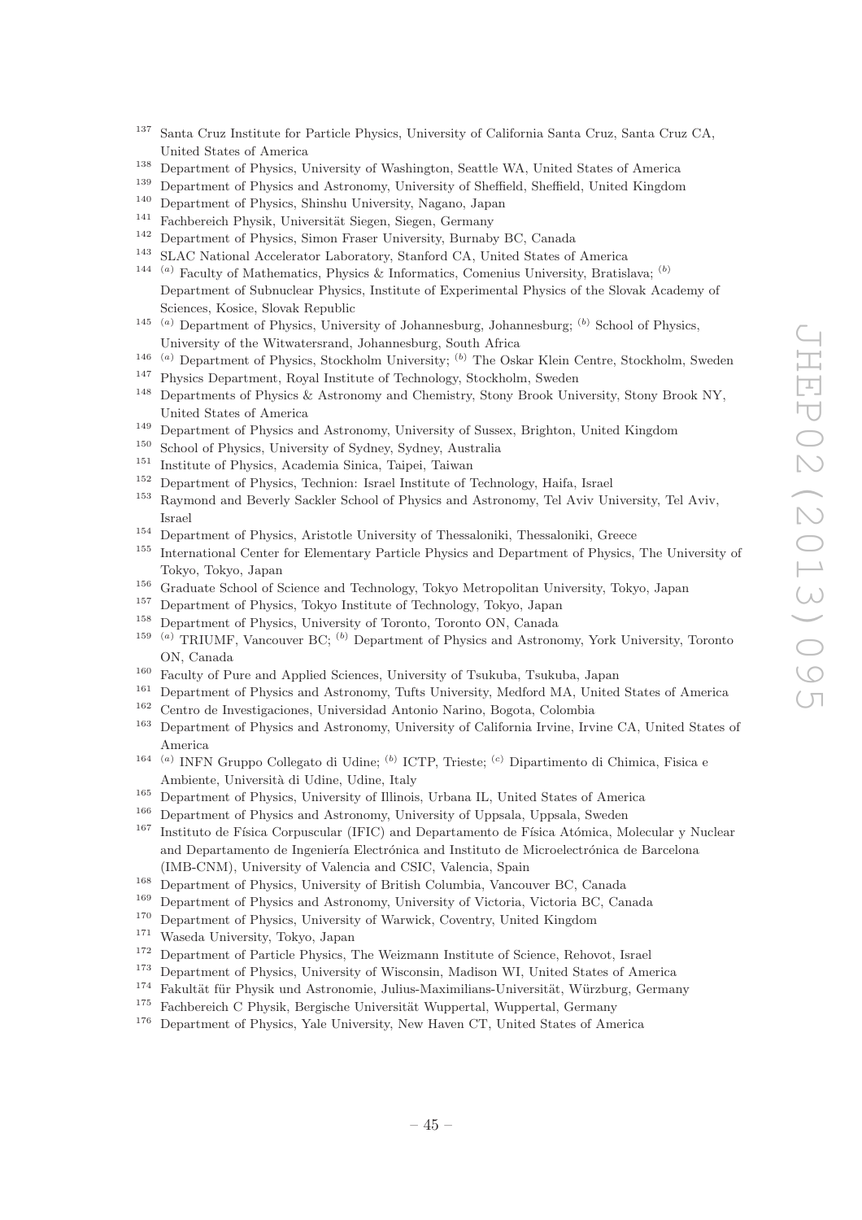[137] Santa Cruz Institute for Particle Physics, University of California Santa Cruz, Santa Cruz CA, United States of America
[138] Department of Physics, University of Washington, Seattle WA, United States of America
[139] Department of Physics and Astronomy, University of Sheffield, Sheffield, United Kingdom
[140] Department of Physics, Shinshu University, Nagano, Japan
[141] Fachbereich Physik, Universität Siegen, Siegen, Germany
[142] Department of Physics, Simon Fraser University, Burnaby BC, Canada
[143] SLAC National Accelerator Laboratory, Stanford CA, United States of America
[144] [(a)] Faculty of Mathematics, Physics & Informatics, Comenius University, Bratislava; [(b)] Department of Subnuclear Physics, Institute of Experimental Physics of the Slovak Academy of Sciences, Kosice, Slovak Republic
[145] [(a)] Department of Physics, University of Johannesburg, Johannesburg; [(b)] School of Physics, University of the Witwatersrand, Johannesburg, South Africa
[146] [(a)] Department of Physics, Stockholm University; [(b)] The Oskar Klein Centre, Stockholm, Sweden
[147] Physics Department, Royal Institute of Technology, Stockholm, Sweden
[148] Departments of Physics & Astronomy and Chemistry, Stony Brook University, Stony Brook NY, United States of America
[149] Department of Physics and Astronomy, University of Sussex, Brighton, United Kingdom
[150] School of Physics, University of Sydney, Sydney, Australia
[151] Institute of Physics, Academia Sinica, Taipei, Taiwan
[152] Department of Physics, Technion: Israel Institute of Technology, Haifa, Israel
[153] Raymond and Beverly Sackler School of Physics and Astronomy, Tel Aviv University, Tel Aviv, Israel
[154] Department of Physics, Aristotle University of Thessaloniki, Thessaloniki, Greece
[155] International Center for Elementary Particle Physics and Department of Physics, The University of Tokyo, Tokyo, Japan
[156] Graduate School of Science and Technology, Tokyo Metropolitan University, Tokyo, Japan
[157] Department of Physics, Tokyo Institute of Technology, Tokyo, Japan
[158] Department of Physics, University of Toronto, Toronto ON, Canada
[159] [(a)] TRIUMF, Vancouver BC; [(b)] Department of Physics and Astronomy, York University, Toronto ON, Canada
[160] Faculty of Pure and Applied Sciences, University of Tsukuba, Tsukuba, Japan
[161] Department of Physics and Astronomy, Tufts University, Medford MA, United States of America
[162] Centro de Investigaciones, Universidad Antonio Narino, Bogota, Colombia
[163] Department of Physics and Astronomy, University of California Irvine, Irvine CA, United States of America
[164] [(a)] INFN Gruppo Collegato di Udine; [(b)] ICTP, Trieste; [(c)] Dipartimento di Chimica, Fisica e Ambiente, Università di Udine, Udine, Italy
[165] Department of Physics, University of Illinois, Urbana IL, United States of America
[166] Department of Physics and Astronomy, University of Uppsala, Uppsala, Sweden
[167] Instituto de Física Corpuscular (IFIC) and Departamento de Física Atómica, Molecular y Nuclear and Departamento de Ingeniería Electrónica and Instituto de Microelectrónica de Barcelona (IMB-CNM), University of Valencia and CSIC, Valencia, Spain
[168] Department of Physics, University of British Columbia, Vancouver BC, Canada
[169] Department of Physics and Astronomy, University of Victoria, Victoria BC, Canada
[170] Department of Physics, University of Warwick, Coventry, United Kingdom
[171] Waseda University, Tokyo, Japan
[172] Department of Particle Physics, The Weizmann Institute of Science, Rehovot, Israel
[173] Department of Physics, University of Wisconsin, Madison WI, United States of America
[174] Fakultät für Physik und Astronomie, Julius-Maximilians-Universität, Würzburg, Germany
[175] Fachbereich C Physik, Bergische Universität Wuppertal, Wuppertal, Germany
[176] Department of Physics, Yale University, New Haven CT, United States of America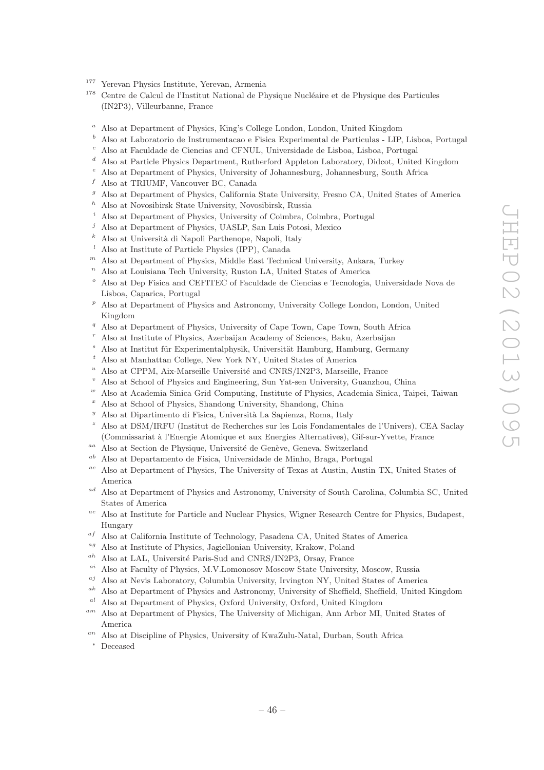[177] Yerevan Physics Institute, Yerevan, Armenia
[178] Centre de Calcul de l'Institut National de Physique Nucléaire et de Physique des Particules (IN2P3), Villeurbanne, France

[a] Also at Department of Physics, King's College London, London, United Kingdom
[b] Also at Laboratorio de Instrumentacao e Fisica Experimental de Particulas - LIP, Lisboa, Portugal
[c] Also at Faculdade de Ciencias and CFNUL, Universidade de Lisboa, Lisboa, Portugal
[d] Also at Particle Physics Department, Rutherford Appleton Laboratory, Didcot, United Kingdom
[e] Also at Department of Physics, University of Johannesburg, Johannesburg, South Africa
[f] Also at TRIUMF, Vancouver BC, Canada
[g] Also at Department of Physics, California State University, Fresno CA, United States of America
[h] Also at Novosibirsk State University, Novosibirsk, Russia
[i] Also at Department of Physics, University of Coimbra, Coimbra, Portugal
[j] Also at Department of Physics, UASLP, San Luis Potosi, Mexico
[k] Also at Università di Napoli Parthenope, Napoli, Italy
[l] Also at Institute of Particle Physics (IPP), Canada
[m] Also at Department of Physics, Middle East Technical University, Ankara, Turkey
[n] Also at Louisiana Tech University, Ruston LA, United States of America
[o] Also at Dep Fisica and CEFITEC of Faculdade de Ciencias e Tecnologia, Universidade Nova de Lisboa, Caparica, Portugal
[p] Also at Department of Physics and Astronomy, University College London, London, United Kingdom
[q] Also at Department of Physics, University of Cape Town, Cape Town, South Africa
[r] Also at Institute of Physics, Azerbaijan Academy of Sciences, Baku, Azerbaijan
[s] Also at Institut für Experimentalphysik, Universität Hamburg, Hamburg, Germany
[t] Also at Manhattan College, New York NY, United States of America
[u] Also at CPPM, Aix-Marseille Université and CNRS/IN2P3, Marseille, France
[v] Also at School of Physics and Engineering, Sun Yat-sen University, Guanzhou, China
[w] Also at Academia Sinica Grid Computing, Institute of Physics, Academia Sinica, Taipei, Taiwan
[x] Also at School of Physics, Shandong University, Shandong, China
[y] Also at Dipartimento di Fisica, Università La Sapienza, Roma, Italy
[z] Also at DSM/IRFU (Institut de Recherches sur les Lois Fondamentales de l'Univers), CEA Saclay (Commissariat à l'Energie Atomique et aux Energies Alternatives), Gif-sur-Yvette, France
[aa] Also at Section de Physique, Université de Genève, Geneva, Switzerland
[ab] Also at Departamento de Fisica, Universidade de Minho, Braga, Portugal
[ac] Also at Department of Physics, The University of Texas at Austin, Austin TX, United States of America
[ad] Also at Department of Physics and Astronomy, University of South Carolina, Columbia SC, United States of America
[ae] Also at Institute for Particle and Nuclear Physics, Wigner Research Centre for Physics, Budapest, Hungary
[af] Also at California Institute of Technology, Pasadena CA, United States of America
[ag] Also at Institute of Physics, Jagiellonian University, Krakow, Poland
[ah] Also at LAL, Université Paris-Sud and CNRS/IN2P3, Orsay, France
[ai] Also at Faculty of Physics, M.V.Lomonosov Moscow State University, Moscow, Russia
[aj] Also at Nevis Laboratory, Columbia University, Irvington NY, United States of America
[ak] Also at Department of Physics and Astronomy, University of Sheffield, Sheffield, United Kingdom
[al] Also at Department of Physics, Oxford University, Oxford, United Kingdom
[am] Also at Department of Physics, The University of Michigan, Ann Arbor MI, United States of America
[an] Also at Discipline of Physics, University of KwaZulu-Natal, Durban, South Africa
[*] Deceased